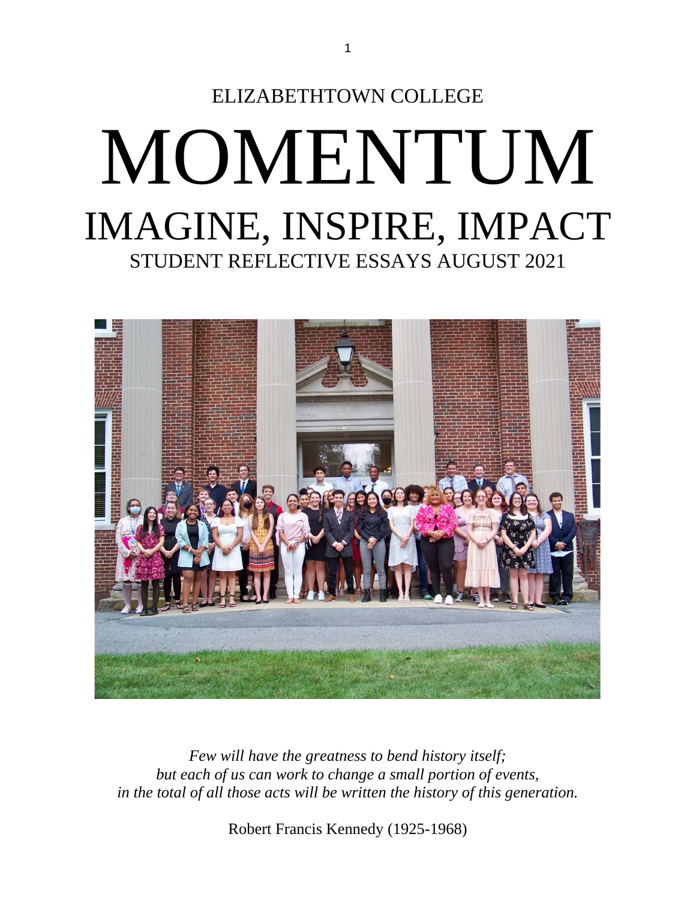ELIZABETHTOWN COLLEGE

# MOMENTUM

## IMAGINE, INSPIRE, IMPACT

### STUDENT REFLECTIVE ESSAYS AUGUST 2021

*Few will have the greatness to bend history itself;*
*but each of us can work to change a small portion of events,*
*in the total of all those acts will be written the history of this generation.*

Robert Francis Kennedy (1925-1968)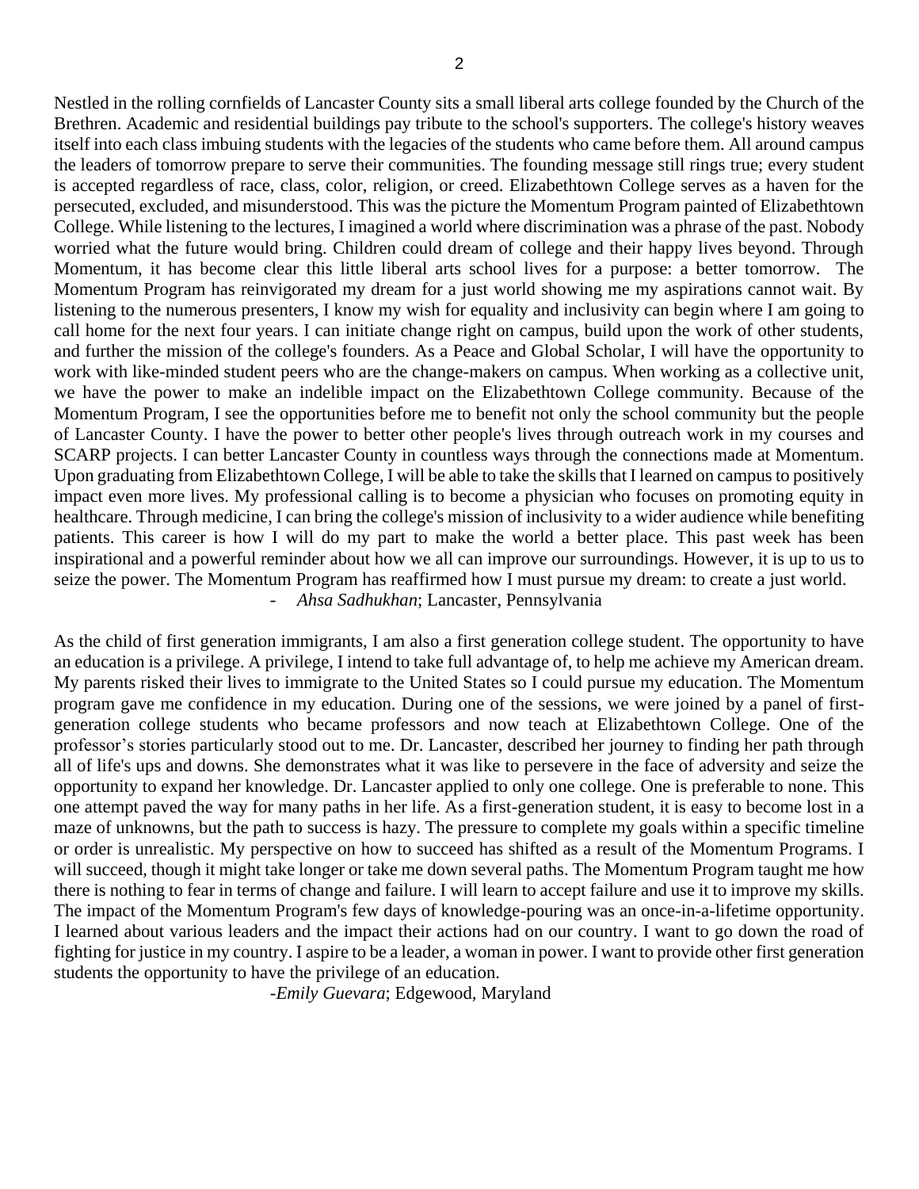Nestled in the rolling cornfields of Lancaster County sits a small liberal arts college founded by the Church of the Brethren. Academic and residential buildings pay tribute to the school's supporters. The college's history weaves itself into each class imbuing students with the legacies of the students who came before them. All around campus the leaders of tomorrow prepare to serve their communities. The founding message still rings true; every student is accepted regardless of race, class, color, religion, or creed. Elizabethtown College serves as a haven for the persecuted, excluded, and misunderstood. This was the picture the Momentum Program painted of Elizabethtown College. While listening to the lectures, I imagined a world where discrimination was a phrase of the past. Nobody worried what the future would bring. Children could dream of college and their happy lives beyond. Through Momentum, it has become clear this little liberal arts school lives for a purpose: a better tomorrow. The Momentum Program has reinvigorated my dream for a just world showing me my aspirations cannot wait. By listening to the numerous presenters, I know my wish for equality and inclusivity can begin where I am going to call home for the next four years. I can initiate change right on campus, build upon the work of other students, and further the mission of the college's founders. As a Peace and Global Scholar, I will have the opportunity to work with like-minded student peers who are the change-makers on campus. When working as a collective unit, we have the power to make an indelible impact on the Elizabethtown College community. Because of the Momentum Program, I see the opportunities before me to benefit not only the school community but the people of Lancaster County. I have the power to better other people's lives through outreach work in my courses and SCARP projects. I can better Lancaster County in countless ways through the connections made at Momentum. Upon graduating from Elizabethtown College, I will be able to take the skills that I learned on campus to positively impact even more lives. My professional calling is to become a physician who focuses on promoting equity in healthcare. Through medicine, I can bring the college's mission of inclusivity to a wider audience while benefiting patients. This career is how I will do my part to make the world a better place. This past week has been inspirational and a powerful reminder about how we all can improve our surroundings. However, it is up to us to seize the power. The Momentum Program has reaffirmed how I must pursue my dream: to create a just world.

- *Ahsa Sadhukhan*; Lancaster, Pennsylvania

As the child of first generation immigrants, I am also a first generation college student. The opportunity to have an education is a privilege. A privilege, I intend to take full advantage of, to help me achieve my American dream. My parents risked their lives to immigrate to the United States so I could pursue my education. The Momentum program gave me confidence in my education. During one of the sessions, we were joined by a panel of first-generation college students who became professors and now teach at Elizabethtown College. One of the professor's stories particularly stood out to me. Dr. Lancaster, described her journey to finding her path through all of life's ups and downs. She demonstrates what it was like to persevere in the face of adversity and seize the opportunity to expand her knowledge. Dr. Lancaster applied to only one college. One is preferable to none. This one attempt paved the way for many paths in her life. As a first-generation student, it is easy to become lost in a maze of unknowns, but the path to success is hazy. The pressure to complete my goals within a specific timeline or order is unrealistic. My perspective on how to succeed has shifted as a result of the Momentum Programs. I will succeed, though it might take longer or take me down several paths. The Momentum Program taught me how there is nothing to fear in terms of change and failure. I will learn to accept failure and use it to improve my skills. The impact of the Momentum Program's few days of knowledge-pouring was an once-in-a-lifetime opportunity. I learned about various leaders and the impact their actions had on our country. I want to go down the road of fighting for justice in my country. I aspire to be a leader, a woman in power. I want to provide other first generation students the opportunity to have the privilege of an education.

-*Emily Guevara*; Edgewood, Maryland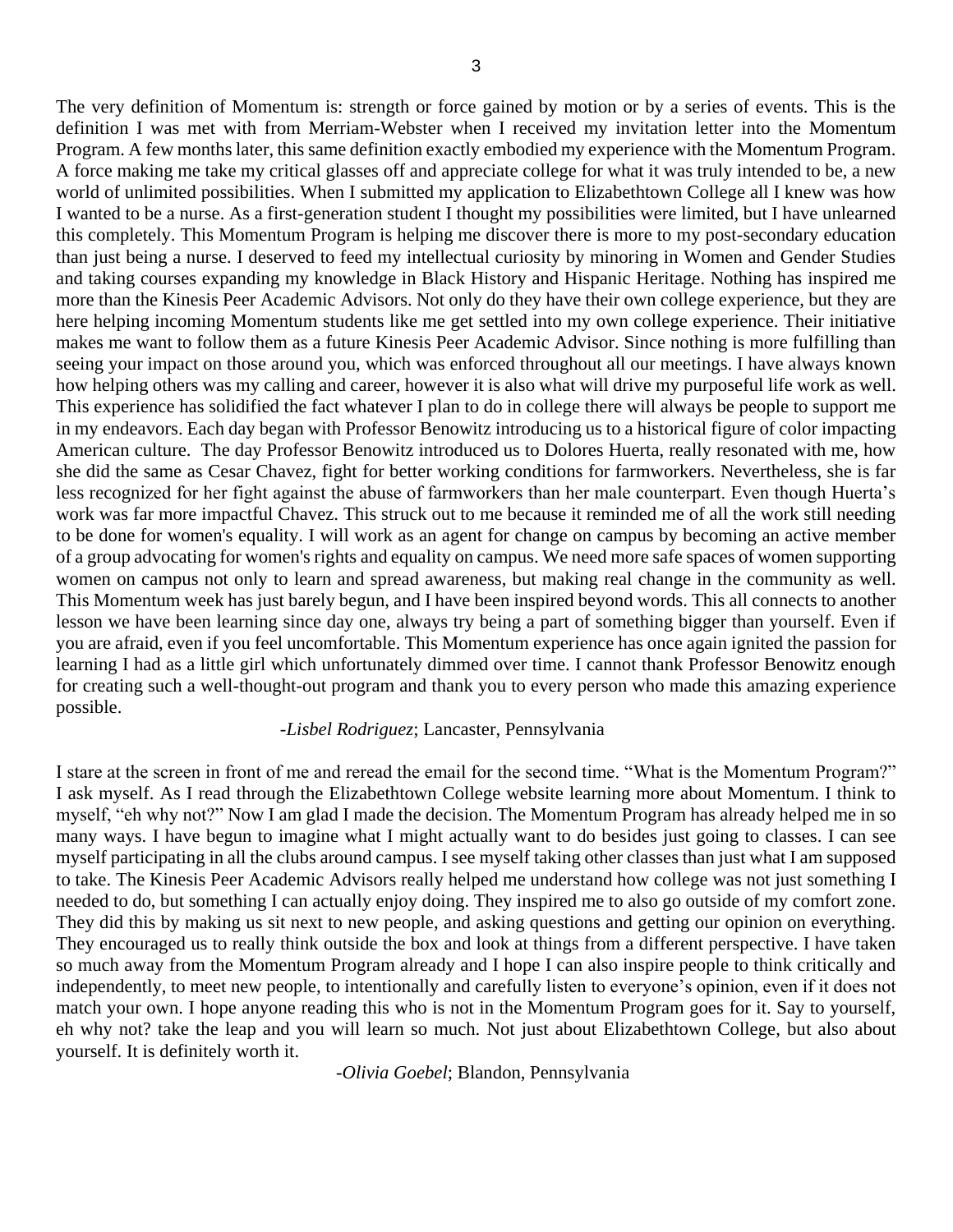The very definition of Momentum is: strength or force gained by motion or by a series of events. This is the definition I was met with from Merriam-Webster when I received my invitation letter into the Momentum Program. A few months later, this same definition exactly embodied my experience with the Momentum Program. A force making me take my critical glasses off and appreciate college for what it was truly intended to be, a new world of unlimited possibilities. When I submitted my application to Elizabethtown College all I knew was how I wanted to be a nurse. As a first-generation student I thought my possibilities were limited, but I have unlearned this completely. This Momentum Program is helping me discover there is more to my post-secondary education than just being a nurse. I deserved to feed my intellectual curiosity by minoring in Women and Gender Studies and taking courses expanding my knowledge in Black History and Hispanic Heritage. Nothing has inspired me more than the Kinesis Peer Academic Advisors. Not only do they have their own college experience, but they are here helping incoming Momentum students like me get settled into my own college experience. Their initiative makes me want to follow them as a future Kinesis Peer Academic Advisor. Since nothing is more fulfilling than seeing your impact on those around you, which was enforced throughout all our meetings. I have always known how helping others was my calling and career, however it is also what will drive my purposeful life work as well. This experience has solidified the fact whatever I plan to do in college there will always be people to support me in my endeavors. Each day began with Professor Benowitz introducing us to a historical figure of color impacting American culture. The day Professor Benowitz introduced us to Dolores Huerta, really resonated with me, how she did the same as Cesar Chavez, fight for better working conditions for farmworkers. Nevertheless, she is far less recognized for her fight against the abuse of farmworkers than her male counterpart. Even though Huerta's work was far more impactful Chavez. This struck out to me because it reminded me of all the work still needing to be done for women's equality. I will work as an agent for change on campus by becoming an active member of a group advocating for women's rights and equality on campus. We need more safe spaces of women supporting women on campus not only to learn and spread awareness, but making real change in the community as well. This Momentum week has just barely begun, and I have been inspired beyond words. This all connects to another lesson we have been learning since day one, always try being a part of something bigger than yourself. Even if you are afraid, even if you feel uncomfortable. This Momentum experience has once again ignited the passion for learning I had as a little girl which unfortunately dimmed over time. I cannot thank Professor Benowitz enough for creating such a well-thought-out program and thank you to every person who made this amazing experience possible.

-*Lisbel Rodriguez*; Lancaster, Pennsylvania

I stare at the screen in front of me and reread the email for the second time. "What is the Momentum Program?" I ask myself. As I read through the Elizabethtown College website learning more about Momentum. I think to myself, "eh why not?" Now I am glad I made the decision. The Momentum Program has already helped me in so many ways. I have begun to imagine what I might actually want to do besides just going to classes. I can see myself participating in all the clubs around campus. I see myself taking other classes than just what I am supposed to take. The Kinesis Peer Academic Advisors really helped me understand how college was not just something I needed to do, but something I can actually enjoy doing. They inspired me to also go outside of my comfort zone. They did this by making us sit next to new people, and asking questions and getting our opinion on everything. They encouraged us to really think outside the box and look at things from a different perspective. I have taken so much away from the Momentum Program already and I hope I can also inspire people to think critically and independently, to meet new people, to intentionally and carefully listen to everyone's opinion, even if it does not match your own. I hope anyone reading this who is not in the Momentum Program goes for it. Say to yourself, eh why not? take the leap and you will learn so much. Not just about Elizabethtown College, but also about yourself. It is definitely worth it.

-*Olivia Goebel*; Blandon, Pennsylvania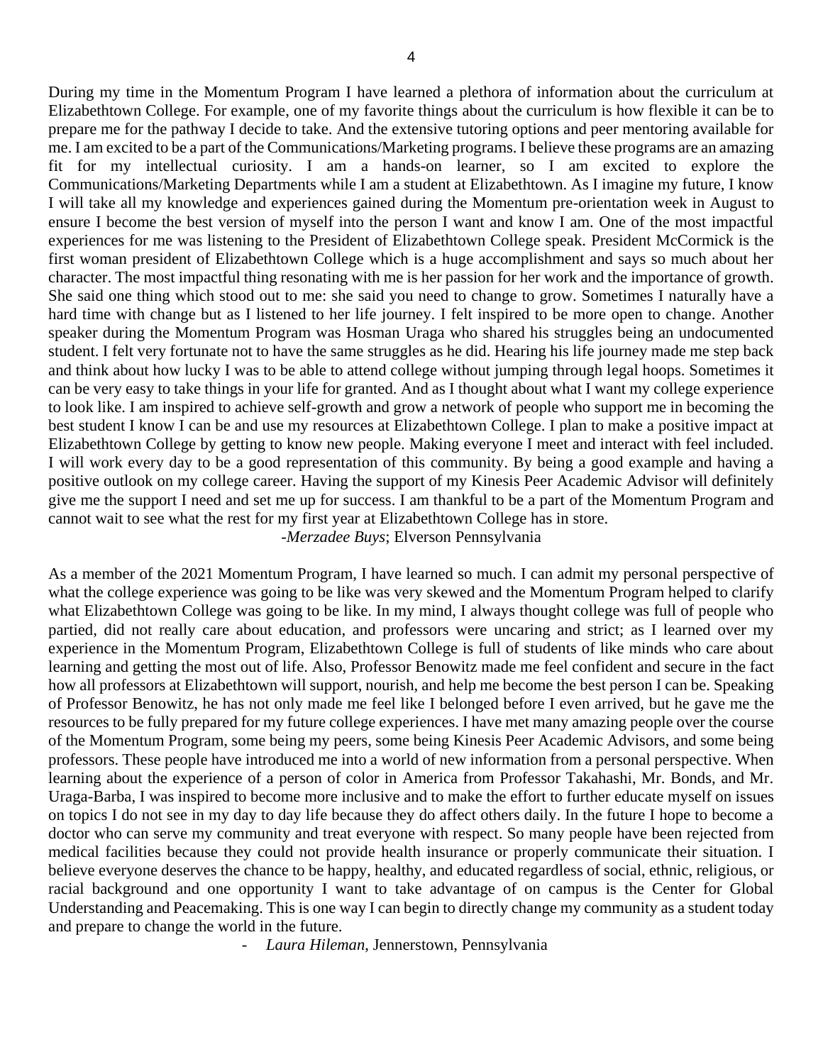During my time in the Momentum Program I have learned a plethora of information about the curriculum at Elizabethtown College. For example, one of my favorite things about the curriculum is how flexible it can be to prepare me for the pathway I decide to take. And the extensive tutoring options and peer mentoring available for me. I am excited to be a part of the Communications/Marketing programs. I believe these programs are an amazing fit for my intellectual curiosity. I am a hands-on learner, so I am excited to explore the Communications/Marketing Departments while I am a student at Elizabethtown. As I imagine my future, I know I will take all my knowledge and experiences gained during the Momentum pre-orientation week in August to ensure I become the best version of myself into the person I want and know I am. One of the most impactful experiences for me was listening to the President of Elizabethtown College speak. President McCormick is the first woman president of Elizabethtown College which is a huge accomplishment and says so much about her character. The most impactful thing resonating with me is her passion for her work and the importance of growth. She said one thing which stood out to me: she said you need to change to grow. Sometimes I naturally have a hard time with change but as I listened to her life journey. I felt inspired to be more open to change. Another speaker during the Momentum Program was Hosman Uraga who shared his struggles being an undocumented student. I felt very fortunate not to have the same struggles as he did. Hearing his life journey made me step back and think about how lucky I was to be able to attend college without jumping through legal hoops. Sometimes it can be very easy to take things in your life for granted. And as I thought about what I want my college experience to look like. I am inspired to achieve self-growth and grow a network of people who support me in becoming the best student I know I can be and use my resources at Elizabethtown College. I plan to make a positive impact at Elizabethtown College by getting to know new people. Making everyone I meet and interact with feel included. I will work every day to be a good representation of this community. By being a good example and having a positive outlook on my college career. Having the support of my Kinesis Peer Academic Advisor will definitely give me the support I need and set me up for success. I am thankful to be a part of the Momentum Program and cannot wait to see what the rest for my first year at Elizabethtown College has in store.

-*Merzadee Buys*; Elverson Pennsylvania

As a member of the 2021 Momentum Program, I have learned so much. I can admit my personal perspective of what the college experience was going to be like was very skewed and the Momentum Program helped to clarify what Elizabethtown College was going to be like. In my mind, I always thought college was full of people who partied, did not really care about education, and professors were uncaring and strict; as I learned over my experience in the Momentum Program, Elizabethtown College is full of students of like minds who care about learning and getting the most out of life. Also, Professor Benowitz made me feel confident and secure in the fact how all professors at Elizabethtown will support, nourish, and help me become the best person I can be. Speaking of Professor Benowitz, he has not only made me feel like I belonged before I even arrived, but he gave me the resources to be fully prepared for my future college experiences. I have met many amazing people over the course of the Momentum Program, some being my peers, some being Kinesis Peer Academic Advisors, and some being professors. These people have introduced me into a world of new information from a personal perspective. When learning about the experience of a person of color in America from Professor Takahashi, Mr. Bonds, and Mr. Uraga-Barba, I was inspired to become more inclusive and to make the effort to further educate myself on issues on topics I do not see in my day to day life because they do affect others daily. In the future I hope to become a doctor who can serve my community and treat everyone with respect. So many people have been rejected from medical facilities because they could not provide health insurance or properly communicate their situation. I believe everyone deserves the chance to be happy, healthy, and educated regardless of social, ethnic, religious, or racial background and one opportunity I want to take advantage of on campus is the Center for Global Understanding and Peacemaking. This is one way I can begin to directly change my community as a student today and prepare to change the world in the future.

- *Laura Hileman*, Jennerstown, Pennsylvania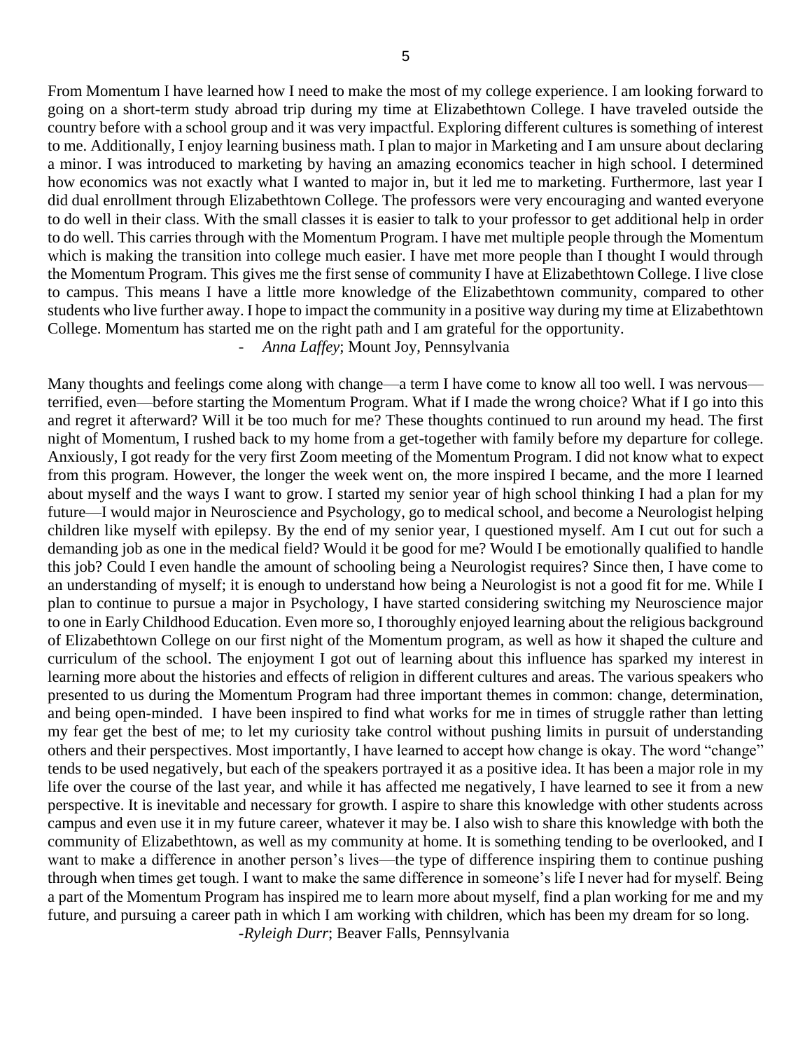From Momentum I have learned how I need to make the most of my college experience. I am looking forward to going on a short-term study abroad trip during my time at Elizabethtown College. I have traveled outside the country before with a school group and it was very impactful. Exploring different cultures is something of interest to me. Additionally, I enjoy learning business math. I plan to major in Marketing and I am unsure about declaring a minor. I was introduced to marketing by having an amazing economics teacher in high school. I determined how economics was not exactly what I wanted to major in, but it led me to marketing. Furthermore, last year I did dual enrollment through Elizabethtown College. The professors were very encouraging and wanted everyone to do well in their class. With the small classes it is easier to talk to your professor to get additional help in order to do well. This carries through with the Momentum Program. I have met multiple people through the Momentum which is making the transition into college much easier. I have met more people than I thought I would through the Momentum Program. This gives me the first sense of community I have at Elizabethtown College. I live close to campus. This means I have a little more knowledge of the Elizabethtown community, compared to other students who live further away. I hope to impact the community in a positive way during my time at Elizabethtown College. Momentum has started me on the right path and I am grateful for the opportunity.

- *Anna Laffey*; Mount Joy, Pennsylvania

Many thoughts and feelings come along with change—a term I have come to know all too well. I was nervous—terrified, even—before starting the Momentum Program. What if I made the wrong choice? What if I go into this and regret it afterward? Will it be too much for me? These thoughts continued to run around my head. The first night of Momentum, I rushed back to my home from a get-together with family before my departure for college. Anxiously, I got ready for the very first Zoom meeting of the Momentum Program. I did not know what to expect from this program. However, the longer the week went on, the more inspired I became, and the more I learned about myself and the ways I want to grow. I started my senior year of high school thinking I had a plan for my future—I would major in Neuroscience and Psychology, go to medical school, and become a Neurologist helping children like myself with epilepsy. By the end of my senior year, I questioned myself. Am I cut out for such a demanding job as one in the medical field? Would it be good for me? Would I be emotionally qualified to handle this job? Could I even handle the amount of schooling being a Neurologist requires? Since then, I have come to an understanding of myself; it is enough to understand how being a Neurologist is not a good fit for me. While I plan to continue to pursue a major in Psychology, I have started considering switching my Neuroscience major to one in Early Childhood Education. Even more so, I thoroughly enjoyed learning about the religious background of Elizabethtown College on our first night of the Momentum program, as well as how it shaped the culture and curriculum of the school. The enjoyment I got out of learning about this influence has sparked my interest in learning more about the histories and effects of religion in different cultures and areas. The various speakers who presented to us during the Momentum Program had three important themes in common: change, determination, and being open-minded. I have been inspired to find what works for me in times of struggle rather than letting my fear get the best of me; to let my curiosity take control without pushing limits in pursuit of understanding others and their perspectives. Most importantly, I have learned to accept how change is okay. The word "change" tends to be used negatively, but each of the speakers portrayed it as a positive idea. It has been a major role in my life over the course of the last year, and while it has affected me negatively, I have learned to see it from a new perspective. It is inevitable and necessary for growth. I aspire to share this knowledge with other students across campus and even use it in my future career, whatever it may be. I also wish to share this knowledge with both the community of Elizabethtown, as well as my community at home. It is something tending to be overlooked, and I want to make a difference in another person's lives—the type of difference inspiring them to continue pushing through when times get tough. I want to make the same difference in someone's life I never had for myself. Being a part of the Momentum Program has inspired me to learn more about myself, find a plan working for me and my future, and pursuing a career path in which I am working with children, which has been my dream for so long.

-*Ryleigh Durr*; Beaver Falls, Pennsylvania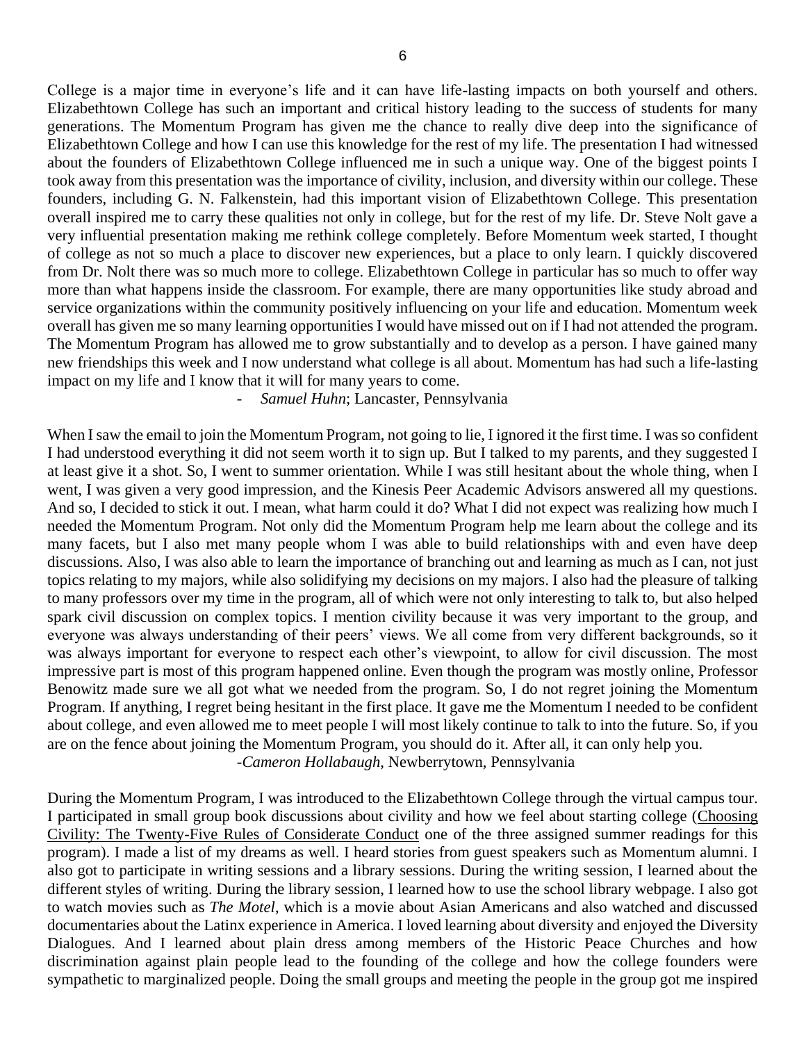College is a major time in everyone's life and it can have life-lasting impacts on both yourself and others. Elizabethtown College has such an important and critical history leading to the success of students for many generations. The Momentum Program has given me the chance to really dive deep into the significance of Elizabethtown College and how I can use this knowledge for the rest of my life. The presentation I had witnessed about the founders of Elizabethtown College influenced me in such a unique way. One of the biggest points I took away from this presentation was the importance of civility, inclusion, and diversity within our college. These founders, including G. N. Falkenstein, had this important vision of Elizabethtown College. This presentation overall inspired me to carry these qualities not only in college, but for the rest of my life. Dr. Steve Nolt gave a very influential presentation making me rethink college completely. Before Momentum week started, I thought of college as not so much a place to discover new experiences, but a place to only learn. I quickly discovered from Dr. Nolt there was so much more to college. Elizabethtown College in particular has so much to offer way more than what happens inside the classroom. For example, there are many opportunities like study abroad and service organizations within the community positively influencing on your life and education. Momentum week overall has given me so many learning opportunities I would have missed out on if I had not attended the program. The Momentum Program has allowed me to grow substantially and to develop as a person. I have gained many new friendships this week and I now understand what college is all about. Momentum has had such a life-lasting impact on my life and I know that it will for many years to come.

- *Samuel Huhn*; Lancaster, Pennsylvania

When I saw the email to join the Momentum Program, not going to lie, I ignored it the first time. I was so confident I had understood everything it did not seem worth it to sign up. But I talked to my parents, and they suggested I at least give it a shot. So, I went to summer orientation. While I was still hesitant about the whole thing, when I went, I was given a very good impression, and the Kinesis Peer Academic Advisors answered all my questions. And so, I decided to stick it out. I mean, what harm could it do? What I did not expect was realizing how much I needed the Momentum Program. Not only did the Momentum Program help me learn about the college and its many facets, but I also met many people whom I was able to build relationships with and even have deep discussions. Also, I was also able to learn the importance of branching out and learning as much as I can, not just topics relating to my majors, while also solidifying my decisions on my majors. I also had the pleasure of talking to many professors over my time in the program, all of which were not only interesting to talk to, but also helped spark civil discussion on complex topics. I mention civility because it was very important to the group, and everyone was always understanding of their peers' views. We all come from very different backgrounds, so it was always important for everyone to respect each other's viewpoint, to allow for civil discussion. The most impressive part is most of this program happened online. Even though the program was mostly online, Professor Benowitz made sure we all got what we needed from the program. So, I do not regret joining the Momentum Program. If anything, I regret being hesitant in the first place. It gave me the Momentum I needed to be confident about college, and even allowed me to meet people I will most likely continue to talk to into the future. So, if you are on the fence about joining the Momentum Program, you should do it. After all, it can only help you.

-*Cameron Hollabaugh*, Newberrytown, Pennsylvania

During the Momentum Program, I was introduced to the Elizabethtown College through the virtual campus tour. I participated in small group book discussions about civility and how we feel about starting college (Choosing Civility: The Twenty-Five Rules of Considerate Conduct one of the three assigned summer readings for this program). I made a list of my dreams as well. I heard stories from guest speakers such as Momentum alumni. I also got to participate in writing sessions and a library sessions. During the writing session, I learned about the different styles of writing. During the library session, I learned how to use the school library webpage. I also got to watch movies such as *The Motel*, which is a movie about Asian Americans and also watched and discussed documentaries about the Latinx experience in America. I loved learning about diversity and enjoyed the Diversity Dialogues. And I learned about plain dress among members of the Historic Peace Churches and how discrimination against plain people lead to the founding of the college and how the college founders were sympathetic to marginalized people. Doing the small groups and meeting the people in the group got me inspired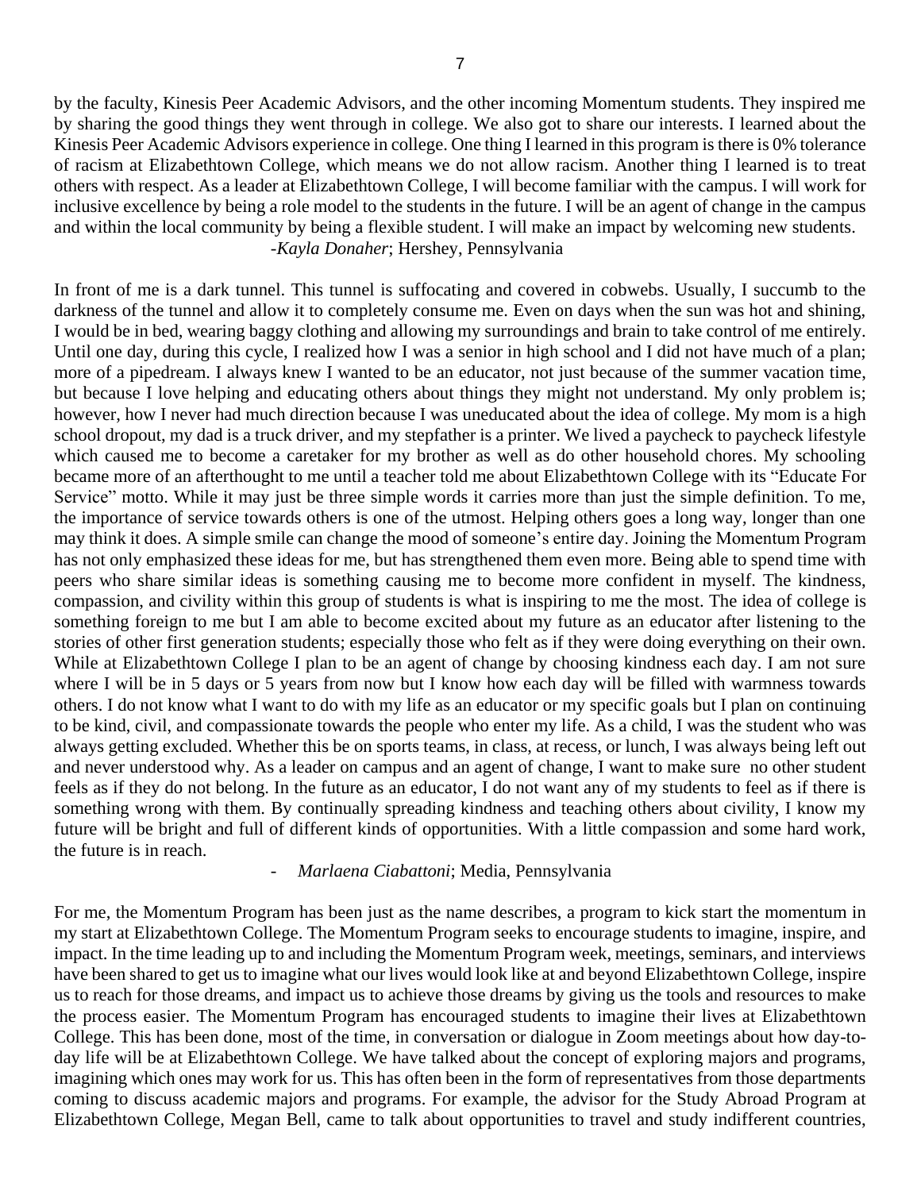by the faculty, Kinesis Peer Academic Advisors, and the other incoming Momentum students. They inspired me by sharing the good things they went through in college. We also got to share our interests. I learned about the Kinesis Peer Academic Advisors experience in college. One thing I learned in this program is there is 0% tolerance of racism at Elizabethtown College, which means we do not allow racism. Another thing I learned is to treat others with respect. As a leader at Elizabethtown College, I will become familiar with the campus. I will work for inclusive excellence by being a role model to the students in the future. I will be an agent of change in the campus and within the local community by being a flexible student. I will make an impact by welcoming new students.

-*Kayla Donaher*; Hershey, Pennsylvania

In front of me is a dark tunnel. This tunnel is suffocating and covered in cobwebs. Usually, I succumb to the darkness of the tunnel and allow it to completely consume me. Even on days when the sun was hot and shining, I would be in bed, wearing baggy clothing and allowing my surroundings and brain to take control of me entirely. Until one day, during this cycle, I realized how I was a senior in high school and I did not have much of a plan; more of a pipedream. I always knew I wanted to be an educator, not just because of the summer vacation time, but because I love helping and educating others about things they might not understand. My only problem is; however, how I never had much direction because I was uneducated about the idea of college. My mom is a high school dropout, my dad is a truck driver, and my stepfather is a printer. We lived a paycheck to paycheck lifestyle which caused me to become a caretaker for my brother as well as do other household chores. My schooling became more of an afterthought to me until a teacher told me about Elizabethtown College with its "Educate For Service" motto. While it may just be three simple words it carries more than just the simple definition. To me, the importance of service towards others is one of the utmost. Helping others goes a long way, longer than one may think it does. A simple smile can change the mood of someone's entire day. Joining the Momentum Program has not only emphasized these ideas for me, but has strengthened them even more. Being able to spend time with peers who share similar ideas is something causing me to become more confident in myself. The kindness, compassion, and civility within this group of students is what is inspiring to me the most. The idea of college is something foreign to me but I am able to become excited about my future as an educator after listening to the stories of other first generation students; especially those who felt as if they were doing everything on their own. While at Elizabethtown College I plan to be an agent of change by choosing kindness each day. I am not sure where I will be in 5 days or 5 years from now but I know how each day will be filled with warmness towards others. I do not know what I want to do with my life as an educator or my specific goals but I plan on continuing to be kind, civil, and compassionate towards the people who enter my life. As a child, I was the student who was always getting excluded. Whether this be on sports teams, in class, at recess, or lunch, I was always being left out and never understood why. As a leader on campus and an agent of change, I want to make sure no other student feels as if they do not belong. In the future as an educator, I do not want any of my students to feel as if there is something wrong with them. By continually spreading kindness and teaching others about civility, I know my future will be bright and full of different kinds of opportunities. With a little compassion and some hard work, the future is in reach.

- *Marlaena Ciabattoni*; Media, Pennsylvania

For me, the Momentum Program has been just as the name describes, a program to kick start the momentum in my start at Elizabethtown College. The Momentum Program seeks to encourage students to imagine, inspire, and impact. In the time leading up to and including the Momentum Program week, meetings, seminars, and interviews have been shared to get us to imagine what our lives would look like at and beyond Elizabethtown College, inspire us to reach for those dreams, and impact us to achieve those dreams by giving us the tools and resources to make the process easier. The Momentum Program has encouraged students to imagine their lives at Elizabethtown College. This has been done, most of the time, in conversation or dialogue in Zoom meetings about how day-to-day life will be at Elizabethtown College. We have talked about the concept of exploring majors and programs, imagining which ones may work for us. This has often been in the form of representatives from those departments coming to discuss academic majors and programs. For example, the advisor for the Study Abroad Program at Elizabethtown College, Megan Bell, came to talk about opportunities to travel and study indifferent countries,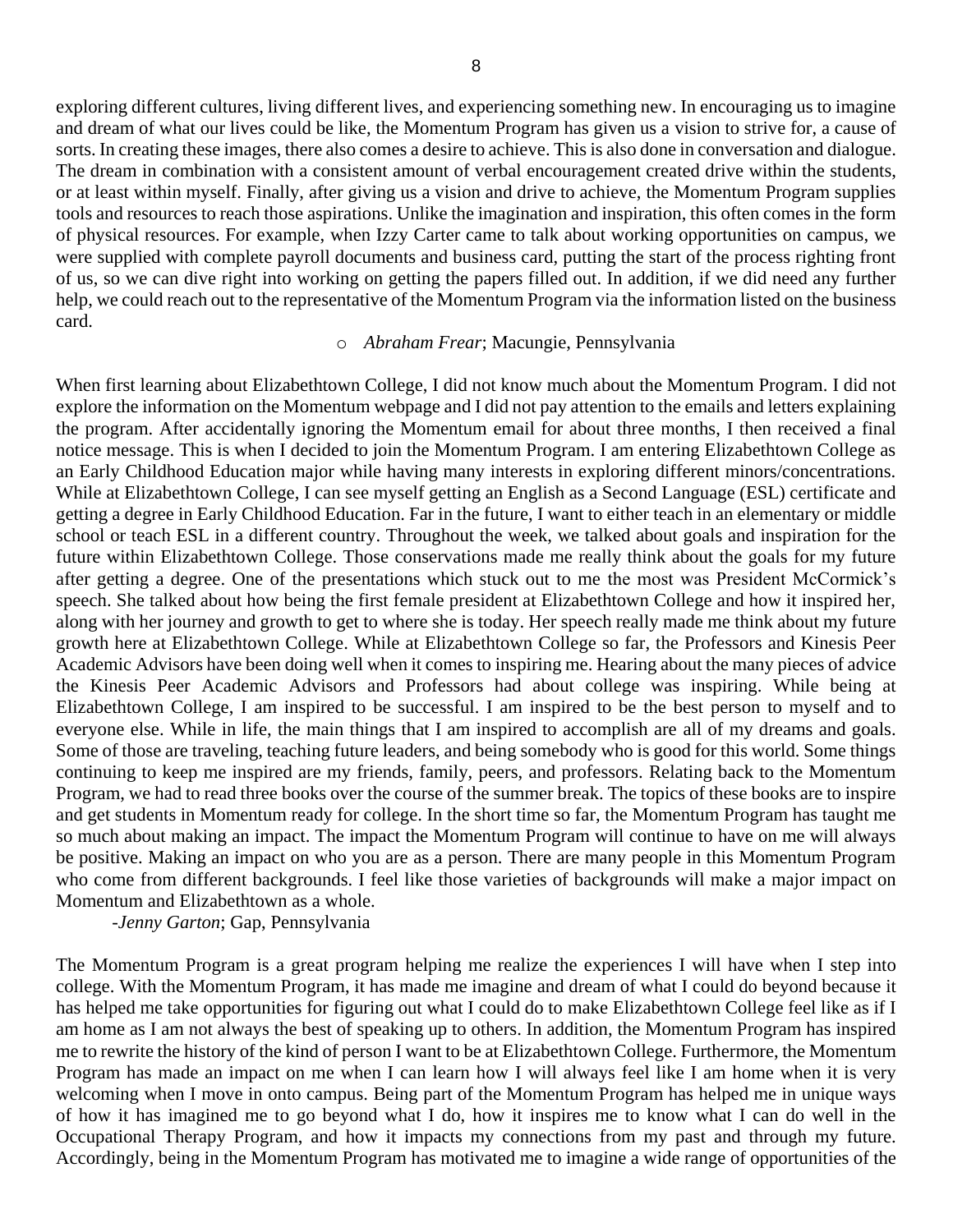exploring different cultures, living different lives, and experiencing something new. In encouraging us to imagine and dream of what our lives could be like, the Momentum Program has given us a vision to strive for, a cause of sorts. In creating these images, there also comes a desire to achieve. This is also done in conversation and dialogue. The dream in combination with a consistent amount of verbal encouragement created drive within the students, or at least within myself. Finally, after giving us a vision and drive to achieve, the Momentum Program supplies tools and resources to reach those aspirations. Unlike the imagination and inspiration, this often comes in the form of physical resources. For example, when Izzy Carter came to talk about working opportunities on campus, we were supplied with complete payroll documents and business card, putting the start of the process righting front of us, so we can dive right into working on getting the papers filled out. In addition, if we did need any further help, we could reach out to the representative of the Momentum Program via the information listed on the business card.

- *Abraham Frear*; Macungie, Pennsylvania

When first learning about Elizabethtown College, I did not know much about the Momentum Program. I did not explore the information on the Momentum webpage and I did not pay attention to the emails and letters explaining the program. After accidentally ignoring the Momentum email for about three months, I then received a final notice message. This is when I decided to join the Momentum Program. I am entering Elizabethtown College as an Early Childhood Education major while having many interests in exploring different minors/concentrations. While at Elizabethtown College, I can see myself getting an English as a Second Language (ESL) certificate and getting a degree in Early Childhood Education. Far in the future, I want to either teach in an elementary or middle school or teach ESL in a different country. Throughout the week, we talked about goals and inspiration for the future within Elizabethtown College. Those conservations made me really think about the goals for my future after getting a degree. One of the presentations which stuck out to me the most was President McCormick's speech. She talked about how being the first female president at Elizabethtown College and how it inspired her, along with her journey and growth to get to where she is today. Her speech really made me think about my future growth here at Elizabethtown College. While at Elizabethtown College so far, the Professors and Kinesis Peer Academic Advisors have been doing well when it comes to inspiring me. Hearing about the many pieces of advice the Kinesis Peer Academic Advisors and Professors had about college was inspiring. While being at Elizabethtown College, I am inspired to be successful. I am inspired to be the best person to myself and to everyone else. While in life, the main things that I am inspired to accomplish are all of my dreams and goals. Some of those are traveling, teaching future leaders, and being somebody who is good for this world. Some things continuing to keep me inspired are my friends, family, peers, and professors. Relating back to the Momentum Program, we had to read three books over the course of the summer break. The topics of these books are to inspire and get students in Momentum ready for college. In the short time so far, the Momentum Program has taught me so much about making an impact. The impact the Momentum Program will continue to have on me will always be positive. Making an impact on who you are as a person. There are many people in this Momentum Program who come from different backgrounds. I feel like those varieties of backgrounds will make a major impact on Momentum and Elizabethtown as a whole.

-*Jenny Garton*; Gap, Pennsylvania

The Momentum Program is a great program helping me realize the experiences I will have when I step into college. With the Momentum Program, it has made me imagine and dream of what I could do beyond because it has helped me take opportunities for figuring out what I could do to make Elizabethtown College feel like as if I am home as I am not always the best of speaking up to others. In addition, the Momentum Program has inspired me to rewrite the history of the kind of person I want to be at Elizabethtown College. Furthermore, the Momentum Program has made an impact on me when I can learn how I will always feel like I am home when it is very welcoming when I move in onto campus. Being part of the Momentum Program has helped me in unique ways of how it has imagined me to go beyond what I do, how it inspires me to know what I can do well in the Occupational Therapy Program, and how it impacts my connections from my past and through my future. Accordingly, being in the Momentum Program has motivated me to imagine a wide range of opportunities of the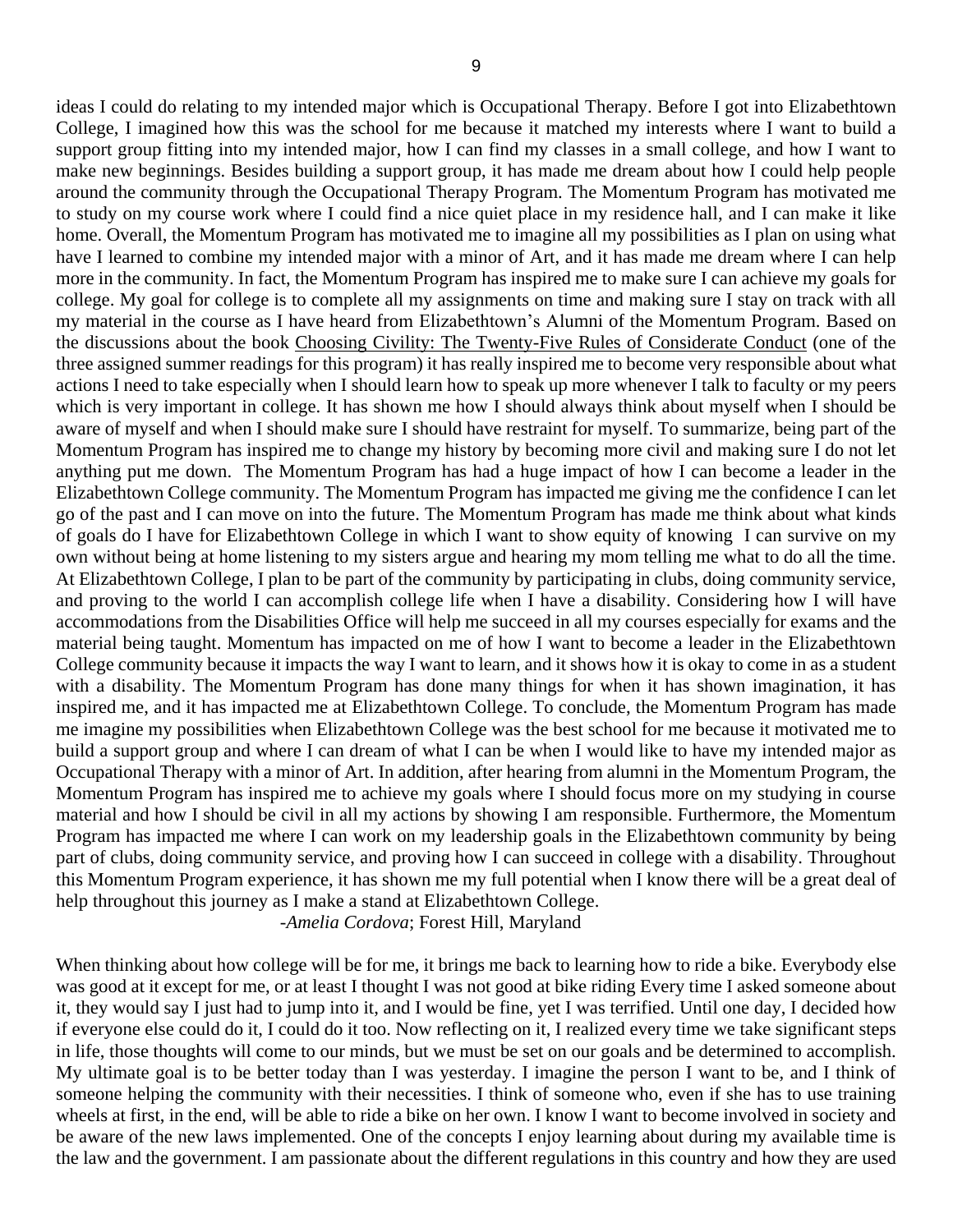ideas I could do relating to my intended major which is Occupational Therapy. Before I got into Elizabethtown College, I imagined how this was the school for me because it matched my interests where I want to build a support group fitting into my intended major, how I can find my classes in a small college, and how I want to make new beginnings. Besides building a support group, it has made me dream about how I could help people around the community through the Occupational Therapy Program. The Momentum Program has motivated me to study on my course work where I could find a nice quiet place in my residence hall, and I can make it like home. Overall, the Momentum Program has motivated me to imagine all my possibilities as I plan on using what have I learned to combine my intended major with a minor of Art, and it has made me dream where I can help more in the community. In fact, the Momentum Program has inspired me to make sure I can achieve my goals for college. My goal for college is to complete all my assignments on time and making sure I stay on track with all my material in the course as I have heard from Elizabethtown's Alumni of the Momentum Program. Based on the discussions about the book <u>Choosing Civility: The Twenty-Five Rules of Considerate Conduct</u> (one of the three assigned summer readings for this program) it has really inspired me to become very responsible about what actions I need to take especially when I should learn how to speak up more whenever I talk to faculty or my peers which is very important in college. It has shown me how I should always think about myself when I should be aware of myself and when I should make sure I should have restraint for myself. To summarize, being part of the Momentum Program has inspired me to change my history by becoming more civil and making sure I do not let anything put me down. The Momentum Program has had a huge impact of how I can become a leader in the Elizabethtown College community. The Momentum Program has impacted me giving me the confidence I can let go of the past and I can move on into the future. The Momentum Program has made me think about what kinds of goals do I have for Elizabethtown College in which I want to show equity of knowing I can survive on my own without being at home listening to my sisters argue and hearing my mom telling me what to do all the time. At Elizabethtown College, I plan to be part of the community by participating in clubs, doing community service, and proving to the world I can accomplish college life when I have a disability. Considering how I will have accommodations from the Disabilities Office will help me succeed in all my courses especially for exams and the material being taught. Momentum has impacted on me of how I want to become a leader in the Elizabethtown College community because it impacts the way I want to learn, and it shows how it is okay to come in as a student with a disability. The Momentum Program has done many things for when it has shown imagination, it has inspired me, and it has impacted me at Elizabethtown College. To conclude, the Momentum Program has made me imagine my possibilities when Elizabethtown College was the best school for me because it motivated me to build a support group and where I can dream of what I can be when I would like to have my intended major as Occupational Therapy with a minor of Art. In addition, after hearing from alumni in the Momentum Program, the Momentum Program has inspired me to achieve my goals where I should focus more on my studying in course material and how I should be civil in all my actions by showing I am responsible. Furthermore, the Momentum Program has impacted me where I can work on my leadership goals in the Elizabethtown community by being part of clubs, doing community service, and proving how I can succeed in college with a disability. Throughout this Momentum Program experience, it has shown me my full potential when I know there will be a great deal of help throughout this journey as I make a stand at Elizabethtown College.

-*Amelia Cordova*; Forest Hill, Maryland

When thinking about how college will be for me, it brings me back to learning how to ride a bike. Everybody else was good at it except for me, or at least I thought I was not good at bike riding Every time I asked someone about it, they would say I just had to jump into it, and I would be fine, yet I was terrified. Until one day, I decided how if everyone else could do it, I could do it too. Now reflecting on it, I realized every time we take significant steps in life, those thoughts will come to our minds, but we must be set on our goals and be determined to accomplish. My ultimate goal is to be better today than I was yesterday. I imagine the person I want to be, and I think of someone helping the community with their necessities. I think of someone who, even if she has to use training wheels at first, in the end, will be able to ride a bike on her own. I know I want to become involved in society and be aware of the new laws implemented. One of the concepts I enjoy learning about during my available time is the law and the government. I am passionate about the different regulations in this country and how they are used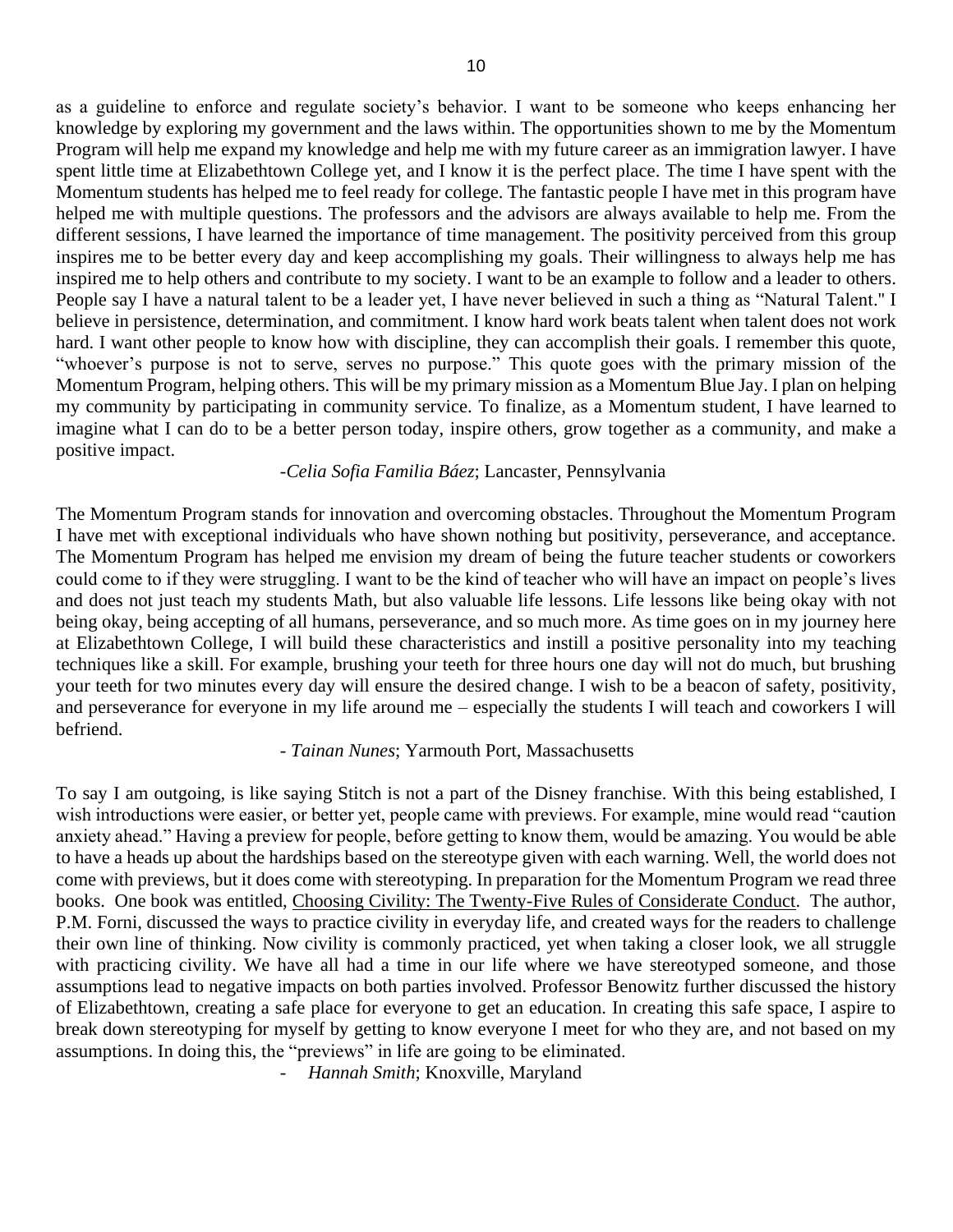as a guideline to enforce and regulate society's behavior. I want to be someone who keeps enhancing her knowledge by exploring my government and the laws within. The opportunities shown to me by the Momentum Program will help me expand my knowledge and help me with my future career as an immigration lawyer. I have spent little time at Elizabethtown College yet, and I know it is the perfect place. The time I have spent with the Momentum students has helped me to feel ready for college. The fantastic people I have met in this program have helped me with multiple questions. The professors and the advisors are always available to help me. From the different sessions, I have learned the importance of time management. The positivity perceived from this group inspires me to be better every day and keep accomplishing my goals. Their willingness to always help me has inspired me to help others and contribute to my society. I want to be an example to follow and a leader to others. People say I have a natural talent to be a leader yet, I have never believed in such a thing as "Natural Talent." I believe in persistence, determination, and commitment. I know hard work beats talent when talent does not work hard. I want other people to know how with discipline, they can accomplish their goals. I remember this quote, "whoever's purpose is not to serve, serves no purpose." This quote goes with the primary mission of the Momentum Program, helping others. This will be my primary mission as a Momentum Blue Jay. I plan on helping my community by participating in community service. To finalize, as a Momentum student, I have learned to imagine what I can do to be a better person today, inspire others, grow together as a community, and make a positive impact.

-*Celia Sofia Familia Báez*; Lancaster, Pennsylvania

The Momentum Program stands for innovation and overcoming obstacles. Throughout the Momentum Program I have met with exceptional individuals who have shown nothing but positivity, perseverance, and acceptance. The Momentum Program has helped me envision my dream of being the future teacher students or coworkers could come to if they were struggling. I want to be the kind of teacher who will have an impact on people's lives and does not just teach my students Math, but also valuable life lessons. Life lessons like being okay with not being okay, being accepting of all humans, perseverance, and so much more. As time goes on in my journey here at Elizabethtown College, I will build these characteristics and instill a positive personality into my teaching techniques like a skill. For example, brushing your teeth for three hours one day will not do much, but brushing your teeth for two minutes every day will ensure the desired change. I wish to be a beacon of safety, positivity, and perseverance for everyone in my life around me – especially the students I will teach and coworkers I will befriend.

- *Tainan Nunes*; Yarmouth Port, Massachusetts

To say I am outgoing, is like saying Stitch is not a part of the Disney franchise. With this being established, I wish introductions were easier, or better yet, people came with previews. For example, mine would read "caution anxiety ahead." Having a preview for people, before getting to know them, would be amazing. You would be able to have a heads up about the hardships based on the stereotype given with each warning. Well, the world does not come with previews, but it does come with stereotyping. In preparation for the Momentum Program we read three books. One book was entitled, Choosing Civility: The Twenty-Five Rules of Considerate Conduct. The author, P.M. Forni, discussed the ways to practice civility in everyday life, and created ways for the readers to challenge their own line of thinking. Now civility is commonly practiced, yet when taking a closer look, we all struggle with practicing civility. We have all had a time in our life where we have stereotyped someone, and those assumptions lead to negative impacts on both parties involved. Professor Benowitz further discussed the history of Elizabethtown, creating a safe place for everyone to get an education. In creating this safe space, I aspire to break down stereotyping for myself by getting to know everyone I meet for who they are, and not based on my assumptions. In doing this, the "previews" in life are going to be eliminated.

- *Hannah Smith*; Knoxville, Maryland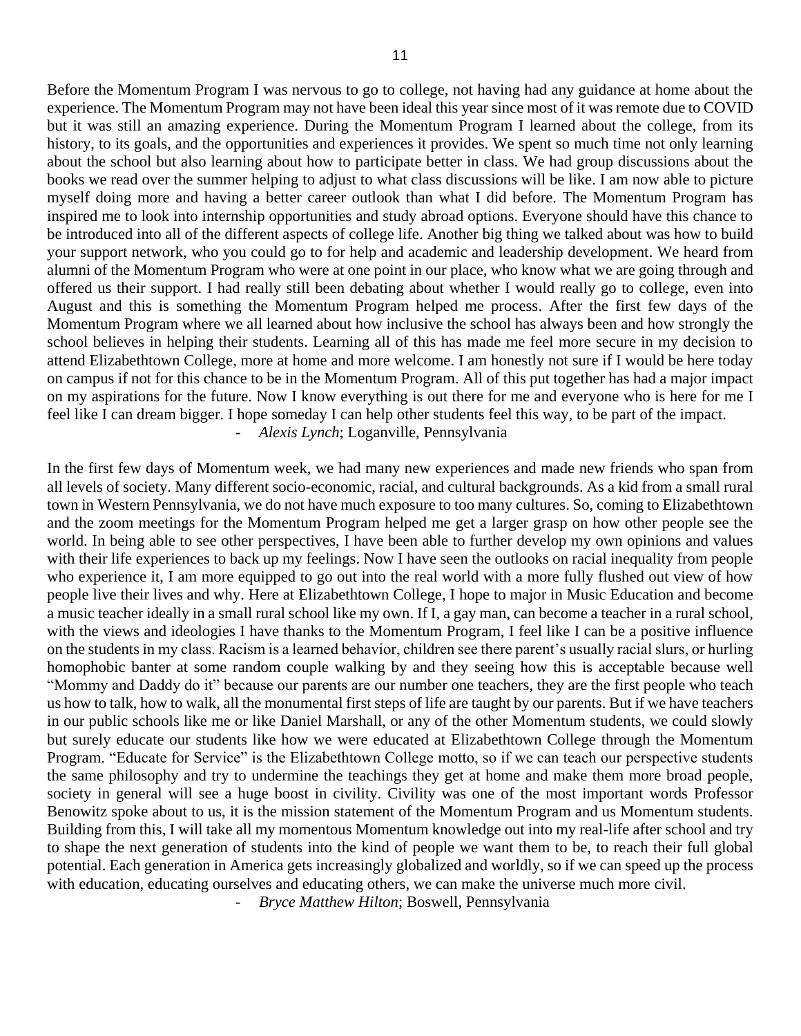Before the Momentum Program I was nervous to go to college, not having had any guidance at home about the experience. The Momentum Program may not have been ideal this year since most of it was remote due to COVID but it was still an amazing experience. During the Momentum Program I learned about the college, from its history, to its goals, and the opportunities and experiences it provides. We spent so much time not only learning about the school but also learning about how to participate better in class. We had group discussions about the books we read over the summer helping to adjust to what class discussions will be like. I am now able to picture myself doing more and having a better career outlook than what I did before. The Momentum Program has inspired me to look into internship opportunities and study abroad options. Everyone should have this chance to be introduced into all of the different aspects of college life. Another big thing we talked about was how to build your support network, who you could go to for help and academic and leadership development. We heard from alumni of the Momentum Program who were at one point in our place, who know what we are going through and offered us their support. I had really still been debating about whether I would really go to college, even into August and this is something the Momentum Program helped me process. After the first few days of the Momentum Program where we all learned about how inclusive the school has always been and how strongly the school believes in helping their students. Learning all of this has made me feel more secure in my decision to attend Elizabethtown College, more at home and more welcome. I am honestly not sure if I would be here today on campus if not for this chance to be in the Momentum Program. All of this put together has had a major impact on my aspirations for the future. Now I know everything is out there for me and everyone who is here for me I feel like I can dream bigger. I hope someday I can help other students feel this way, to be part of the impact.

- *Alexis Lynch*; Loganville, Pennsylvania

In the first few days of Momentum week, we had many new experiences and made new friends who span from all levels of society. Many different socio-economic, racial, and cultural backgrounds. As a kid from a small rural town in Western Pennsylvania, we do not have much exposure to too many cultures. So, coming to Elizabethtown and the zoom meetings for the Momentum Program helped me get a larger grasp on how other people see the world. In being able to see other perspectives, I have been able to further develop my own opinions and values with their life experiences to back up my feelings. Now I have seen the outlooks on racial inequality from people who experience it, I am more equipped to go out into the real world with a more fully flushed out view of how people live their lives and why. Here at Elizabethtown College, I hope to major in Music Education and become a music teacher ideally in a small rural school like my own. If I, a gay man, can become a teacher in a rural school, with the views and ideologies I have thanks to the Momentum Program, I feel like I can be a positive influence on the students in my class. Racism is a learned behavior, children see there parent's usually racial slurs, or hurling homophobic banter at some random couple walking by and they seeing how this is acceptable because well "Mommy and Daddy do it" because our parents are our number one teachers, they are the first people who teach us how to talk, how to walk, all the monumental first steps of life are taught by our parents. But if we have teachers in our public schools like me or like Daniel Marshall, or any of the other Momentum students, we could slowly but surely educate our students like how we were educated at Elizabethtown College through the Momentum Program. "Educate for Service" is the Elizabethtown College motto, so if we can teach our perspective students the same philosophy and try to undermine the teachings they get at home and make them more broad people, society in general will see a huge boost in civility. Civility was one of the most important words Professor Benowitz spoke about to us, it is the mission statement of the Momentum Program and us Momentum students. Building from this, I will take all my momentous Momentum knowledge out into my real-life after school and try to shape the next generation of students into the kind of people we want them to be, to reach their full global potential. Each generation in America gets increasingly globalized and worldly, so if we can speed up the process with education, educating ourselves and educating others, we can make the universe much more civil.

- *Bryce Matthew Hilton*; Boswell, Pennsylvania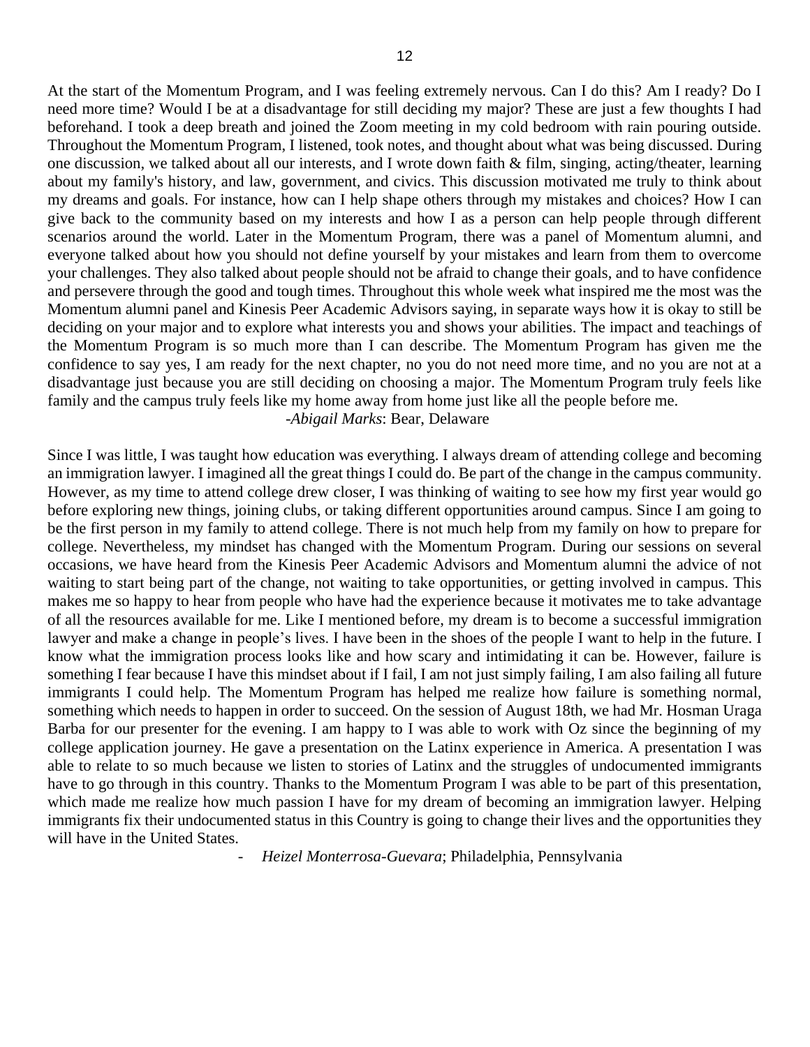At the start of the Momentum Program, and I was feeling extremely nervous. Can I do this? Am I ready? Do I need more time? Would I be at a disadvantage for still deciding my major? These are just a few thoughts I had beforehand. I took a deep breath and joined the Zoom meeting in my cold bedroom with rain pouring outside. Throughout the Momentum Program, I listened, took notes, and thought about what was being discussed. During one discussion, we talked about all our interests, and I wrote down faith & film, singing, acting/theater, learning about my family's history, and law, government, and civics. This discussion motivated me truly to think about my dreams and goals. For instance, how can I help shape others through my mistakes and choices? How I can give back to the community based on my interests and how I as a person can help people through different scenarios around the world. Later in the Momentum Program, there was a panel of Momentum alumni, and everyone talked about how you should not define yourself by your mistakes and learn from them to overcome your challenges. They also talked about people should not be afraid to change their goals, and to have confidence and persevere through the good and tough times. Throughout this whole week what inspired me the most was the Momentum alumni panel and Kinesis Peer Academic Advisors saying, in separate ways how it is okay to still be deciding on your major and to explore what interests you and shows your abilities. The impact and teachings of the Momentum Program is so much more than I can describe. The Momentum Program has given me the confidence to say yes, I am ready for the next chapter, no you do not need more time, and no you are not at a disadvantage just because you are still deciding on choosing a major. The Momentum Program truly feels like family and the campus truly feels like my home away from home just like all the people before me.

-*Abigail Marks*: Bear, Delaware

Since I was little, I was taught how education was everything. I always dream of attending college and becoming an immigration lawyer. I imagined all the great things I could do. Be part of the change in the campus community. However, as my time to attend college drew closer, I was thinking of waiting to see how my first year would go before exploring new things, joining clubs, or taking different opportunities around campus. Since I am going to be the first person in my family to attend college. There is not much help from my family on how to prepare for college. Nevertheless, my mindset has changed with the Momentum Program. During our sessions on several occasions, we have heard from the Kinesis Peer Academic Advisors and Momentum alumni the advice of not waiting to start being part of the change, not waiting to take opportunities, or getting involved in campus. This makes me so happy to hear from people who have had the experience because it motivates me to take advantage of all the resources available for me. Like I mentioned before, my dream is to become a successful immigration lawyer and make a change in people's lives. I have been in the shoes of the people I want to help in the future. I know what the immigration process looks like and how scary and intimidating it can be. However, failure is something I fear because I have this mindset about if I fail, I am not just simply failing, I am also failing all future immigrants I could help. The Momentum Program has helped me realize how failure is something normal, something which needs to happen in order to succeed. On the session of August 18th, we had Mr. Hosman Uraga Barba for our presenter for the evening. I am happy to I was able to work with Oz since the beginning of my college application journey. He gave a presentation on the Latinx experience in America. A presentation I was able to relate to so much because we listen to stories of Latinx and the struggles of undocumented immigrants have to go through in this country. Thanks to the Momentum Program I was able to be part of this presentation, which made me realize how much passion I have for my dream of becoming an immigration lawyer. Helping immigrants fix their undocumented status in this Country is going to change their lives and the opportunities they will have in the United States.

- *Heizel Monterrosa-Guevara*; Philadelphia, Pennsylvania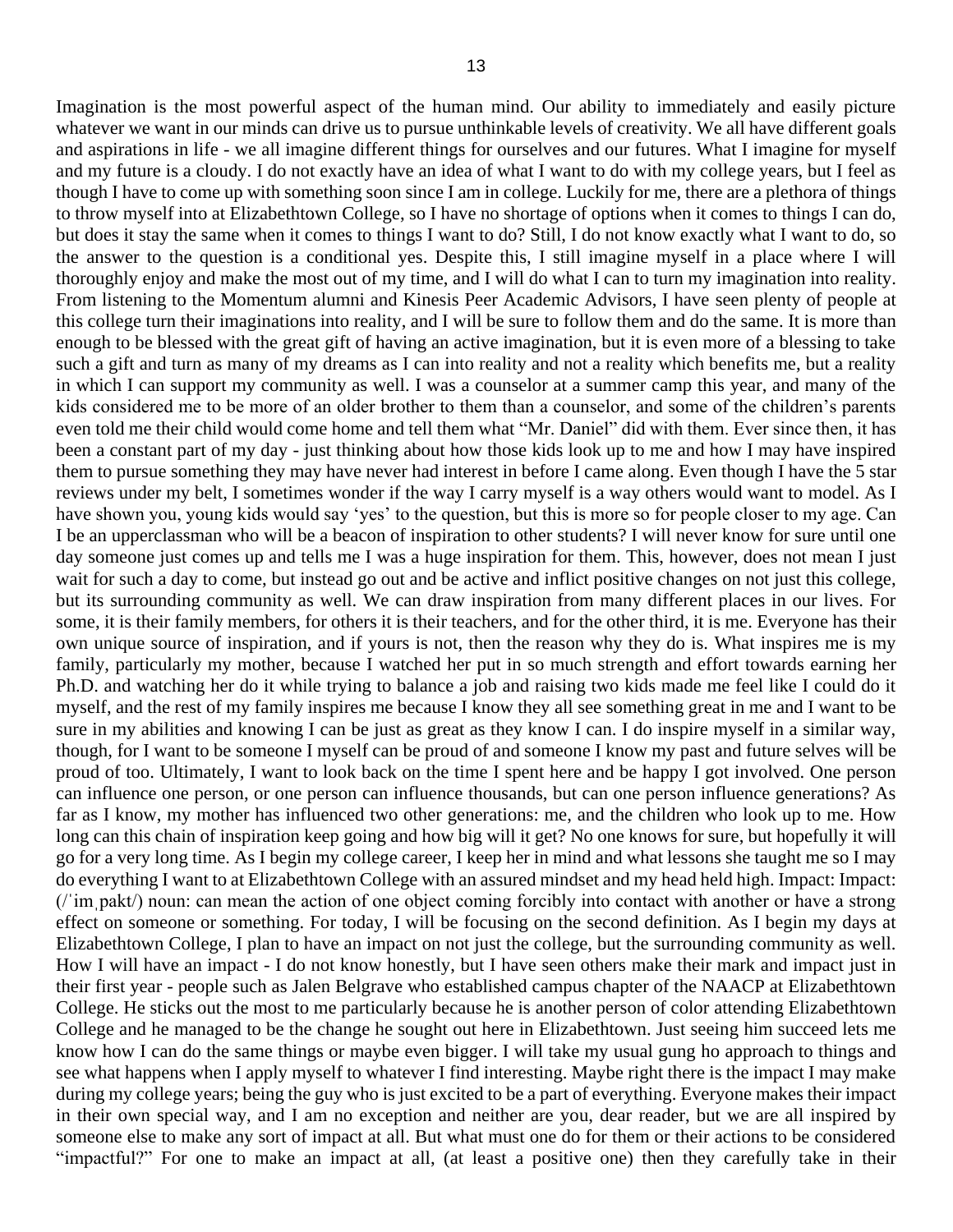Imagination is the most powerful aspect of the human mind. Our ability to immediately and easily picture whatever we want in our minds can drive us to pursue unthinkable levels of creativity. We all have different goals and aspirations in life - we all imagine different things for ourselves and our futures. What I imagine for myself and my future is a cloudy. I do not exactly have an idea of what I want to do with my college years, but I feel as though I have to come up with something soon since I am in college. Luckily for me, there are a plethora of things to throw myself into at Elizabethtown College, so I have no shortage of options when it comes to things I can do, but does it stay the same when it comes to things I want to do? Still, I do not know exactly what I want to do, so the answer to the question is a conditional yes. Despite this, I still imagine myself in a place where I will thoroughly enjoy and make the most out of my time, and I will do what I can to turn my imagination into reality. From listening to the Momentum alumni and Kinesis Peer Academic Advisors, I have seen plenty of people at this college turn their imaginations into reality, and I will be sure to follow them and do the same. It is more than enough to be blessed with the great gift of having an active imagination, but it is even more of a blessing to take such a gift and turn as many of my dreams as I can into reality and not a reality which benefits me, but a reality in which I can support my community as well. I was a counselor at a summer camp this year, and many of the kids considered me to be more of an older brother to them than a counselor, and some of the children's parents even told me their child would come home and tell them what "Mr. Daniel" did with them. Ever since then, it has been a constant part of my day - just thinking about how those kids look up to me and how I may have inspired them to pursue something they may have never had interest in before I came along. Even though I have the 5 star reviews under my belt, I sometimes wonder if the way I carry myself is a way others would want to model. As I have shown you, young kids would say 'yes' to the question, but this is more so for people closer to my age. Can I be an upperclassman who will be a beacon of inspiration to other students? I will never know for sure until one day someone just comes up and tells me I was a huge inspiration for them. This, however, does not mean I just wait for such a day to come, but instead go out and be active and inflict positive changes on not just this college, but its surrounding community as well. We can draw inspiration from many different places in our lives. For some, it is their family members, for others it is their teachers, and for the other third, it is me. Everyone has their own unique source of inspiration, and if yours is not, then the reason why they do is. What inspires me is my family, particularly my mother, because I watched her put in so much strength and effort towards earning her Ph.D. and watching her do it while trying to balance a job and raising two kids made me feel like I could do it myself, and the rest of my family inspires me because I know they all see something great in me and I want to be sure in my abilities and knowing I can be just as great as they know I can. I do inspire myself in a similar way, though, for I want to be someone I myself can be proud of and someone I know my past and future selves will be proud of too. Ultimately, I want to look back on the time I spent here and be happy I got involved. One person can influence one person, or one person can influence thousands, but can one person influence generations? As far as I know, my mother has influenced two other generations: me, and the children who look up to me. How long can this chain of inspiration keep going and how big will it get? No one knows for sure, but hopefully it will go for a very long time. As I begin my college career, I keep her in mind and what lessons she taught me so I may do everything I want to at Elizabethtown College with an assured mindset and my head held high. Impact: Impact: (/ˈimˌpakt/) noun: can mean the action of one object coming forcibly into contact with another or have a strong effect on someone or something. For today, I will be focusing on the second definition. As I begin my days at Elizabethtown College, I plan to have an impact on not just the college, but the surrounding community as well. How I will have an impact - I do not know honestly, but I have seen others make their mark and impact just in their first year - people such as Jalen Belgrave who established campus chapter of the NAACP at Elizabethtown College. He sticks out the most to me particularly because he is another person of color attending Elizabethtown College and he managed to be the change he sought out here in Elizabethtown. Just seeing him succeed lets me know how I can do the same things or maybe even bigger. I will take my usual gung ho approach to things and see what happens when I apply myself to whatever I find interesting. Maybe right there is the impact I may make during my college years; being the guy who is just excited to be a part of everything. Everyone makes their impact in their own special way, and I am no exception and neither are you, dear reader, but we are all inspired by someone else to make any sort of impact at all. But what must one do for them or their actions to be considered "impactful?" For one to make an impact at all, (at least a positive one) then they carefully take in their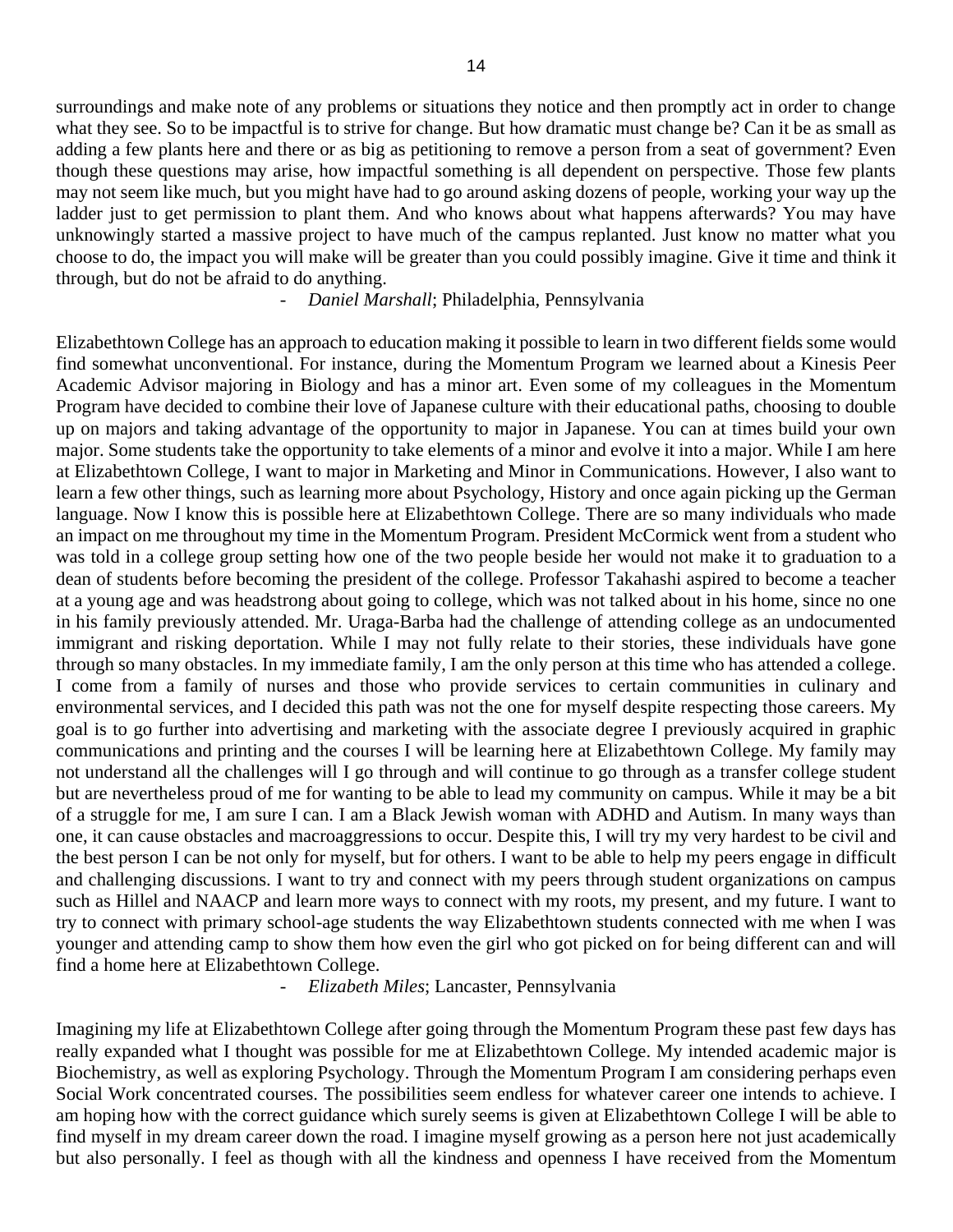surroundings and make note of any problems or situations they notice and then promptly act in order to change what they see. So to be impactful is to strive for change. But how dramatic must change be? Can it be as small as adding a few plants here and there or as big as petitioning to remove a person from a seat of government? Even though these questions may arise, how impactful something is all dependent on perspective. Those few plants may not seem like much, but you might have had to go around asking dozens of people, working your way up the ladder just to get permission to plant them. And who knows about what happens afterwards? You may have unknowingly started a massive project to have much of the campus replanted. Just know no matter what you choose to do, the impact you will make will be greater than you could possibly imagine. Give it time and think it through, but do not be afraid to do anything.

- *Daniel Marshall*; Philadelphia, Pennsylvania

Elizabethtown College has an approach to education making it possible to learn in two different fields some would find somewhat unconventional. For instance, during the Momentum Program we learned about a Kinesis Peer Academic Advisor majoring in Biology and has a minor art. Even some of my colleagues in the Momentum Program have decided to combine their love of Japanese culture with their educational paths, choosing to double up on majors and taking advantage of the opportunity to major in Japanese. You can at times build your own major. Some students take the opportunity to take elements of a minor and evolve it into a major. While I am here at Elizabethtown College, I want to major in Marketing and Minor in Communications. However, I also want to learn a few other things, such as learning more about Psychology, History and once again picking up the German language. Now I know this is possible here at Elizabethtown College. There are so many individuals who made an impact on me throughout my time in the Momentum Program. President McCormick went from a student who was told in a college group setting how one of the two people beside her would not make it to graduation to a dean of students before becoming the president of the college. Professor Takahashi aspired to become a teacher at a young age and was headstrong about going to college, which was not talked about in his home, since no one in his family previously attended. Mr. Uraga-Barba had the challenge of attending college as an undocumented immigrant and risking deportation. While I may not fully relate to their stories, these individuals have gone through so many obstacles. In my immediate family, I am the only person at this time who has attended a college. I come from a family of nurses and those who provide services to certain communities in culinary and environmental services, and I decided this path was not the one for myself despite respecting those careers. My goal is to go further into advertising and marketing with the associate degree I previously acquired in graphic communications and printing and the courses I will be learning here at Elizabethtown College. My family may not understand all the challenges will I go through and will continue to go through as a transfer college student but are nevertheless proud of me for wanting to be able to lead my community on campus. While it may be a bit of a struggle for me, I am sure I can. I am a Black Jewish woman with ADHD and Autism. In many ways than one, it can cause obstacles and macroaggressions to occur. Despite this, I will try my very hardest to be civil and the best person I can be not only for myself, but for others. I want to be able to help my peers engage in difficult and challenging discussions. I want to try and connect with my peers through student organizations on campus such as Hillel and NAACP and learn more ways to connect with my roots, my present, and my future. I want to try to connect with primary school-age students the way Elizabethtown students connected with me when I was younger and attending camp to show them how even the girl who got picked on for being different can and will find a home here at Elizabethtown College.

- *Elizabeth Miles*; Lancaster, Pennsylvania

Imagining my life at Elizabethtown College after going through the Momentum Program these past few days has really expanded what I thought was possible for me at Elizabethtown College. My intended academic major is Biochemistry, as well as exploring Psychology. Through the Momentum Program I am considering perhaps even Social Work concentrated courses. The possibilities seem endless for whatever career one intends to achieve. I am hoping how with the correct guidance which surely seems is given at Elizabethtown College I will be able to find myself in my dream career down the road. I imagine myself growing as a person here not just academically but also personally. I feel as though with all the kindness and openness I have received from the Momentum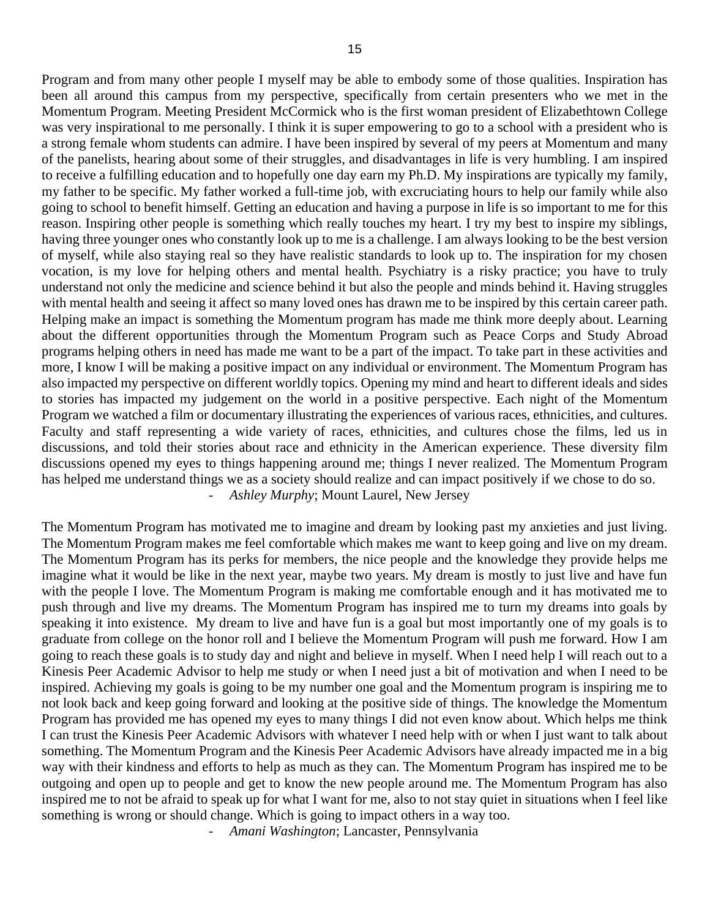Program and from many other people I myself may be able to embody some of those qualities. Inspiration has been all around this campus from my perspective, specifically from certain presenters who we met in the Momentum Program. Meeting President McCormick who is the first woman president of Elizabethtown College was very inspirational to me personally. I think it is super empowering to go to a school with a president who is a strong female whom students can admire. I have been inspired by several of my peers at Momentum and many of the panelists, hearing about some of their struggles, and disadvantages in life is very humbling. I am inspired to receive a fulfilling education and to hopefully one day earn my Ph.D. My inspirations are typically my family, my father to be specific. My father worked a full-time job, with excruciating hours to help our family while also going to school to benefit himself. Getting an education and having a purpose in life is so important to me for this reason. Inspiring other people is something which really touches my heart. I try my best to inspire my siblings, having three younger ones who constantly look up to me is a challenge. I am always looking to be the best version of myself, while also staying real so they have realistic standards to look up to. The inspiration for my chosen vocation, is my love for helping others and mental health. Psychiatry is a risky practice; you have to truly understand not only the medicine and science behind it but also the people and minds behind it. Having struggles with mental health and seeing it affect so many loved ones has drawn me to be inspired by this certain career path. Helping make an impact is something the Momentum program has made me think more deeply about. Learning about the different opportunities through the Momentum Program such as Peace Corps and Study Abroad programs helping others in need has made me want to be a part of the impact. To take part in these activities and more, I know I will be making a positive impact on any individual or environment. The Momentum Program has also impacted my perspective on different worldly topics. Opening my mind and heart to different ideals and sides to stories has impacted my judgement on the world in a positive perspective. Each night of the Momentum Program we watched a film or documentary illustrating the experiences of various races, ethnicities, and cultures. Faculty and staff representing a wide variety of races, ethnicities, and cultures chose the films, led us in discussions, and told their stories about race and ethnicity in the American experience. These diversity film discussions opened my eyes to things happening around me; things I never realized. The Momentum Program has helped me understand things we as a society should realize and can impact positively if we chose to do so.

- *Ashley Murphy*; Mount Laurel, New Jersey

The Momentum Program has motivated me to imagine and dream by looking past my anxieties and just living. The Momentum Program makes me feel comfortable which makes me want to keep going and live on my dream. The Momentum Program has its perks for members, the nice people and the knowledge they provide helps me imagine what it would be like in the next year, maybe two years. My dream is mostly to just live and have fun with the people I love. The Momentum Program is making me comfortable enough and it has motivated me to push through and live my dreams. The Momentum Program has inspired me to turn my dreams into goals by speaking it into existence. My dream to live and have fun is a goal but most importantly one of my goals is to graduate from college on the honor roll and I believe the Momentum Program will push me forward. How I am going to reach these goals is to study day and night and believe in myself. When I need help I will reach out to a Kinesis Peer Academic Advisor to help me study or when I need just a bit of motivation and when I need to be inspired. Achieving my goals is going to be my number one goal and the Momentum program is inspiring me to not look back and keep going forward and looking at the positive side of things. The knowledge the Momentum Program has provided me has opened my eyes to many things I did not even know about. Which helps me think I can trust the Kinesis Peer Academic Advisors with whatever I need help with or when I just want to talk about something. The Momentum Program and the Kinesis Peer Academic Advisors have already impacted me in a big way with their kindness and efforts to help as much as they can. The Momentum Program has inspired me to be outgoing and open up to people and get to know the new people around me. The Momentum Program has also inspired me to not be afraid to speak up for what I want for me, also to not stay quiet in situations when I feel like something is wrong or should change. Which is going to impact others in a way too.

- *Amani Washington*; Lancaster, Pennsylvania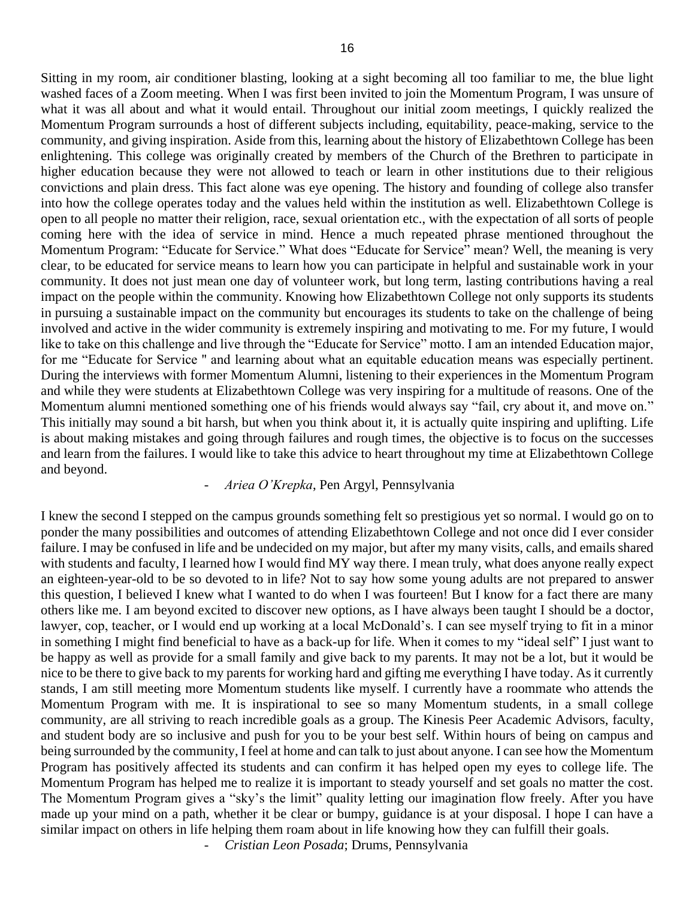Sitting in my room, air conditioner blasting, looking at a sight becoming all too familiar to me, the blue light washed faces of a Zoom meeting. When I was first been invited to join the Momentum Program, I was unsure of what it was all about and what it would entail. Throughout our initial zoom meetings, I quickly realized the Momentum Program surrounds a host of different subjects including, equitability, peace-making, service to the community, and giving inspiration. Aside from this, learning about the history of Elizabethtown College has been enlightening. This college was originally created by members of the Church of the Brethren to participate in higher education because they were not allowed to teach or learn in other institutions due to their religious convictions and plain dress. This fact alone was eye opening. The history and founding of college also transfer into how the college operates today and the values held within the institution as well. Elizabethtown College is open to all people no matter their religion, race, sexual orientation etc., with the expectation of all sorts of people coming here with the idea of service in mind. Hence a much repeated phrase mentioned throughout the Momentum Program: "Educate for Service." What does "Educate for Service" mean? Well, the meaning is very clear, to be educated for service means to learn how you can participate in helpful and sustainable work in your community. It does not just mean one day of volunteer work, but long term, lasting contributions having a real impact on the people within the community. Knowing how Elizabethtown College not only supports its students in pursuing a sustainable impact on the community but encourages its students to take on the challenge of being involved and active in the wider community is extremely inspiring and motivating to me. For my future, I would like to take on this challenge and live through the "Educate for Service" motto. I am an intended Education major, for me "Educate for Service " and learning about what an equitable education means was especially pertinent. During the interviews with former Momentum Alumni, listening to their experiences in the Momentum Program and while they were students at Elizabethtown College was very inspiring for a multitude of reasons. One of the Momentum alumni mentioned something one of his friends would always say "fail, cry about it, and move on." This initially may sound a bit harsh, but when you think about it, it is actually quite inspiring and uplifting. Life is about making mistakes and going through failures and rough times, the objective is to focus on the successes and learn from the failures. I would like to take this advice to heart throughout my time at Elizabethtown College and beyond.

- *Ariea O'Krepka*, Pen Argyl, Pennsylvania

I knew the second I stepped on the campus grounds something felt so prestigious yet so normal. I would go on to ponder the many possibilities and outcomes of attending Elizabethtown College and not once did I ever consider failure. I may be confused in life and be undecided on my major, but after my many visits, calls, and emails shared with students and faculty, I learned how I would find MY way there. I mean truly, what does anyone really expect an eighteen-year-old to be so devoted to in life? Not to say how some young adults are not prepared to answer this question, I believed I knew what I wanted to do when I was fourteen! But I know for a fact there are many others like me. I am beyond excited to discover new options, as I have always been taught I should be a doctor, lawyer, cop, teacher, or I would end up working at a local McDonald's. I can see myself trying to fit in a minor in something I might find beneficial to have as a back-up for life. When it comes to my "ideal self" I just want to be happy as well as provide for a small family and give back to my parents. It may not be a lot, but it would be nice to be there to give back to my parents for working hard and gifting me everything I have today. As it currently stands, I am still meeting more Momentum students like myself. I currently have a roommate who attends the Momentum Program with me. It is inspirational to see so many Momentum students, in a small college community, are all striving to reach incredible goals as a group. The Kinesis Peer Academic Advisors, faculty, and student body are so inclusive and push for you to be your best self. Within hours of being on campus and being surrounded by the community, I feel at home and can talk to just about anyone. I can see how the Momentum Program has positively affected its students and can confirm it has helped open my eyes to college life. The Momentum Program has helped me to realize it is important to steady yourself and set goals no matter the cost. The Momentum Program gives a "sky's the limit" quality letting our imagination flow freely. After you have made up your mind on a path, whether it be clear or bumpy, guidance is at your disposal. I hope I can have a similar impact on others in life helping them roam about in life knowing how they can fulfill their goals.

- *Cristian Leon Posada*; Drums, Pennsylvania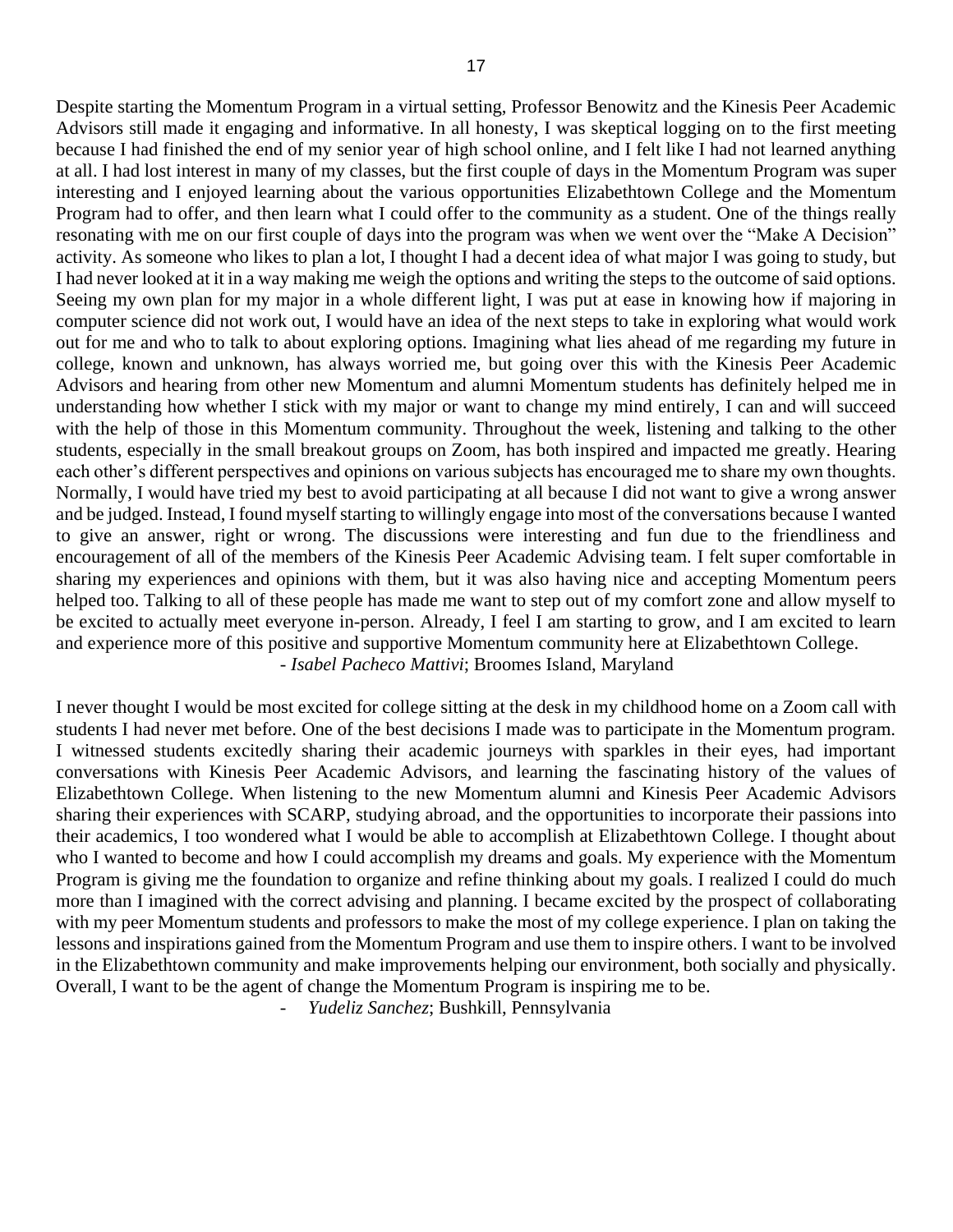Despite starting the Momentum Program in a virtual setting, Professor Benowitz and the Kinesis Peer Academic Advisors still made it engaging and informative. In all honesty, I was skeptical logging on to the first meeting because I had finished the end of my senior year of high school online, and I felt like I had not learned anything at all. I had lost interest in many of my classes, but the first couple of days in the Momentum Program was super interesting and I enjoyed learning about the various opportunities Elizabethtown College and the Momentum Program had to offer, and then learn what I could offer to the community as a student. One of the things really resonating with me on our first couple of days into the program was when we went over the "Make A Decision" activity. As someone who likes to plan a lot, I thought I had a decent idea of what major I was going to study, but I had never looked at it in a way making me weigh the options and writing the steps to the outcome of said options. Seeing my own plan for my major in a whole different light, I was put at ease in knowing how if majoring in computer science did not work out, I would have an idea of the next steps to take in exploring what would work out for me and who to talk to about exploring options. Imagining what lies ahead of me regarding my future in college, known and unknown, has always worried me, but going over this with the Kinesis Peer Academic Advisors and hearing from other new Momentum and alumni Momentum students has definitely helped me in understanding how whether I stick with my major or want to change my mind entirely, I can and will succeed with the help of those in this Momentum community. Throughout the week, listening and talking to the other students, especially in the small breakout groups on Zoom, has both inspired and impacted me greatly. Hearing each other's different perspectives and opinions on various subjects has encouraged me to share my own thoughts. Normally, I would have tried my best to avoid participating at all because I did not want to give a wrong answer and be judged. Instead, I found myself starting to willingly engage into most of the conversations because I wanted to give an answer, right or wrong. The discussions were interesting and fun due to the friendliness and encouragement of all of the members of the Kinesis Peer Academic Advising team. I felt super comfortable in sharing my experiences and opinions with them, but it was also having nice and accepting Momentum peers helped too. Talking to all of these people has made me want to step out of my comfort zone and allow myself to be excited to actually meet everyone in-person. Already, I feel I am starting to grow, and I am excited to learn and experience more of this positive and supportive Momentum community here at Elizabethtown College.

- *Isabel Pacheco Mattivi*; Broomes Island, Maryland

I never thought I would be most excited for college sitting at the desk in my childhood home on a Zoom call with students I had never met before. One of the best decisions I made was to participate in the Momentum program. I witnessed students excitedly sharing their academic journeys with sparkles in their eyes, had important conversations with Kinesis Peer Academic Advisors, and learning the fascinating history of the values of Elizabethtown College. When listening to the new Momentum alumni and Kinesis Peer Academic Advisors sharing their experiences with SCARP, studying abroad, and the opportunities to incorporate their passions into their academics, I too wondered what I would be able to accomplish at Elizabethtown College. I thought about who I wanted to become and how I could accomplish my dreams and goals. My experience with the Momentum Program is giving me the foundation to organize and refine thinking about my goals. I realized I could do much more than I imagined with the correct advising and planning. I became excited by the prospect of collaborating with my peer Momentum students and professors to make the most of my college experience. I plan on taking the lessons and inspirations gained from the Momentum Program and use them to inspire others. I want to be involved in the Elizabethtown community and make improvements helping our environment, both socially and physically. Overall, I want to be the agent of change the Momentum Program is inspiring me to be.

- *Yudeliz Sanchez*; Bushkill, Pennsylvania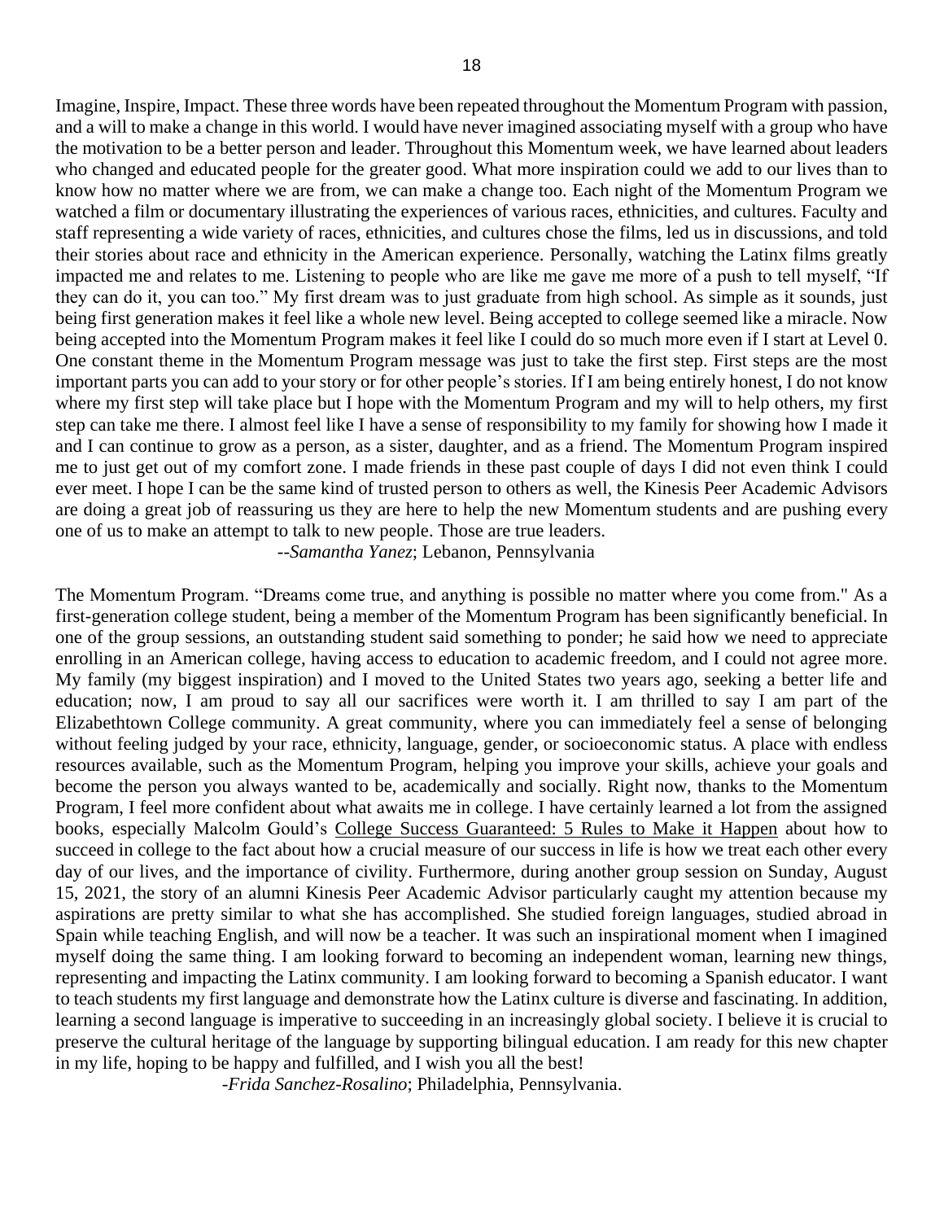Imagine, Inspire, Impact. These three words have been repeated throughout the Momentum Program with passion, and a will to make a change in this world. I would have never imagined associating myself with a group who have the motivation to be a better person and leader. Throughout this Momentum week, we have learned about leaders who changed and educated people for the greater good. What more inspiration could we add to our lives than to know how no matter where we are from, we can make a change too. Each night of the Momentum Program we watched a film or documentary illustrating the experiences of various races, ethnicities, and cultures. Faculty and staff representing a wide variety of races, ethnicities, and cultures chose the films, led us in discussions, and told their stories about race and ethnicity in the American experience. Personally, watching the Latinx films greatly impacted me and relates to me. Listening to people who are like me gave me more of a push to tell myself, "If they can do it, you can too." My first dream was to just graduate from high school. As simple as it sounds, just being first generation makes it feel like a whole new level. Being accepted to college seemed like a miracle. Now being accepted into the Momentum Program makes it feel like I could do so much more even if I start at Level 0. One constant theme in the Momentum Program message was just to take the first step. First steps are the most important parts you can add to your story or for other people's stories. If I am being entirely honest, I do not know where my first step will take place but I hope with the Momentum Program and my will to help others, my first step can take me there. I almost feel like I have a sense of responsibility to my family for showing how I made it and I can continue to grow as a person, as a sister, daughter, and as a friend. The Momentum Program inspired me to just get out of my comfort zone. I made friends in these past couple of days I did not even think I could ever meet. I hope I can be the same kind of trusted person to others as well, the Kinesis Peer Academic Advisors are doing a great job of reassuring us they are here to help the new Momentum students and are pushing every one of us to make an attempt to talk to new people. Those are true leaders.

--*Samantha Yanez*; Lebanon, Pennsylvania

The Momentum Program. "Dreams come true, and anything is possible no matter where you come from." As a first-generation college student, being a member of the Momentum Program has been significantly beneficial. In one of the group sessions, an outstanding student said something to ponder; he said how we need to appreciate enrolling in an American college, having access to education to academic freedom, and I could not agree more. My family (my biggest inspiration) and I moved to the United States two years ago, seeking a better life and education; now, I am proud to say all our sacrifices were worth it. I am thrilled to say I am part of the Elizabethtown College community. A great community, where you can immediately feel a sense of belonging without feeling judged by your race, ethnicity, language, gender, or socioeconomic status. A place with endless resources available, such as the Momentum Program, helping you improve your skills, achieve your goals and become the person you always wanted to be, academically and socially. Right now, thanks to the Momentum Program, I feel more confident about what awaits me in college. I have certainly learned a lot from the assigned books, especially Malcolm Gould's College Success Guaranteed: 5 Rules to Make it Happen about how to succeed in college to the fact about how a crucial measure of our success in life is how we treat each other every day of our lives, and the importance of civility. Furthermore, during another group session on Sunday, August 15, 2021, the story of an alumni Kinesis Peer Academic Advisor particularly caught my attention because my aspirations are pretty similar to what she has accomplished. She studied foreign languages, studied abroad in Spain while teaching English, and will now be a teacher. It was such an inspirational moment when I imagined myself doing the same thing. I am looking forward to becoming an independent woman, learning new things, representing and impacting the Latinx community. I am looking forward to becoming a Spanish educator. I want to teach students my first language and demonstrate how the Latinx culture is diverse and fascinating. In addition, learning a second language is imperative to succeeding in an increasingly global society. I believe it is crucial to preserve the cultural heritage of the language by supporting bilingual education. I am ready for this new chapter in my life, hoping to be happy and fulfilled, and I wish you all the best!

-*Frida Sanchez-Rosalino*; Philadelphia, Pennsylvania.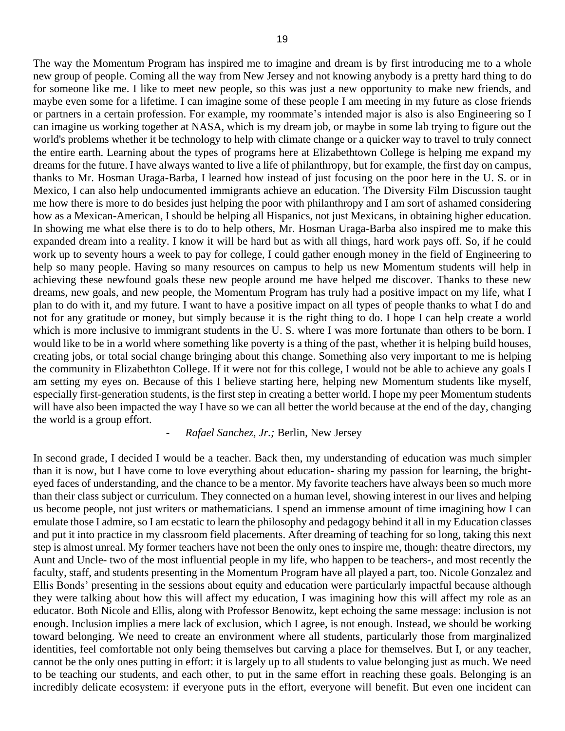The way the Momentum Program has inspired me to imagine and dream is by first introducing me to a whole new group of people. Coming all the way from New Jersey and not knowing anybody is a pretty hard thing to do for someone like me. I like to meet new people, so this was just a new opportunity to make new friends, and maybe even some for a lifetime. I can imagine some of these people I am meeting in my future as close friends or partners in a certain profession. For example, my roommate's intended major is also is also Engineering so I can imagine us working together at NASA, which is my dream job, or maybe in some lab trying to figure out the world's problems whether it be technology to help with climate change or a quicker way to travel to truly connect the entire earth. Learning about the types of programs here at Elizabethtown College is helping me expand my dreams for the future. I have always wanted to live a life of philanthropy, but for example, the first day on campus, thanks to Mr. Hosman Uraga-Barba, I learned how instead of just focusing on the poor here in the U. S. or in Mexico, I can also help undocumented immigrants achieve an education. The Diversity Film Discussion taught me how there is more to do besides just helping the poor with philanthropy and I am sort of ashamed considering how as a Mexican-American, I should be helping all Hispanics, not just Mexicans, in obtaining higher education. In showing me what else there is to do to help others, Mr. Hosman Uraga-Barba also inspired me to make this expanded dream into a reality. I know it will be hard but as with all things, hard work pays off. So, if he could work up to seventy hours a week to pay for college, I could gather enough money in the field of Engineering to help so many people. Having so many resources on campus to help us new Momentum students will help in achieving these newfound goals these new people around me have helped me discover. Thanks to these new dreams, new goals, and new people, the Momentum Program has truly had a positive impact on my life, what I plan to do with it, and my future. I want to have a positive impact on all types of people thanks to what I do and not for any gratitude or money, but simply because it is the right thing to do. I hope I can help create a world which is more inclusive to immigrant students in the U. S. where I was more fortunate than others to be born. I would like to be in a world where something like poverty is a thing of the past, whether it is helping build houses, creating jobs, or total social change bringing about this change. Something also very important to me is helping the community in Elizabethton College. If it were not for this college, I would not be able to achieve any goals I am setting my eyes on. Because of this I believe starting here, helping new Momentum students like myself, especially first-generation students, is the first step in creating a better world. I hope my peer Momentum students will have also been impacted the way I have so we can all better the world because at the end of the day, changing the world is a group effort.

- *Rafael Sanchez, Jr.;* Berlin, New Jersey

In second grade, I decided I would be a teacher. Back then, my understanding of education was much simpler than it is now, but I have come to love everything about education- sharing my passion for learning, the bright-eyed faces of understanding, and the chance to be a mentor. My favorite teachers have always been so much more than their class subject or curriculum. They connected on a human level, showing interest in our lives and helping us become people, not just writers or mathematicians. I spend an immense amount of time imagining how I can emulate those I admire, so I am ecstatic to learn the philosophy and pedagogy behind it all in my Education classes and put it into practice in my classroom field placements. After dreaming of teaching for so long, taking this next step is almost unreal. My former teachers have not been the only ones to inspire me, though: theatre directors, my Aunt and Uncle- two of the most influential people in my life, who happen to be teachers-, and most recently the faculty, staff, and students presenting in the Momentum Program have all played a part, too. Nicole Gonzalez and Ellis Bonds' presenting in the sessions about equity and education were particularly impactful because although they were talking about how this will affect my education, I was imagining how this will affect my role as an educator. Both Nicole and Ellis, along with Professor Benowitz, kept echoing the same message: inclusion is not enough. Inclusion implies a mere lack of exclusion, which I agree, is not enough. Instead, we should be working toward belonging. We need to create an environment where all students, particularly those from marginalized identities, feel comfortable not only being themselves but carving a place for themselves. But I, or any teacher, cannot be the only ones putting in effort: it is largely up to all students to value belonging just as much. We need to be teaching our students, and each other, to put in the same effort in reaching these goals. Belonging is an incredibly delicate ecosystem: if everyone puts in the effort, everyone will benefit. But even one incident can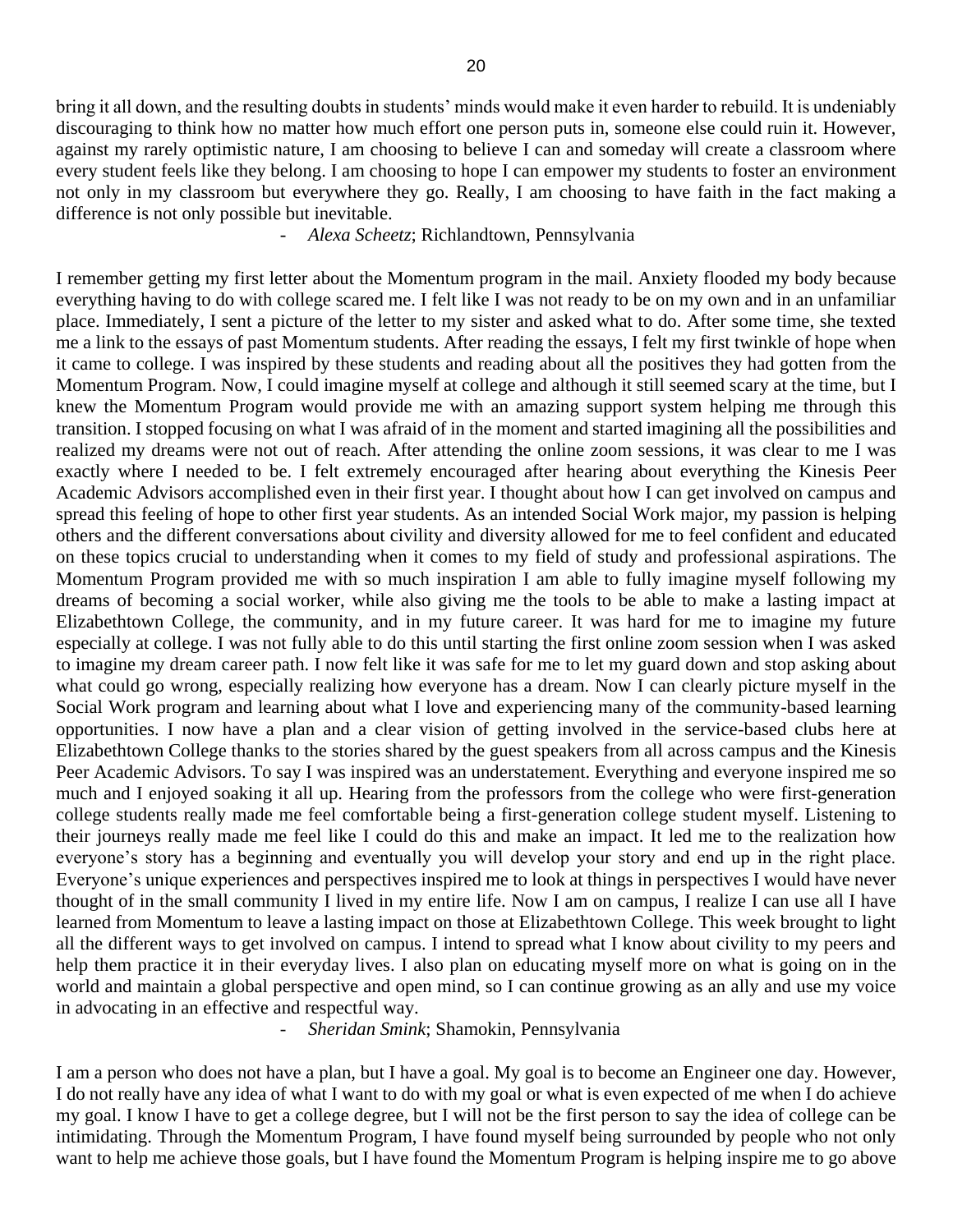bring it all down, and the resulting doubts in students' minds would make it even harder to rebuild. It is undeniably discouraging to think how no matter how much effort one person puts in, someone else could ruin it. However, against my rarely optimistic nature, I am choosing to believe I can and someday will create a classroom where every student feels like they belong. I am choosing to hope I can empower my students to foster an environment not only in my classroom but everywhere they go. Really, I am choosing to have faith in the fact making a difference is not only possible but inevitable.

- *Alexa Scheetz*; Richlandtown, Pennsylvania

I remember getting my first letter about the Momentum program in the mail. Anxiety flooded my body because everything having to do with college scared me. I felt like I was not ready to be on my own and in an unfamiliar place. Immediately, I sent a picture of the letter to my sister and asked what to do. After some time, she texted me a link to the essays of past Momentum students. After reading the essays, I felt my first twinkle of hope when it came to college. I was inspired by these students and reading about all the positives they had gotten from the Momentum Program. Now, I could imagine myself at college and although it still seemed scary at the time, but I knew the Momentum Program would provide me with an amazing support system helping me through this transition. I stopped focusing on what I was afraid of in the moment and started imagining all the possibilities and realized my dreams were not out of reach. After attending the online zoom sessions, it was clear to me I was exactly where I needed to be. I felt extremely encouraged after hearing about everything the Kinesis Peer Academic Advisors accomplished even in their first year. I thought about how I can get involved on campus and spread this feeling of hope to other first year students. As an intended Social Work major, my passion is helping others and the different conversations about civility and diversity allowed for me to feel confident and educated on these topics crucial to understanding when it comes to my field of study and professional aspirations. The Momentum Program provided me with so much inspiration I am able to fully imagine myself following my dreams of becoming a social worker, while also giving me the tools to be able to make a lasting impact at Elizabethtown College, the community, and in my future career. It was hard for me to imagine my future especially at college. I was not fully able to do this until starting the first online zoom session when I was asked to imagine my dream career path. I now felt like it was safe for me to let my guard down and stop asking about what could go wrong, especially realizing how everyone has a dream. Now I can clearly picture myself in the Social Work program and learning about what I love and experiencing many of the community-based learning opportunities. I now have a plan and a clear vision of getting involved in the service-based clubs here at Elizabethtown College thanks to the stories shared by the guest speakers from all across campus and the Kinesis Peer Academic Advisors. To say I was inspired was an understatement. Everything and everyone inspired me so much and I enjoyed soaking it all up. Hearing from the professors from the college who were first-generation college students really made me feel comfortable being a first-generation college student myself. Listening to their journeys really made me feel like I could do this and make an impact. It led me to the realization how everyone's story has a beginning and eventually you will develop your story and end up in the right place. Everyone's unique experiences and perspectives inspired me to look at things in perspectives I would have never thought of in the small community I lived in my entire life. Now I am on campus, I realize I can use all I have learned from Momentum to leave a lasting impact on those at Elizabethtown College. This week brought to light all the different ways to get involved on campus. I intend to spread what I know about civility to my peers and help them practice it in their everyday lives. I also plan on educating myself more on what is going on in the world and maintain a global perspective and open mind, so I can continue growing as an ally and use my voice in advocating in an effective and respectful way.

- *Sheridan Smink*; Shamokin, Pennsylvania

I am a person who does not have a plan, but I have a goal. My goal is to become an Engineer one day. However, I do not really have any idea of what I want to do with my goal or what is even expected of me when I do achieve my goal. I know I have to get a college degree, but I will not be the first person to say the idea of college can be intimidating. Through the Momentum Program, I have found myself being surrounded by people who not only want to help me achieve those goals, but I have found the Momentum Program is helping inspire me to go above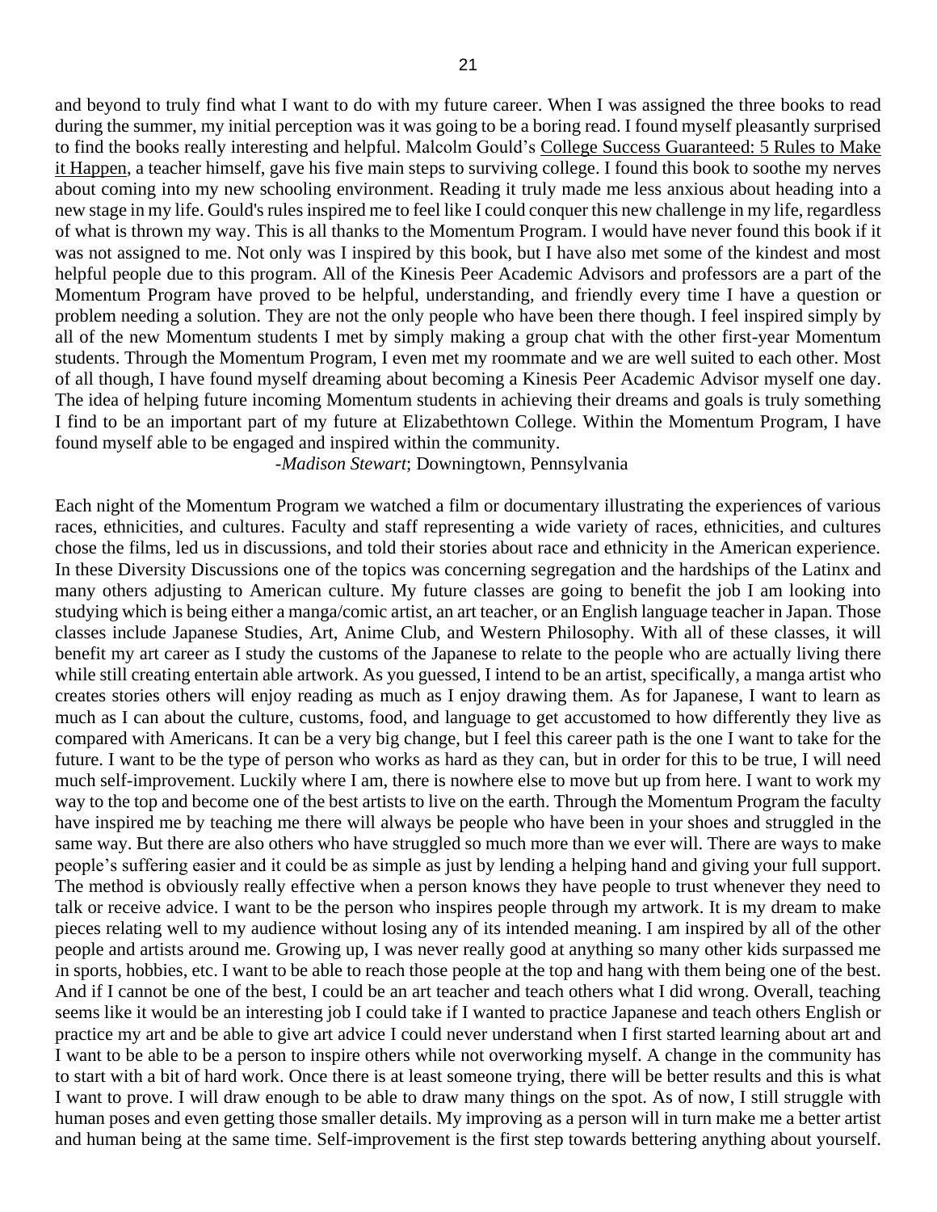and beyond to truly find what I want to do with my future career. When I was assigned the three books to read during the summer, my initial perception was it was going to be a boring read. I found myself pleasantly surprised to find the books really interesting and helpful. Malcolm Gould's <u>College Success Guaranteed: 5 Rules to Make it Happen</u>, a teacher himself, gave his five main steps to surviving college. I found this book to soothe my nerves about coming into my new schooling environment. Reading it truly made me less anxious about heading into a new stage in my life. Gould's rules inspired me to feel like I could conquer this new challenge in my life, regardless of what is thrown my way. This is all thanks to the Momentum Program. I would have never found this book if it was not assigned to me. Not only was I inspired by this book, but I have also met some of the kindest and most helpful people due to this program. All of the Kinesis Peer Academic Advisors and professors are a part of the Momentum Program have proved to be helpful, understanding, and friendly every time I have a question or problem needing a solution. They are not the only people who have been there though. I feel inspired simply by all of the new Momentum students I met by simply making a group chat with the other first-year Momentum students. Through the Momentum Program, I even met my roommate and we are well suited to each other. Most of all though, I have found myself dreaming about becoming a Kinesis Peer Academic Advisor myself one day. The idea of helping future incoming Momentum students in achieving their dreams and goals is truly something I find to be an important part of my future at Elizabethtown College. Within the Momentum Program, I have found myself able to be engaged and inspired within the community.

-*Madison Stewart*; Downingtown, Pennsylvania

Each night of the Momentum Program we watched a film or documentary illustrating the experiences of various races, ethnicities, and cultures. Faculty and staff representing a wide variety of races, ethnicities, and cultures chose the films, led us in discussions, and told their stories about race and ethnicity in the American experience. In these Diversity Discussions one of the topics was concerning segregation and the hardships of the Latinx and many others adjusting to American culture. My future classes are going to benefit the job I am looking into studying which is being either a manga/comic artist, an art teacher, or an English language teacher in Japan. Those classes include Japanese Studies, Art, Anime Club, and Western Philosophy. With all of these classes, it will benefit my art career as I study the customs of the Japanese to relate to the people who are actually living there while still creating entertain able artwork. As you guessed, I intend to be an artist, specifically, a manga artist who creates stories others will enjoy reading as much as I enjoy drawing them. As for Japanese, I want to learn as much as I can about the culture, customs, food, and language to get accustomed to how differently they live as compared with Americans. It can be a very big change, but I feel this career path is the one I want to take for the future. I want to be the type of person who works as hard as they can, but in order for this to be true, I will need much self-improvement. Luckily where I am, there is nowhere else to move but up from here. I want to work my way to the top and become one of the best artists to live on the earth. Through the Momentum Program the faculty have inspired me by teaching me there will always be people who have been in your shoes and struggled in the same way. But there are also others who have struggled so much more than we ever will. There are ways to make people's suffering easier and it could be as simple as just by lending a helping hand and giving your full support. The method is obviously really effective when a person knows they have people to trust whenever they need to talk or receive advice. I want to be the person who inspires people through my artwork. It is my dream to make pieces relating well to my audience without losing any of its intended meaning. I am inspired by all of the other people and artists around me. Growing up, I was never really good at anything so many other kids surpassed me in sports, hobbies, etc. I want to be able to reach those people at the top and hang with them being one of the best. And if I cannot be one of the best, I could be an art teacher and teach others what I did wrong. Overall, teaching seems like it would be an interesting job I could take if I wanted to practice Japanese and teach others English or practice my art and be able to give art advice I could never understand when I first started learning about art and I want to be able to be a person to inspire others while not overworking myself. A change in the community has to start with a bit of hard work. Once there is at least someone trying, there will be better results and this is what I want to prove. I will draw enough to be able to draw many things on the spot. As of now, I still struggle with human poses and even getting those smaller details. My improving as a person will in turn make me a better artist and human being at the same time. Self-improvement is the first step towards bettering anything about yourself.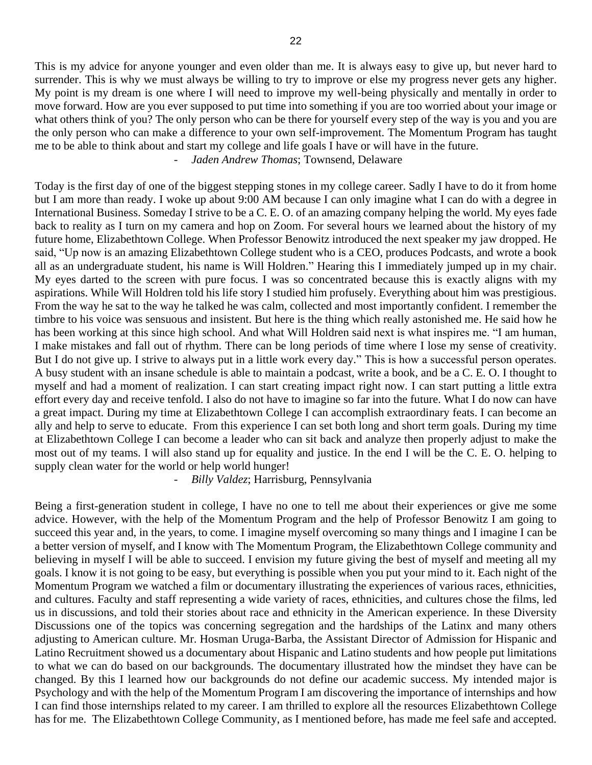This is my advice for anyone younger and even older than me. It is always easy to give up, but never hard to surrender. This is why we must always be willing to try to improve or else my progress never gets any higher. My point is my dream is one where I will need to improve my well-being physically and mentally in order to move forward. How are you ever supposed to put time into something if you are too worried about your image or what others think of you? The only person who can be there for yourself every step of the way is you and you are the only person who can make a difference to your own self-improvement. The Momentum Program has taught me to be able to think about and start my college and life goals I have or will have in the future.

- *Jaden Andrew Thomas*; Townsend, Delaware

Today is the first day of one of the biggest stepping stones in my college career. Sadly I have to do it from home but I am more than ready. I woke up about 9:00 AM because I can only imagine what I can do with a degree in International Business. Someday I strive to be a C. E. O. of an amazing company helping the world. My eyes fade back to reality as I turn on my camera and hop on Zoom. For several hours we learned about the history of my future home, Elizabethtown College. When Professor Benowitz introduced the next speaker my jaw dropped. He said, "Up now is an amazing Elizabethtown College student who is a CEO, produces Podcasts, and wrote a book all as an undergraduate student, his name is Will Holdren." Hearing this I immediately jumped up in my chair. My eyes darted to the screen with pure focus. I was so concentrated because this is exactly aligns with my aspirations. While Will Holdren told his life story I studied him profusely. Everything about him was prestigious. From the way he sat to the way he talked he was calm, collected and most importantly confident. I remember the timbre to his voice was sensuous and insistent. But here is the thing which really astonished me. He said how he has been working at this since high school. And what Will Holdren said next is what inspires me. "I am human, I make mistakes and fall out of rhythm. There can be long periods of time where I lose my sense of creativity. But I do not give up. I strive to always put in a little work every day." This is how a successful person operates. A busy student with an insane schedule is able to maintain a podcast, write a book, and be a C. E. O. I thought to myself and had a moment of realization. I can start creating impact right now. I can start putting a little extra effort every day and receive tenfold. I also do not have to imagine so far into the future. What I do now can have a great impact. During my time at Elizabethtown College I can accomplish extraordinary feats. I can become an ally and help to serve to educate. From this experience I can set both long and short term goals. During my time at Elizabethtown College I can become a leader who can sit back and analyze then properly adjust to make the most out of my teams. I will also stand up for equality and justice. In the end I will be the C. E. O. helping to supply clean water for the world or help world hunger!

- *Billy Valdez*; Harrisburg, Pennsylvania

Being a first-generation student in college, I have no one to tell me about their experiences or give me some advice. However, with the help of the Momentum Program and the help of Professor Benowitz I am going to succeed this year and, in the years, to come. I imagine myself overcoming so many things and I imagine I can be a better version of myself, and I know with The Momentum Program, the Elizabethtown College community and believing in myself I will be able to succeed. I envision my future giving the best of myself and meeting all my goals. I know it is not going to be easy, but everything is possible when you put your mind to it. Each night of the Momentum Program we watched a film or documentary illustrating the experiences of various races, ethnicities, and cultures. Faculty and staff representing a wide variety of races, ethnicities, and cultures chose the films, led us in discussions, and told their stories about race and ethnicity in the American experience. In these Diversity Discussions one of the topics was concerning segregation and the hardships of the Latinx and many others adjusting to American culture. Mr. Hosman Uruga-Barba, the Assistant Director of Admission for Hispanic and Latino Recruitment showed us a documentary about Hispanic and Latino students and how people put limitations to what we can do based on our backgrounds. The documentary illustrated how the mindset they have can be changed. By this I learned how our backgrounds do not define our academic success. My intended major is Psychology and with the help of the Momentum Program I am discovering the importance of internships and how I can find those internships related to my career. I am thrilled to explore all the resources Elizabethtown College has for me. The Elizabethtown College Community, as I mentioned before, has made me feel safe and accepted.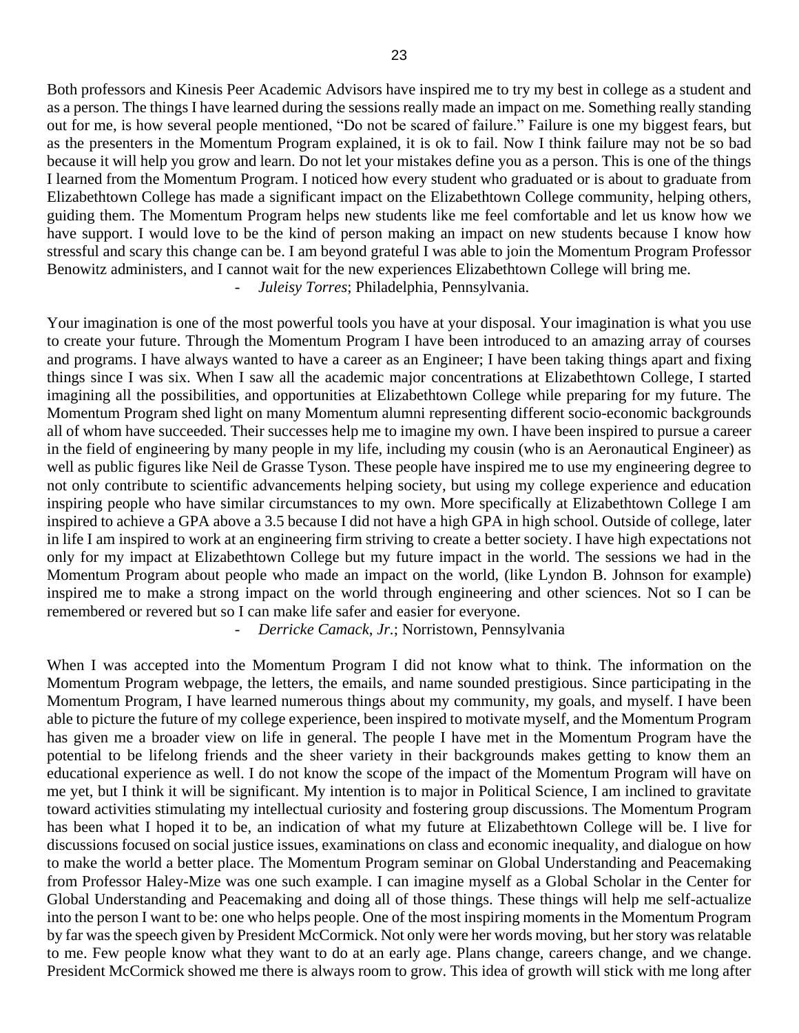Both professors and Kinesis Peer Academic Advisors have inspired me to try my best in college as a student and as a person. The things I have learned during the sessions really made an impact on me. Something really standing out for me, is how several people mentioned, “Do not be scared of failure.” Failure is one my biggest fears, but as the presenters in the Momentum Program explained, it is ok to fail. Now I think failure may not be so bad because it will help you grow and learn. Do not let your mistakes define you as a person. This is one of the things I learned from the Momentum Program. I noticed how every student who graduated or is about to graduate from Elizabethtown College has made a significant impact on the Elizabethtown College community, helping others, guiding them. The Momentum Program helps new students like me feel comfortable and let us know how we have support. I would love to be the kind of person making an impact on new students because I know how stressful and scary this change can be. I am beyond grateful I was able to join the Momentum Program Professor Benowitz administers, and I cannot wait for the new experiences Elizabethtown College will bring me.

- *Juleisy Torres*; Philadelphia, Pennsylvania.

Your imagination is one of the most powerful tools you have at your disposal. Your imagination is what you use to create your future. Through the Momentum Program I have been introduced to an amazing array of courses and programs. I have always wanted to have a career as an Engineer; I have been taking things apart and fixing things since I was six. When I saw all the academic major concentrations at Elizabethtown College, I started imagining all the possibilities, and opportunities at Elizabethtown College while preparing for my future. The Momentum Program shed light on many Momentum alumni representing different socio-economic backgrounds all of whom have succeeded. Their successes help me to imagine my own. I have been inspired to pursue a career in the field of engineering by many people in my life, including my cousin (who is an Aeronautical Engineer) as well as public figures like Neil de Grasse Tyson. These people have inspired me to use my engineering degree to not only contribute to scientific advancements helping society, but using my college experience and education inspiring people who have similar circumstances to my own. More specifically at Elizabethtown College I am inspired to achieve a GPA above a 3.5 because I did not have a high GPA in high school. Outside of college, later in life I am inspired to work at an engineering firm striving to create a better society. I have high expectations not only for my impact at Elizabethtown College but my future impact in the world. The sessions we had in the Momentum Program about people who made an impact on the world, (like Lyndon B. Johnson for example) inspired me to make a strong impact on the world through engineering and other sciences. Not so I can be remembered or revered but so I can make life safer and easier for everyone.

- *Derricke Camack, Jr.*; Norristown, Pennsylvania

When I was accepted into the Momentum Program I did not know what to think. The information on the Momentum Program webpage, the letters, the emails, and name sounded prestigious. Since participating in the Momentum Program, I have learned numerous things about my community, my goals, and myself. I have been able to picture the future of my college experience, been inspired to motivate myself, and the Momentum Program has given me a broader view on life in general. The people I have met in the Momentum Program have the potential to be lifelong friends and the sheer variety in their backgrounds makes getting to know them an educational experience as well. I do not know the scope of the impact of the Momentum Program will have on me yet, but I think it will be significant. My intention is to major in Political Science, I am inclined to gravitate toward activities stimulating my intellectual curiosity and fostering group discussions. The Momentum Program has been what I hoped it to be, an indication of what my future at Elizabethtown College will be. I live for discussions focused on social justice issues, examinations on class and economic inequality, and dialogue on how to make the world a better place. The Momentum Program seminar on Global Understanding and Peacemaking from Professor Haley-Mize was one such example. I can imagine myself as a Global Scholar in the Center for Global Understanding and Peacemaking and doing all of those things. These things will help me self-actualize into the person I want to be: one who helps people. One of the most inspiring moments in the Momentum Program by far was the speech given by President McCormick. Not only were her words moving, but her story was relatable to me. Few people know what they want to do at an early age. Plans change, careers change, and we change. President McCormick showed me there is always room to grow. This idea of growth will stick with me long after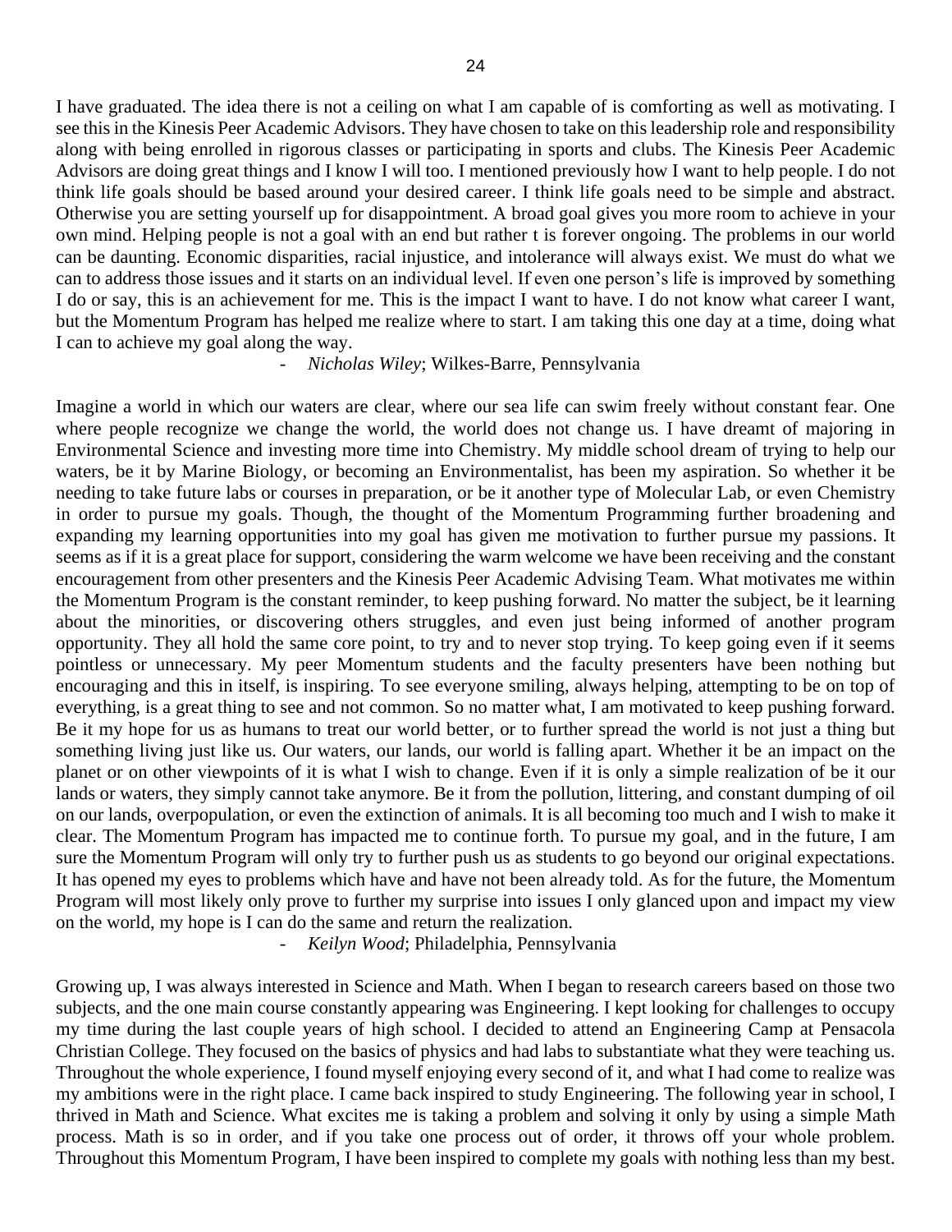I have graduated. The idea there is not a ceiling on what I am capable of is comforting as well as motivating. I see this in the Kinesis Peer Academic Advisors. They have chosen to take on this leadership role and responsibility along with being enrolled in rigorous classes or participating in sports and clubs. The Kinesis Peer Academic Advisors are doing great things and I know I will too. I mentioned previously how I want to help people. I do not think life goals should be based around your desired career. I think life goals need to be simple and abstract. Otherwise you are setting yourself up for disappointment. A broad goal gives you more room to achieve in your own mind. Helping people is not a goal with an end but rather t is forever ongoing. The problems in our world can be daunting. Economic disparities, racial injustice, and intolerance will always exist. We must do what we can to address those issues and it starts on an individual level. If even one person's life is improved by something I do or say, this is an achievement for me. This is the impact I want to have. I do not know what career I want, but the Momentum Program has helped me realize where to start. I am taking this one day at a time, doing what I can to achieve my goal along the way.

- *Nicholas Wiley*; Wilkes-Barre, Pennsylvania

Imagine a world in which our waters are clear, where our sea life can swim freely without constant fear. One where people recognize we change the world, the world does not change us. I have dreamt of majoring in Environmental Science and investing more time into Chemistry. My middle school dream of trying to help our waters, be it by Marine Biology, or becoming an Environmentalist, has been my aspiration. So whether it be needing to take future labs or courses in preparation, or be it another type of Molecular Lab, or even Chemistry in order to pursue my goals. Though, the thought of the Momentum Programming further broadening and expanding my learning opportunities into my goal has given me motivation to further pursue my passions. It seems as if it is a great place for support, considering the warm welcome we have been receiving and the constant encouragement from other presenters and the Kinesis Peer Academic Advising Team. What motivates me within the Momentum Program is the constant reminder, to keep pushing forward. No matter the subject, be it learning about the minorities, or discovering others struggles, and even just being informed of another program opportunity. They all hold the same core point, to try and to never stop trying. To keep going even if it seems pointless or unnecessary. My peer Momentum students and the faculty presenters have been nothing but encouraging and this in itself, is inspiring. To see everyone smiling, always helping, attempting to be on top of everything, is a great thing to see and not common. So no matter what, I am motivated to keep pushing forward. Be it my hope for us as humans to treat our world better, or to further spread the world is not just a thing but something living just like us. Our waters, our lands, our world is falling apart. Whether it be an impact on the planet or on other viewpoints of it is what I wish to change. Even if it is only a simple realization of be it our lands or waters, they simply cannot take anymore. Be it from the pollution, littering, and constant dumping of oil on our lands, overpopulation, or even the extinction of animals. It is all becoming too much and I wish to make it clear. The Momentum Program has impacted me to continue forth. To pursue my goal, and in the future, I am sure the Momentum Program will only try to further push us as students to go beyond our original expectations. It has opened my eyes to problems which have and have not been already told. As for the future, the Momentum Program will most likely only prove to further my surprise into issues I only glanced upon and impact my view on the world, my hope is I can do the same and return the realization.

- *Keilyn Wood*; Philadelphia, Pennsylvania

Growing up, I was always interested in Science and Math. When I began to research careers based on those two subjects, and the one main course constantly appearing was Engineering. I kept looking for challenges to occupy my time during the last couple years of high school. I decided to attend an Engineering Camp at Pensacola Christian College. They focused on the basics of physics and had labs to substantiate what they were teaching us. Throughout the whole experience, I found myself enjoying every second of it, and what I had come to realize was my ambitions were in the right place. I came back inspired to study Engineering. The following year in school, I thrived in Math and Science. What excites me is taking a problem and solving it only by using a simple Math process. Math is so in order, and if you take one process out of order, it throws off your whole problem. Throughout this Momentum Program, I have been inspired to complete my goals with nothing less than my best.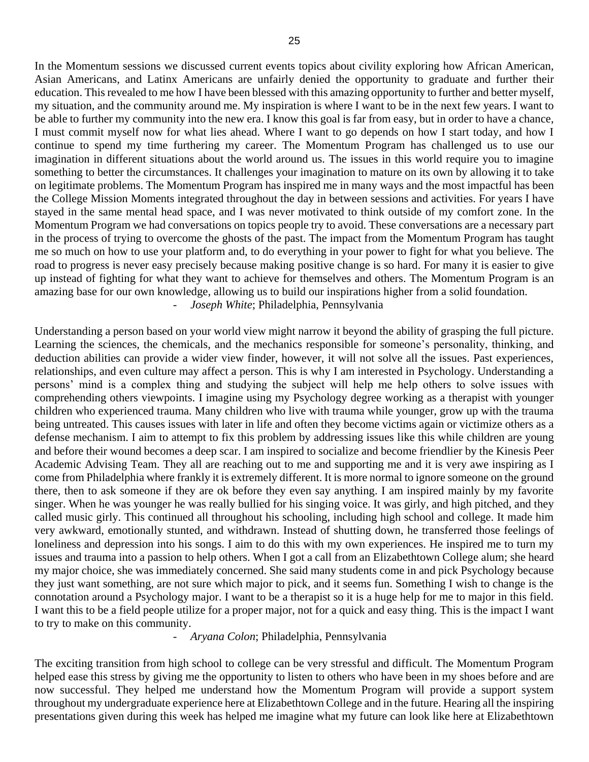In the Momentum sessions we discussed current events topics about civility exploring how African American, Asian Americans, and Latinx Americans are unfairly denied the opportunity to graduate and further their education. This revealed to me how I have been blessed with this amazing opportunity to further and better myself, my situation, and the community around me. My inspiration is where I want to be in the next few years. I want to be able to further my community into the new era. I know this goal is far from easy, but in order to have a chance, I must commit myself now for what lies ahead. Where I want to go depends on how I start today, and how I continue to spend my time furthering my career. The Momentum Program has challenged us to use our imagination in different situations about the world around us. The issues in this world require you to imagine something to better the circumstances. It challenges your imagination to mature on its own by allowing it to take on legitimate problems. The Momentum Program has inspired me in many ways and the most impactful has been the College Mission Moments integrated throughout the day in between sessions and activities. For years I have stayed in the same mental head space, and I was never motivated to think outside of my comfort zone. In the Momentum Program we had conversations on topics people try to avoid. These conversations are a necessary part in the process of trying to overcome the ghosts of the past. The impact from the Momentum Program has taught me so much on how to use your platform and, to do everything in your power to fight for what you believe. The road to progress is never easy precisely because making positive change is so hard. For many it is easier to give up instead of fighting for what they want to achieve for themselves and others. The Momentum Program is an amazing base for our own knowledge, allowing us to build our inspirations higher from a solid foundation.

- *Joseph White*; Philadelphia, Pennsylvania

Understanding a person based on your world view might narrow it beyond the ability of grasping the full picture. Learning the sciences, the chemicals, and the mechanics responsible for someone's personality, thinking, and deduction abilities can provide a wider view finder, however, it will not solve all the issues. Past experiences, relationships, and even culture may affect a person. This is why I am interested in Psychology. Understanding a persons' mind is a complex thing and studying the subject will help me help others to solve issues with comprehending others viewpoints. I imagine using my Psychology degree working as a therapist with younger children who experienced trauma. Many children who live with trauma while younger, grow up with the trauma being untreated. This causes issues with later in life and often they become victims again or victimize others as a defense mechanism. I aim to attempt to fix this problem by addressing issues like this while children are young and before their wound becomes a deep scar. I am inspired to socialize and become friendlier by the Kinesis Peer Academic Advising Team. They all are reaching out to me and supporting me and it is very awe inspiring as I come from Philadelphia where frankly it is extremely different. It is more normal to ignore someone on the ground there, then to ask someone if they are ok before they even say anything. I am inspired mainly by my favorite singer. When he was younger he was really bullied for his singing voice. It was girly, and high pitched, and they called music girly. This continued all throughout his schooling, including high school and college. It made him very awkward, emotionally stunted, and withdrawn. Instead of shutting down, he transferred those feelings of loneliness and depression into his songs. I aim to do this with my own experiences. He inspired me to turn my issues and trauma into a passion to help others. When I got a call from an Elizabethtown College alum; she heard my major choice, she was immediately concerned. She said many students come in and pick Psychology because they just want something, are not sure which major to pick, and it seems fun. Something I wish to change is the connotation around a Psychology major. I want to be a therapist so it is a huge help for me to major in this field. I want this to be a field people utilize for a proper major, not for a quick and easy thing. This is the impact I want to try to make on this community.

- *Aryana Colon*; Philadelphia, Pennsylvania

The exciting transition from high school to college can be very stressful and difficult. The Momentum Program helped ease this stress by giving me the opportunity to listen to others who have been in my shoes before and are now successful. They helped me understand how the Momentum Program will provide a support system throughout my undergraduate experience here at Elizabethtown College and in the future. Hearing all the inspiring presentations given during this week has helped me imagine what my future can look like here at Elizabethtown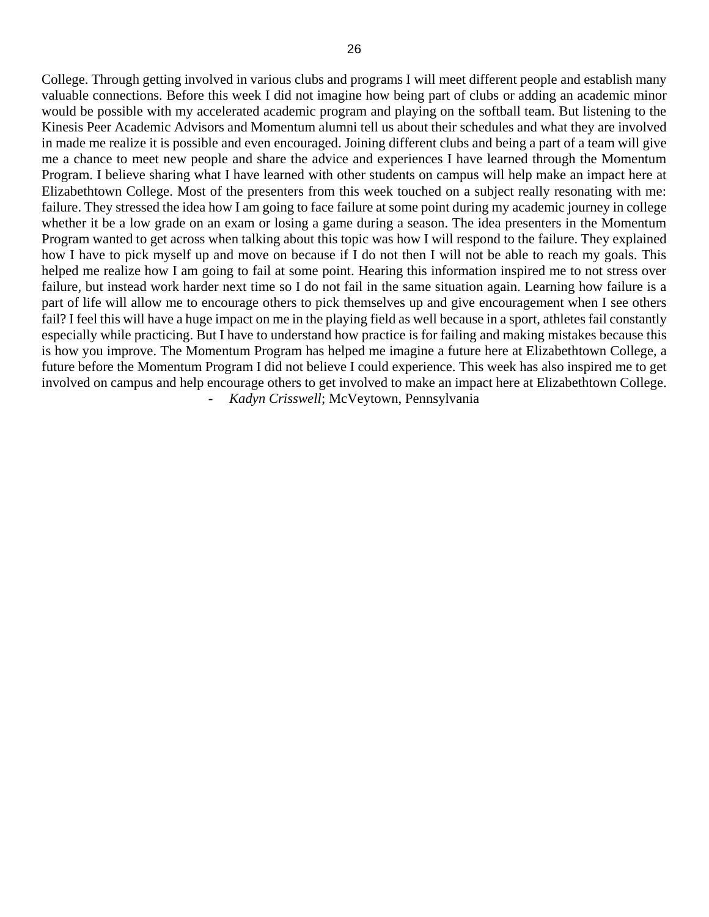College. Through getting involved in various clubs and programs I will meet different people and establish many valuable connections. Before this week I did not imagine how being part of clubs or adding an academic minor would be possible with my accelerated academic program and playing on the softball team. But listening to the Kinesis Peer Academic Advisors and Momentum alumni tell us about their schedules and what they are involved in made me realize it is possible and even encouraged. Joining different clubs and being a part of a team will give me a chance to meet new people and share the advice and experiences I have learned through the Momentum Program. I believe sharing what I have learned with other students on campus will help make an impact here at Elizabethtown College. Most of the presenters from this week touched on a subject really resonating with me: failure. They stressed the idea how I am going to face failure at some point during my academic journey in college whether it be a low grade on an exam or losing a game during a season. The idea presenters in the Momentum Program wanted to get across when talking about this topic was how I will respond to the failure. They explained how I have to pick myself up and move on because if I do not then I will not be able to reach my goals. This helped me realize how I am going to fail at some point. Hearing this information inspired me to not stress over failure, but instead work harder next time so I do not fail in the same situation again. Learning how failure is a part of life will allow me to encourage others to pick themselves up and give encouragement when I see others fail? I feel this will have a huge impact on me in the playing field as well because in a sport, athletes fail constantly especially while practicing. But I have to understand how practice is for failing and making mistakes because this is how you improve. The Momentum Program has helped me imagine a future here at Elizabethtown College, a future before the Momentum Program I did not believe I could experience. This week has also inspired me to get involved on campus and help encourage others to get involved to make an impact here at Elizabethtown College.

- *Kadyn Crisswell*; McVeytown, Pennsylvania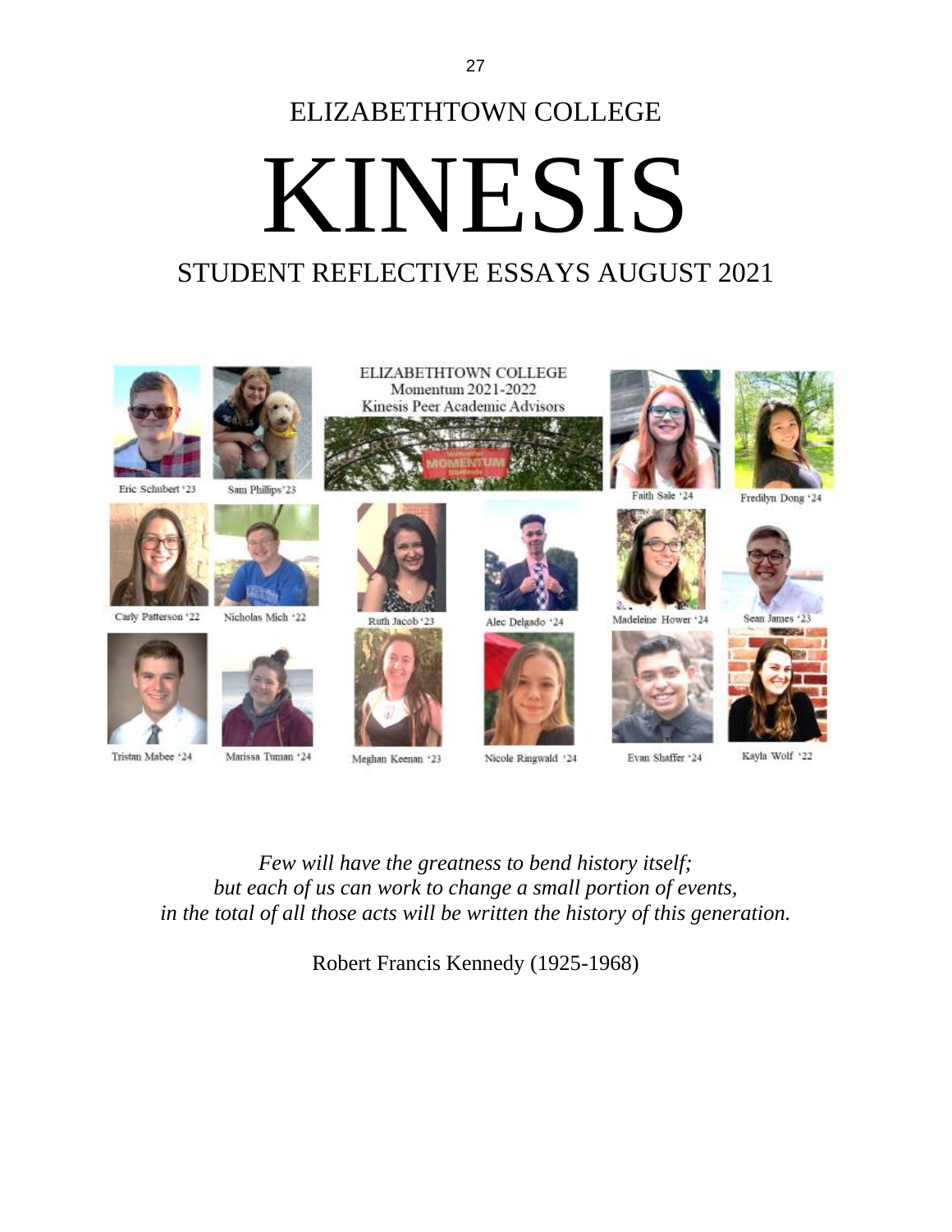ELIZABETHTOWN COLLEGE

# KINESIS

## STUDENT REFLECTIVE ESSAYS AUGUST 2021

ELIZABETHTOWN COLLEGE
Momentum 2021-2022
Kinesis Peer Academic Advisors

Eric Schubert '23, Sam Phillips '23, Faith Sale '24, Fredilyn Dong '24, Carly Patterson '22, Nicholas Mich '22, Ruth Jacob '23, Alec Delgado '24, Madeleine Hower '24, Sean James '23, Tristan Mabee '24, Marissa Tuman '24, Meghan Keenan '23, Nicole Ringwald '24, Evan Shaffer '24, Kayla Wolf '22

*Few will have the greatness to bend history itself;*
*but each of us can work to change a small portion of events,*
*in the total of all those acts will be written the history of this generation.*

Robert Francis Kennedy (1925-1968)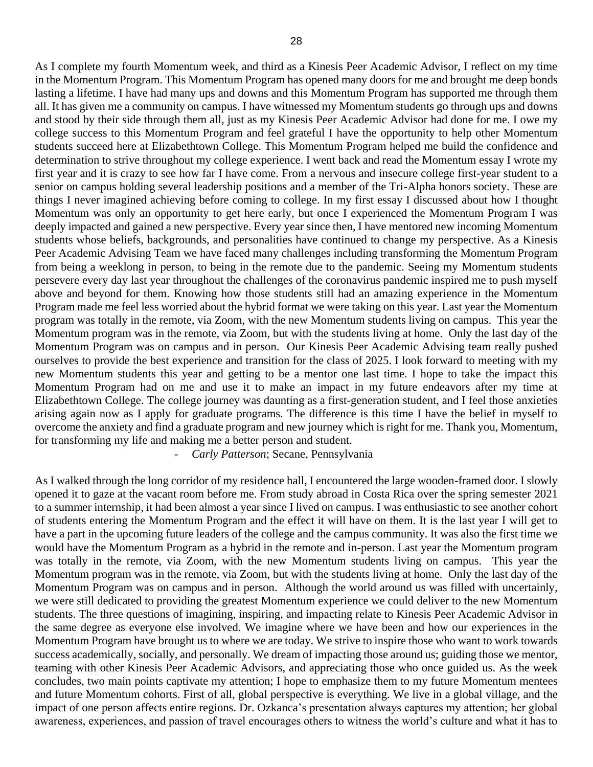As I complete my fourth Momentum week, and third as a Kinesis Peer Academic Advisor, I reflect on my time in the Momentum Program. This Momentum Program has opened many doors for me and brought me deep bonds lasting a lifetime. I have had many ups and downs and this Momentum Program has supported me through them all. It has given me a community on campus. I have witnessed my Momentum students go through ups and downs and stood by their side through them all, just as my Kinesis Peer Academic Advisor had done for me. I owe my college success to this Momentum Program and feel grateful I have the opportunity to help other Momentum students succeed here at Elizabethtown College. This Momentum Program helped me build the confidence and determination to strive throughout my college experience. I went back and read the Momentum essay I wrote my first year and it is crazy to see how far I have come. From a nervous and insecure college first-year student to a senior on campus holding several leadership positions and a member of the Tri-Alpha honors society. These are things I never imagined achieving before coming to college. In my first essay I discussed about how I thought Momentum was only an opportunity to get here early, but once I experienced the Momentum Program I was deeply impacted and gained a new perspective. Every year since then, I have mentored new incoming Momentum students whose beliefs, backgrounds, and personalities have continued to change my perspective. As a Kinesis Peer Academic Advising Team we have faced many challenges including transforming the Momentum Program from being a weeklong in person, to being in the remote due to the pandemic. Seeing my Momentum students persevere every day last year throughout the challenges of the coronavirus pandemic inspired me to push myself above and beyond for them. Knowing how those students still had an amazing experience in the Momentum Program made me feel less worried about the hybrid format we were taking on this year. Last year the Momentum program was totally in the remote, via Zoom, with the new Momentum students living on campus. This year the Momentum program was in the remote, via Zoom, but with the students living at home. Only the last day of the Momentum Program was on campus and in person. Our Kinesis Peer Academic Advising team really pushed ourselves to provide the best experience and transition for the class of 2025. I look forward to meeting with my new Momentum students this year and getting to be a mentor one last time. I hope to take the impact this Momentum Program had on me and use it to make an impact in my future endeavors after my time at Elizabethtown College. The college journey was daunting as a first-generation student, and I feel those anxieties arising again now as I apply for graduate programs. The difference is this time I have the belief in myself to overcome the anxiety and find a graduate program and new journey which is right for me. Thank you, Momentum, for transforming my life and making me a better person and student.

- *Carly Patterson*; Secane, Pennsylvania

As I walked through the long corridor of my residence hall, I encountered the large wooden-framed door. I slowly opened it to gaze at the vacant room before me. From study abroad in Costa Rica over the spring semester 2021 to a summer internship, it had been almost a year since I lived on campus. I was enthusiastic to see another cohort of students entering the Momentum Program and the effect it will have on them. It is the last year I will get to have a part in the upcoming future leaders of the college and the campus community. It was also the first time we would have the Momentum Program as a hybrid in the remote and in-person. Last year the Momentum program was totally in the remote, via Zoom, with the new Momentum students living on campus. This year the Momentum program was in the remote, via Zoom, but with the students living at home. Only the last day of the Momentum Program was on campus and in person. Although the world around us was filled with uncertainly, we were still dedicated to providing the greatest Momentum experience we could deliver to the new Momentum students. The three questions of imagining, inspiring, and impacting relate to Kinesis Peer Academic Advisor in the same degree as everyone else involved. We imagine where we have been and how our experiences in the Momentum Program have brought us to where we are today. We strive to inspire those who want to work towards success academically, socially, and personally. We dream of impacting those around us; guiding those we mentor, teaming with other Kinesis Peer Academic Advisors, and appreciating those who once guided us. As the week concludes, two main points captivate my attention; I hope to emphasize them to my future Momentum mentees and future Momentum cohorts. First of all, global perspective is everything. We live in a global village, and the impact of one person affects entire regions. Dr. Ozkanca's presentation always captures my attention; her global awareness, experiences, and passion of travel encourages others to witness the world's culture and what it has to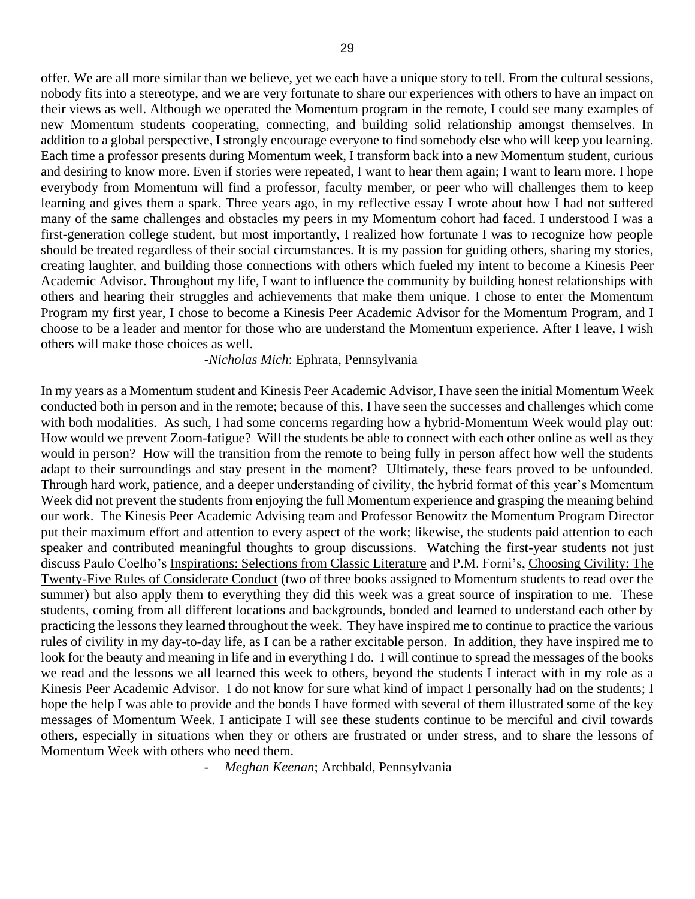offer. We are all more similar than we believe, yet we each have a unique story to tell. From the cultural sessions, nobody fits into a stereotype, and we are very fortunate to share our experiences with others to have an impact on their views as well. Although we operated the Momentum program in the remote, I could see many examples of new Momentum students cooperating, connecting, and building solid relationship amongst themselves. In addition to a global perspective, I strongly encourage everyone to find somebody else who will keep you learning. Each time a professor presents during Momentum week, I transform back into a new Momentum student, curious and desiring to know more. Even if stories were repeated, I want to hear them again; I want to learn more. I hope everybody from Momentum will find a professor, faculty member, or peer who will challenges them to keep learning and gives them a spark. Three years ago, in my reflective essay I wrote about how I had not suffered many of the same challenges and obstacles my peers in my Momentum cohort had faced. I understood I was a first-generation college student, but most importantly, I realized how fortunate I was to recognize how people should be treated regardless of their social circumstances. It is my passion for guiding others, sharing my stories, creating laughter, and building those connections with others which fueled my intent to become a Kinesis Peer Academic Advisor. Throughout my life, I want to influence the community by building honest relationships with others and hearing their struggles and achievements that make them unique. I chose to enter the Momentum Program my first year, I chose to become a Kinesis Peer Academic Advisor for the Momentum Program, and I choose to be a leader and mentor for those who are understand the Momentum experience. After I leave, I wish others will make those choices as well.

-*Nicholas Mich*: Ephrata, Pennsylvania

In my years as a Momentum student and Kinesis Peer Academic Advisor, I have seen the initial Momentum Week conducted both in person and in the remote; because of this, I have seen the successes and challenges which come with both modalities. As such, I had some concerns regarding how a hybrid-Momentum Week would play out: How would we prevent Zoom-fatigue? Will the students be able to connect with each other online as well as they would in person? How will the transition from the remote to being fully in person affect how well the students adapt to their surroundings and stay present in the moment? Ultimately, these fears proved to be unfounded. Through hard work, patience, and a deeper understanding of civility, the hybrid format of this year's Momentum Week did not prevent the students from enjoying the full Momentum experience and grasping the meaning behind our work. The Kinesis Peer Academic Advising team and Professor Benowitz the Momentum Program Director put their maximum effort and attention to every aspect of the work; likewise, the students paid attention to each speaker and contributed meaningful thoughts to group discussions. Watching the first-year students not just discuss Paulo Coelho's <u>Inspirations: Selections from Classic Literature</u> and P.M. Forni's, <u>Choosing Civility: The Twenty-Five Rules of Considerate Conduct</u> (two of three books assigned to Momentum students to read over the summer) but also apply them to everything they did this week was a great source of inspiration to me. These students, coming from all different locations and backgrounds, bonded and learned to understand each other by practicing the lessons they learned throughout the week. They have inspired me to continue to practice the various rules of civility in my day-to-day life, as I can be a rather excitable person. In addition, they have inspired me to look for the beauty and meaning in life and in everything I do. I will continue to spread the messages of the books we read and the lessons we all learned this week to others, beyond the students I interact with in my role as a Kinesis Peer Academic Advisor. I do not know for sure what kind of impact I personally had on the students; I hope the help I was able to provide and the bonds I have formed with several of them illustrated some of the key messages of Momentum Week. I anticipate I will see these students continue to be merciful and civil towards others, especially in situations when they or others are frustrated or under stress, and to share the lessons of Momentum Week with others who need them.

- *Meghan Keenan*; Archbald, Pennsylvania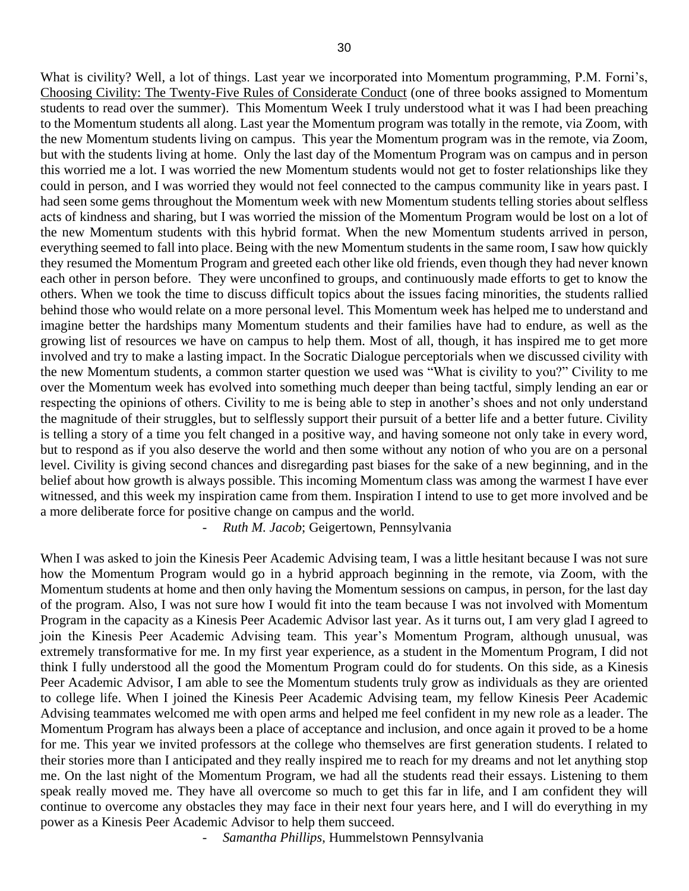What is civility? Well, a lot of things. Last year we incorporated into Momentum programming, P.M. Forni's, Choosing Civility: The Twenty-Five Rules of Considerate Conduct (one of three books assigned to Momentum students to read over the summer). This Momentum Week I truly understood what it was I had been preaching to the Momentum students all along. Last year the Momentum program was totally in the remote, via Zoom, with the new Momentum students living on campus. This year the Momentum program was in the remote, via Zoom, but with the students living at home. Only the last day of the Momentum Program was on campus and in person this worried me a lot. I was worried the new Momentum students would not get to foster relationships like they could in person, and I was worried they would not feel connected to the campus community like in years past. I had seen some gems throughout the Momentum week with new Momentum students telling stories about selfless acts of kindness and sharing, but I was worried the mission of the Momentum Program would be lost on a lot of the new Momentum students with this hybrid format. When the new Momentum students arrived in person, everything seemed to fall into place. Being with the new Momentum students in the same room, I saw how quickly they resumed the Momentum Program and greeted each other like old friends, even though they had never known each other in person before. They were unconfined to groups, and continuously made efforts to get to know the others. When we took the time to discuss difficult topics about the issues facing minorities, the students rallied behind those who would relate on a more personal level. This Momentum week has helped me to understand and imagine better the hardships many Momentum students and their families have had to endure, as well as the growing list of resources we have on campus to help them. Most of all, though, it has inspired me to get more involved and try to make a lasting impact. In the Socratic Dialogue perceptorials when we discussed civility with the new Momentum students, a common starter question we used was "What is civility to you?" Civility to me over the Momentum week has evolved into something much deeper than being tactful, simply lending an ear or respecting the opinions of others. Civility to me is being able to step in another's shoes and not only understand the magnitude of their struggles, but to selflessly support their pursuit of a better life and a better future. Civility is telling a story of a time you felt changed in a positive way, and having someone not only take in every word, but to respond as if you also deserve the world and then some without any notion of who you are on a personal level. Civility is giving second chances and disregarding past biases for the sake of a new beginning, and in the belief about how growth is always possible. This incoming Momentum class was among the warmest I have ever witnessed, and this week my inspiration came from them. Inspiration I intend to use to get more involved and be a more deliberate force for positive change on campus and the world.

- *Ruth M. Jacob*; Geigertown, Pennsylvania

When I was asked to join the Kinesis Peer Academic Advising team, I was a little hesitant because I was not sure how the Momentum Program would go in a hybrid approach beginning in the remote, via Zoom, with the Momentum students at home and then only having the Momentum sessions on campus, in person, for the last day of the program. Also, I was not sure how I would fit into the team because I was not involved with Momentum Program in the capacity as a Kinesis Peer Academic Advisor last year. As it turns out, I am very glad I agreed to join the Kinesis Peer Academic Advising team. This year's Momentum Program, although unusual, was extremely transformative for me. In my first year experience, as a student in the Momentum Program, I did not think I fully understood all the good the Momentum Program could do for students. On this side, as a Kinesis Peer Academic Advisor, I am able to see the Momentum students truly grow as individuals as they are oriented to college life. When I joined the Kinesis Peer Academic Advising team, my fellow Kinesis Peer Academic Advising teammates welcomed me with open arms and helped me feel confident in my new role as a leader. The Momentum Program has always been a place of acceptance and inclusion, and once again it proved to be a home for me. This year we invited professors at the college who themselves are first generation students. I related to their stories more than I anticipated and they really inspired me to reach for my dreams and not let anything stop me. On the last night of the Momentum Program, we had all the students read their essays. Listening to them speak really moved me. They have all overcome so much to get this far in life, and I am confident they will continue to overcome any obstacles they may face in their next four years here, and I will do everything in my power as a Kinesis Peer Academic Advisor to help them succeed.

- *Samantha Phillips*, Hummelstown Pennsylvania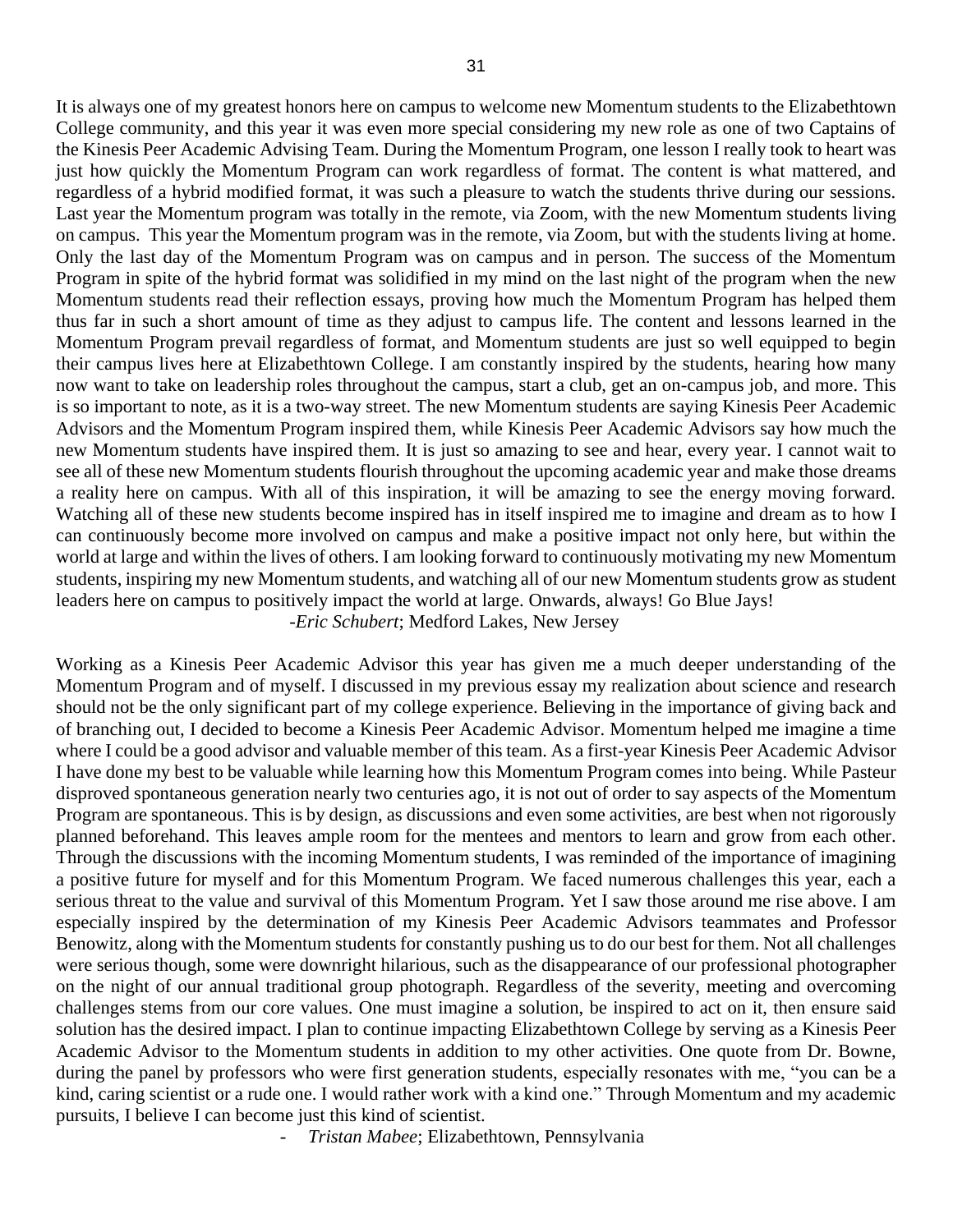It is always one of my greatest honors here on campus to welcome new Momentum students to the Elizabethtown College community, and this year it was even more special considering my new role as one of two Captains of the Kinesis Peer Academic Advising Team. During the Momentum Program, one lesson I really took to heart was just how quickly the Momentum Program can work regardless of format. The content is what mattered, and regardless of a hybrid modified format, it was such a pleasure to watch the students thrive during our sessions. Last year the Momentum program was totally in the remote, via Zoom, with the new Momentum students living on campus. This year the Momentum program was in the remote, via Zoom, but with the students living at home. Only the last day of the Momentum Program was on campus and in person. The success of the Momentum Program in spite of the hybrid format was solidified in my mind on the last night of the program when the new Momentum students read their reflection essays, proving how much the Momentum Program has helped them thus far in such a short amount of time as they adjust to campus life. The content and lessons learned in the Momentum Program prevail regardless of format, and Momentum students are just so well equipped to begin their campus lives here at Elizabethtown College. I am constantly inspired by the students, hearing how many now want to take on leadership roles throughout the campus, start a club, get an on-campus job, and more. This is so important to note, as it is a two-way street. The new Momentum students are saying Kinesis Peer Academic Advisors and the Momentum Program inspired them, while Kinesis Peer Academic Advisors say how much the new Momentum students have inspired them. It is just so amazing to see and hear, every year. I cannot wait to see all of these new Momentum students flourish throughout the upcoming academic year and make those dreams a reality here on campus. With all of this inspiration, it will be amazing to see the energy moving forward. Watching all of these new students become inspired has in itself inspired me to imagine and dream as to how I can continuously become more involved on campus and make a positive impact not only here, but within the world at large and within the lives of others. I am looking forward to continuously motivating my new Momentum students, inspiring my new Momentum students, and watching all of our new Momentum students grow as student leaders here on campus to positively impact the world at large. Onwards, always! Go Blue Jays!

-*Eric Schubert*; Medford Lakes, New Jersey

Working as a Kinesis Peer Academic Advisor this year has given me a much deeper understanding of the Momentum Program and of myself. I discussed in my previous essay my realization about science and research should not be the only significant part of my college experience. Believing in the importance of giving back and of branching out, I decided to become a Kinesis Peer Academic Advisor. Momentum helped me imagine a time where I could be a good advisor and valuable member of this team. As a first-year Kinesis Peer Academic Advisor I have done my best to be valuable while learning how this Momentum Program comes into being. While Pasteur disproved spontaneous generation nearly two centuries ago, it is not out of order to say aspects of the Momentum Program are spontaneous. This is by design, as discussions and even some activities, are best when not rigorously planned beforehand. This leaves ample room for the mentees and mentors to learn and grow from each other. Through the discussions with the incoming Momentum students, I was reminded of the importance of imagining a positive future for myself and for this Momentum Program. We faced numerous challenges this year, each a serious threat to the value and survival of this Momentum Program. Yet I saw those around me rise above. I am especially inspired by the determination of my Kinesis Peer Academic Advisors teammates and Professor Benowitz, along with the Momentum students for constantly pushing us to do our best for them. Not all challenges were serious though, some were downright hilarious, such as the disappearance of our professional photographer on the night of our annual traditional group photograph. Regardless of the severity, meeting and overcoming challenges stems from our core values. One must imagine a solution, be inspired to act on it, then ensure said solution has the desired impact. I plan to continue impacting Elizabethtown College by serving as a Kinesis Peer Academic Advisor to the Momentum students in addition to my other activities. One quote from Dr. Bowne, during the panel by professors who were first generation students, especially resonates with me, "you can be a kind, caring scientist or a rude one. I would rather work with a kind one." Through Momentum and my academic pursuits, I believe I can become just this kind of scientist.

- *Tristan Mabee*; Elizabethtown, Pennsylvania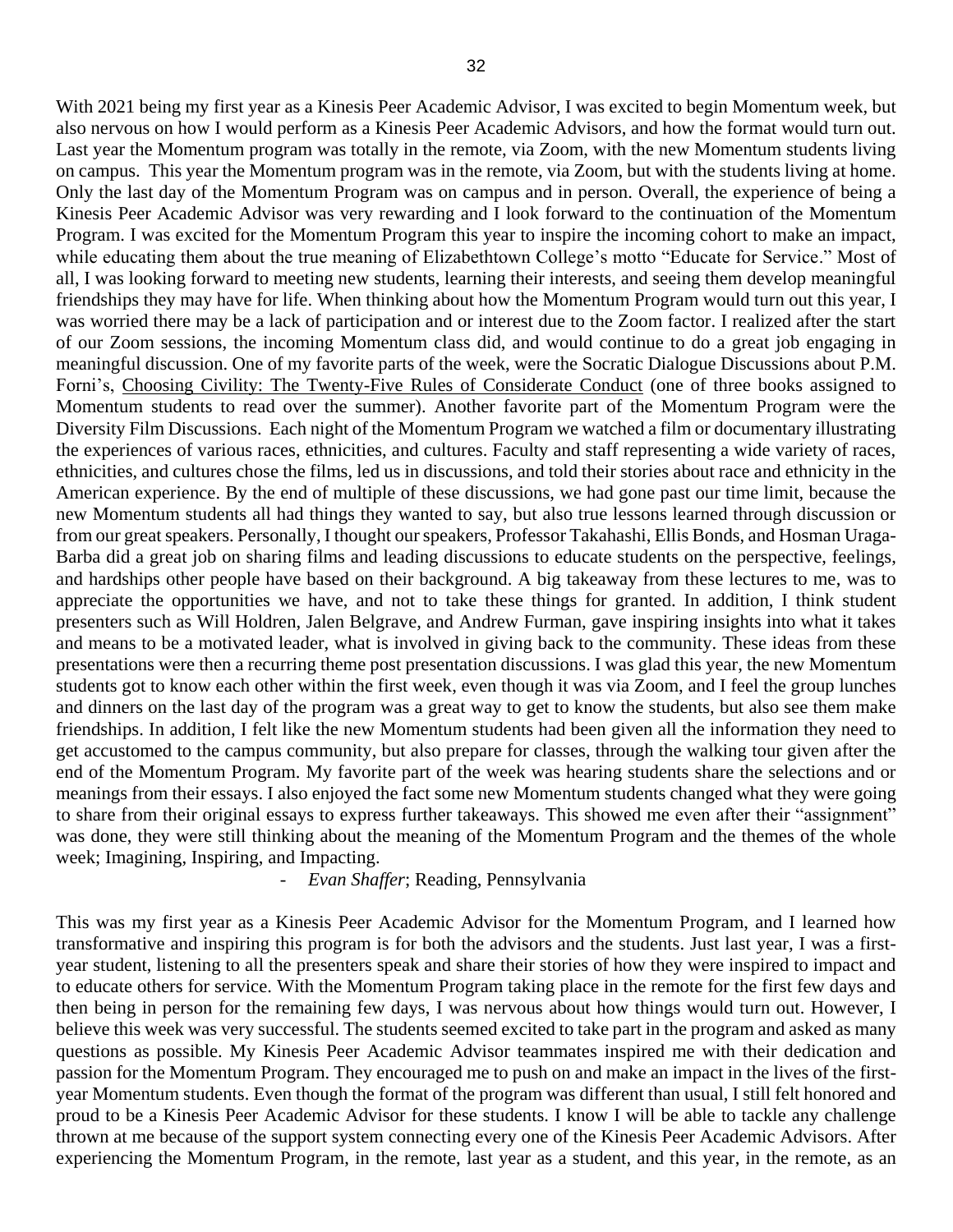With 2021 being my first year as a Kinesis Peer Academic Advisor, I was excited to begin Momentum week, but also nervous on how I would perform as a Kinesis Peer Academic Advisors, and how the format would turn out. Last year the Momentum program was totally in the remote, via Zoom, with the new Momentum students living on campus. This year the Momentum program was in the remote, via Zoom, but with the students living at home. Only the last day of the Momentum Program was on campus and in person. Overall, the experience of being a Kinesis Peer Academic Advisor was very rewarding and I look forward to the continuation of the Momentum Program. I was excited for the Momentum Program this year to inspire the incoming cohort to make an impact, while educating them about the true meaning of Elizabethtown College's motto "Educate for Service." Most of all, I was looking forward to meeting new students, learning their interests, and seeing them develop meaningful friendships they may have for life. When thinking about how the Momentum Program would turn out this year, I was worried there may be a lack of participation and or interest due to the Zoom factor. I realized after the start of our Zoom sessions, the incoming Momentum class did, and would continue to do a great job engaging in meaningful discussion. One of my favorite parts of the week, were the Socratic Dialogue Discussions about P.M. Forni's, <u>Choosing Civility: The Twenty-Five Rules of Considerate Conduct</u> (one of three books assigned to Momentum students to read over the summer). Another favorite part of the Momentum Program were the Diversity Film Discussions. Each night of the Momentum Program we watched a film or documentary illustrating the experiences of various races, ethnicities, and cultures. Faculty and staff representing a wide variety of races, ethnicities, and cultures chose the films, led us in discussions, and told their stories about race and ethnicity in the American experience. By the end of multiple of these discussions, we had gone past our time limit, because the new Momentum students all had things they wanted to say, but also true lessons learned through discussion or from our great speakers. Personally, I thought our speakers, Professor Takahashi, Ellis Bonds, and Hosman Uraga-Barba did a great job on sharing films and leading discussions to educate students on the perspective, feelings, and hardships other people have based on their background. A big takeaway from these lectures to me, was to appreciate the opportunities we have, and not to take these things for granted. In addition, I think student presenters such as Will Holdren, Jalen Belgrave, and Andrew Furman, gave inspiring insights into what it takes and means to be a motivated leader, what is involved in giving back to the community. These ideas from these presentations were then a recurring theme post presentation discussions. I was glad this year, the new Momentum students got to know each other within the first week, even though it was via Zoom, and I feel the group lunches and dinners on the last day of the program was a great way to get to know the students, but also see them make friendships. In addition, I felt like the new Momentum students had been given all the information they need to get accustomed to the campus community, but also prepare for classes, through the walking tour given after the end of the Momentum Program. My favorite part of the week was hearing students share the selections and or meanings from their essays. I also enjoyed the fact some new Momentum students changed what they were going to share from their original essays to express further takeaways. This showed me even after their "assignment" was done, they were still thinking about the meaning of the Momentum Program and the themes of the whole week; Imagining, Inspiring, and Impacting.

- *Evan Shaffer*; Reading, Pennsylvania

This was my first year as a Kinesis Peer Academic Advisor for the Momentum Program, and I learned how transformative and inspiring this program is for both the advisors and the students. Just last year, I was a first-year student, listening to all the presenters speak and share their stories of how they were inspired to impact and to educate others for service. With the Momentum Program taking place in the remote for the first few days and then being in person for the remaining few days, I was nervous about how things would turn out. However, I believe this week was very successful. The students seemed excited to take part in the program and asked as many questions as possible. My Kinesis Peer Academic Advisor teammates inspired me with their dedication and passion for the Momentum Program. They encouraged me to push on and make an impact in the lives of the first-year Momentum students. Even though the format of the program was different than usual, I still felt honored and proud to be a Kinesis Peer Academic Advisor for these students. I know I will be able to tackle any challenge thrown at me because of the support system connecting every one of the Kinesis Peer Academic Advisors. After experiencing the Momentum Program, in the remote, last year as a student, and this year, in the remote, as an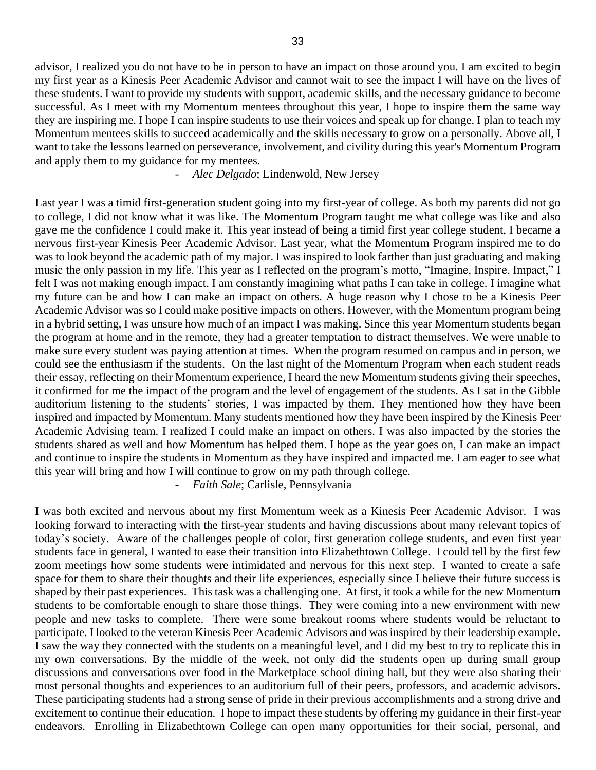advisor, I realized you do not have to be in person to have an impact on those around you. I am excited to begin my first year as a Kinesis Peer Academic Advisor and cannot wait to see the impact I will have on the lives of these students. I want to provide my students with support, academic skills, and the necessary guidance to become successful. As I meet with my Momentum mentees throughout this year, I hope to inspire them the same way they are inspiring me. I hope I can inspire students to use their voices and speak up for change. I plan to teach my Momentum mentees skills to succeed academically and the skills necessary to grow on a personally. Above all, I want to take the lessons learned on perseverance, involvement, and civility during this year's Momentum Program and apply them to my guidance for my mentees.

- *Alec Delgado*; Lindenwold, New Jersey

Last year I was a timid first-generation student going into my first-year of college. As both my parents did not go to college, I did not know what it was like. The Momentum Program taught me what college was like and also gave me the confidence I could make it. This year instead of being a timid first year college student, I became a nervous first-year Kinesis Peer Academic Advisor. Last year, what the Momentum Program inspired me to do was to look beyond the academic path of my major. I was inspired to look farther than just graduating and making music the only passion in my life. This year as I reflected on the program's motto, "Imagine, Inspire, Impact," I felt I was not making enough impact. I am constantly imagining what paths I can take in college. I imagine what my future can be and how I can make an impact on others. A huge reason why I chose to be a Kinesis Peer Academic Advisor was so I could make positive impacts on others. However, with the Momentum program being in a hybrid setting, I was unsure how much of an impact I was making. Since this year Momentum students began the program at home and in the remote, they had a greater temptation to distract themselves. We were unable to make sure every student was paying attention at times. When the program resumed on campus and in person, we could see the enthusiasm if the students. On the last night of the Momentum Program when each student reads their essay, reflecting on their Momentum experience, I heard the new Momentum students giving their speeches, it confirmed for me the impact of the program and the level of engagement of the students. As I sat in the Gibble auditorium listening to the students' stories, I was impacted by them. They mentioned how they have been inspired and impacted by Momentum. Many students mentioned how they have been inspired by the Kinesis Peer Academic Advising team. I realized I could make an impact on others. I was also impacted by the stories the students shared as well and how Momentum has helped them. I hope as the year goes on, I can make an impact and continue to inspire the students in Momentum as they have inspired and impacted me. I am eager to see what this year will bring and how I will continue to grow on my path through college.

- *Faith Sale*; Carlisle, Pennsylvania

I was both excited and nervous about my first Momentum week as a Kinesis Peer Academic Advisor. I was looking forward to interacting with the first-year students and having discussions about many relevant topics of today's society. Aware of the challenges people of color, first generation college students, and even first year students face in general, I wanted to ease their transition into Elizabethtown College. I could tell by the first few zoom meetings how some students were intimidated and nervous for this next step. I wanted to create a safe space for them to share their thoughts and their life experiences, especially since I believe their future success is shaped by their past experiences. This task was a challenging one. At first, it took a while for the new Momentum students to be comfortable enough to share those things. They were coming into a new environment with new people and new tasks to complete. There were some breakout rooms where students would be reluctant to participate. I looked to the veteran Kinesis Peer Academic Advisors and was inspired by their leadership example. I saw the way they connected with the students on a meaningful level, and I did my best to try to replicate this in my own conversations. By the middle of the week, not only did the students open up during small group discussions and conversations over food in the Marketplace school dining hall, but they were also sharing their most personal thoughts and experiences to an auditorium full of their peers, professors, and academic advisors. These participating students had a strong sense of pride in their previous accomplishments and a strong drive and excitement to continue their education. I hope to impact these students by offering my guidance in their first-year endeavors. Enrolling in Elizabethtown College can open many opportunities for their social, personal, and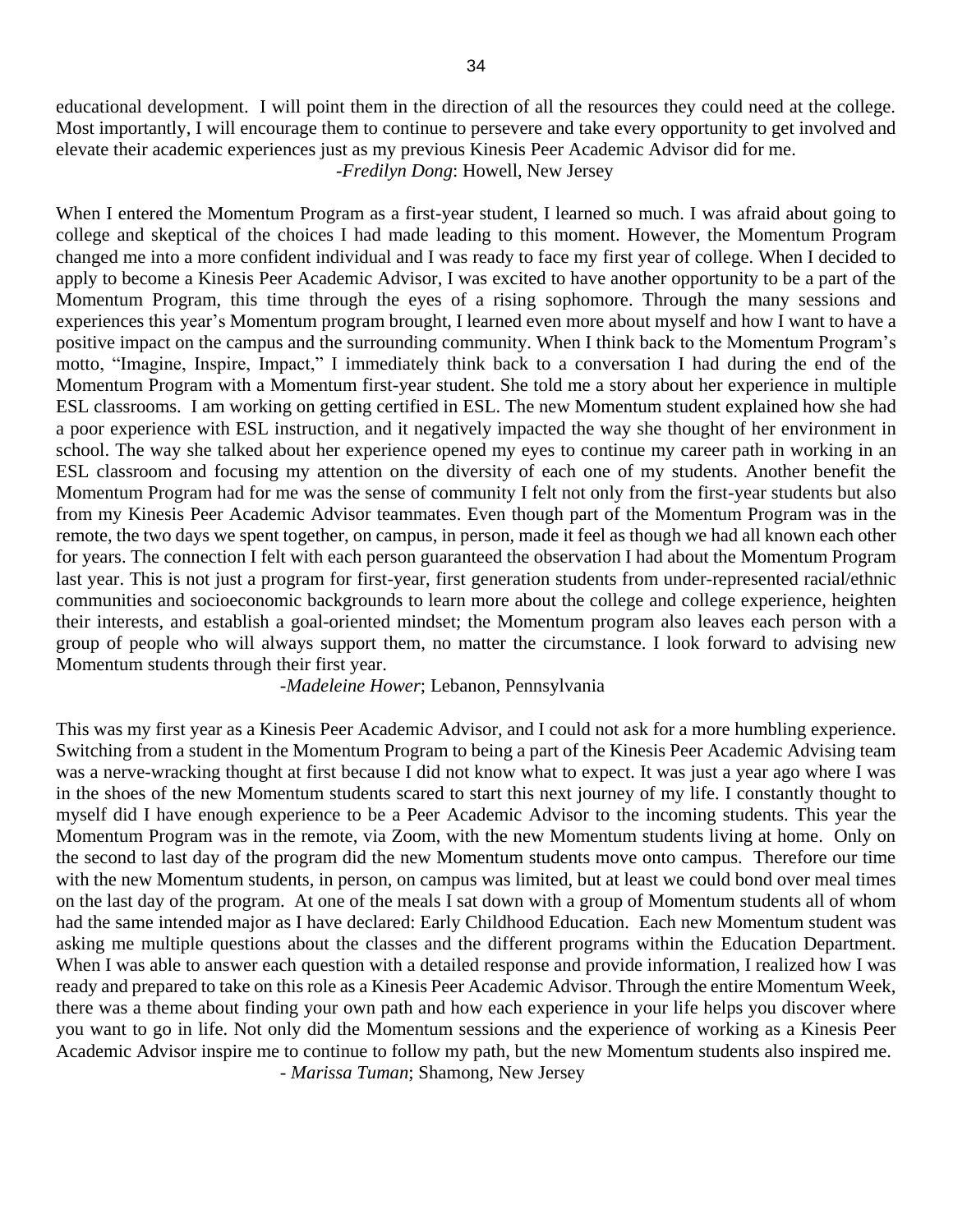educational development. I will point them in the direction of all the resources they could need at the college. Most importantly, I will encourage them to continue to persevere and take every opportunity to get involved and elevate their academic experiences just as my previous Kinesis Peer Academic Advisor did for me.

-*Fredilyn Dong*: Howell, New Jersey

When I entered the Momentum Program as a first-year student, I learned so much. I was afraid about going to college and skeptical of the choices I had made leading to this moment. However, the Momentum Program changed me into a more confident individual and I was ready to face my first year of college. When I decided to apply to become a Kinesis Peer Academic Advisor, I was excited to have another opportunity to be a part of the Momentum Program, this time through the eyes of a rising sophomore. Through the many sessions and experiences this year's Momentum program brought, I learned even more about myself and how I want to have a positive impact on the campus and the surrounding community. When I think back to the Momentum Program's motto, "Imagine, Inspire, Impact," I immediately think back to a conversation I had during the end of the Momentum Program with a Momentum first-year student. She told me a story about her experience in multiple ESL classrooms. I am working on getting certified in ESL. The new Momentum student explained how she had a poor experience with ESL instruction, and it negatively impacted the way she thought of her environment in school. The way she talked about her experience opened my eyes to continue my career path in working in an ESL classroom and focusing my attention on the diversity of each one of my students. Another benefit the Momentum Program had for me was the sense of community I felt not only from the first-year students but also from my Kinesis Peer Academic Advisor teammates. Even though part of the Momentum Program was in the remote, the two days we spent together, on campus, in person, made it feel as though we had all known each other for years. The connection I felt with each person guaranteed the observation I had about the Momentum Program last year. This is not just a program for first-year, first generation students from under-represented racial/ethnic communities and socioeconomic backgrounds to learn more about the college and college experience, heighten their interests, and establish a goal-oriented mindset; the Momentum program also leaves each person with a group of people who will always support them, no matter the circumstance. I look forward to advising new Momentum students through their first year.

-*Madeleine Hower*; Lebanon, Pennsylvania

This was my first year as a Kinesis Peer Academic Advisor, and I could not ask for a more humbling experience. Switching from a student in the Momentum Program to being a part of the Kinesis Peer Academic Advising team was a nerve-wracking thought at first because I did not know what to expect. It was just a year ago where I was in the shoes of the new Momentum students scared to start this next journey of my life. I constantly thought to myself did I have enough experience to be a Peer Academic Advisor to the incoming students. This year the Momentum Program was in the remote, via Zoom, with the new Momentum students living at home. Only on the second to last day of the program did the new Momentum students move onto campus. Therefore our time with the new Momentum students, in person, on campus was limited, but at least we could bond over meal times on the last day of the program. At one of the meals I sat down with a group of Momentum students all of whom had the same intended major as I have declared: Early Childhood Education. Each new Momentum student was asking me multiple questions about the classes and the different programs within the Education Department. When I was able to answer each question with a detailed response and provide information, I realized how I was ready and prepared to take on this role as a Kinesis Peer Academic Advisor. Through the entire Momentum Week, there was a theme about finding your own path and how each experience in your life helps you discover where you want to go in life. Not only did the Momentum sessions and the experience of working as a Kinesis Peer Academic Advisor inspire me to continue to follow my path, but the new Momentum students also inspired me.

- *Marissa Tuman*; Shamong, New Jersey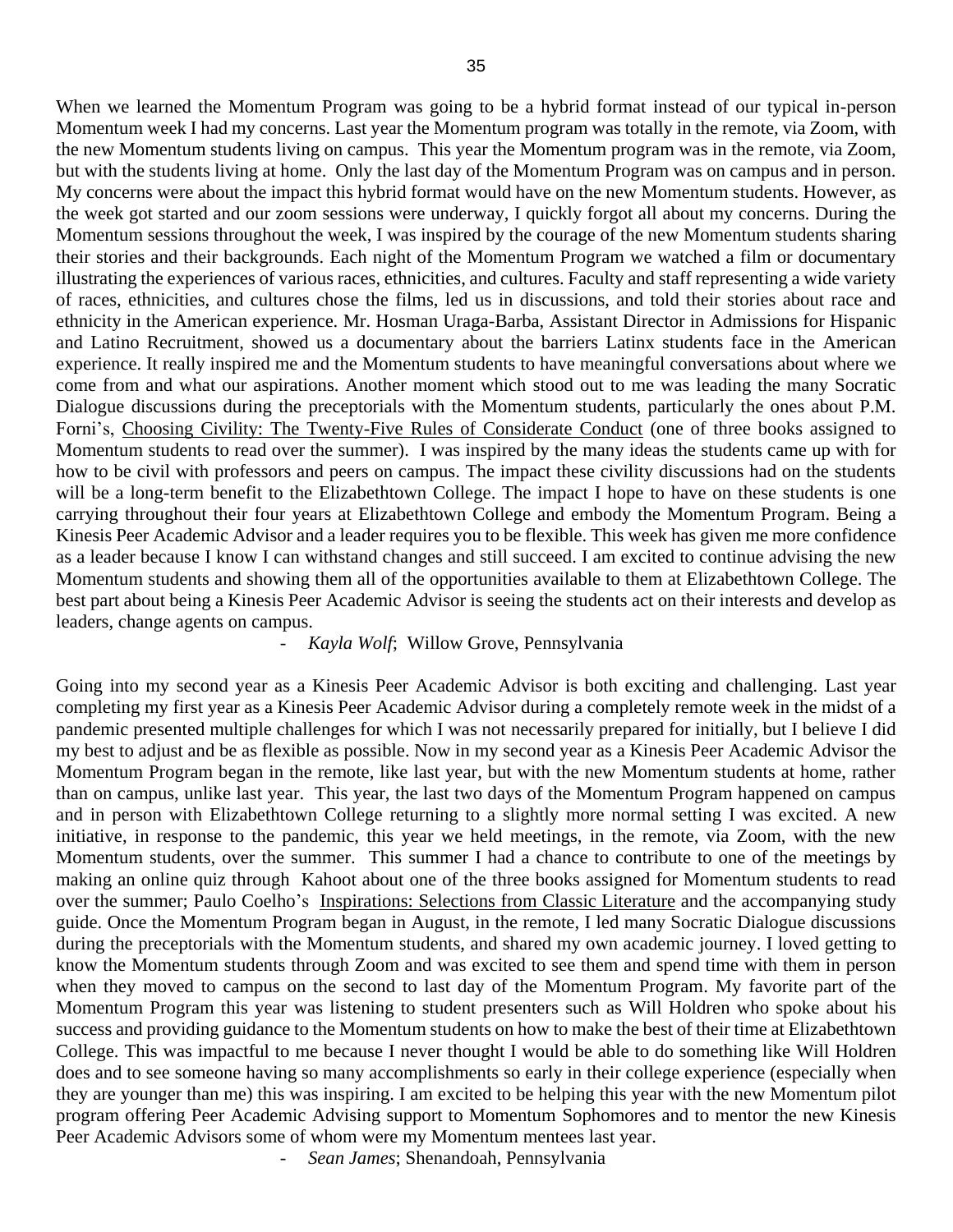When we learned the Momentum Program was going to be a hybrid format instead of our typical in-person Momentum week I had my concerns. Last year the Momentum program was totally in the remote, via Zoom, with the new Momentum students living on campus. This year the Momentum program was in the remote, via Zoom, but with the students living at home. Only the last day of the Momentum Program was on campus and in person. My concerns were about the impact this hybrid format would have on the new Momentum students. However, as the week got started and our zoom sessions were underway, I quickly forgot all about my concerns. During the Momentum sessions throughout the week, I was inspired by the courage of the new Momentum students sharing their stories and their backgrounds. Each night of the Momentum Program we watched a film or documentary illustrating the experiences of various races, ethnicities, and cultures. Faculty and staff representing a wide variety of races, ethnicities, and cultures chose the films, led us in discussions, and told their stories about race and ethnicity in the American experience. Mr. Hosman Uraga-Barba, Assistant Director in Admissions for Hispanic and Latino Recruitment, showed us a documentary about the barriers Latinx students face in the American experience. It really inspired me and the Momentum students to have meaningful conversations about where we come from and what our aspirations. Another moment which stood out to me was leading the many Socratic Dialogue discussions during the preceptorials with the Momentum students, particularly the ones about P.M. Forni's, <u>Choosing Civility: The Twenty-Five Rules of Considerate Conduct</u> (one of three books assigned to Momentum students to read over the summer). I was inspired by the many ideas the students came up with for how to be civil with professors and peers on campus. The impact these civility discussions had on the students will be a long-term benefit to the Elizabethtown College. The impact I hope to have on these students is one carrying throughout their four years at Elizabethtown College and embody the Momentum Program. Being a Kinesis Peer Academic Advisor and a leader requires you to be flexible. This week has given me more confidence as a leader because I know I can withstand changes and still succeed. I am excited to continue advising the new Momentum students and showing them all of the opportunities available to them at Elizabethtown College. The best part about being a Kinesis Peer Academic Advisor is seeing the students act on their interests and develop as leaders, change agents on campus.

- *Kayla Wolf*; Willow Grove, Pennsylvania

Going into my second year as a Kinesis Peer Academic Advisor is both exciting and challenging. Last year completing my first year as a Kinesis Peer Academic Advisor during a completely remote week in the midst of a pandemic presented multiple challenges for which I was not necessarily prepared for initially, but I believe I did my best to adjust and be as flexible as possible. Now in my second year as a Kinesis Peer Academic Advisor the Momentum Program began in the remote, like last year, but with the new Momentum students at home, rather than on campus, unlike last year. This year, the last two days of the Momentum Program happened on campus and in person with Elizabethtown College returning to a slightly more normal setting I was excited. A new initiative, in response to the pandemic, this year we held meetings, in the remote, via Zoom, with the new Momentum students, over the summer. This summer I had a chance to contribute to one of the meetings by making an online quiz through Kahoot about one of the three books assigned for Momentum students to read over the summer; Paulo Coelho's <u>Inspirations: Selections from Classic Literature</u> and the accompanying study guide. Once the Momentum Program began in August, in the remote, I led many Socratic Dialogue discussions during the preceptorials with the Momentum students, and shared my own academic journey. I loved getting to know the Momentum students through Zoom and was excited to see them and spend time with them in person when they moved to campus on the second to last day of the Momentum Program. My favorite part of the Momentum Program this year was listening to student presenters such as Will Holdren who spoke about his success and providing guidance to the Momentum students on how to make the best of their time at Elizabethtown College. This was impactful to me because I never thought I would be able to do something like Will Holdren does and to see someone having so many accomplishments so early in their college experience (especially when they are younger than me) this was inspiring. I am excited to be helping this year with the new Momentum pilot program offering Peer Academic Advising support to Momentum Sophomores and to mentor the new Kinesis Peer Academic Advisors some of whom were my Momentum mentees last year.

- *Sean James*; Shenandoah, Pennsylvania